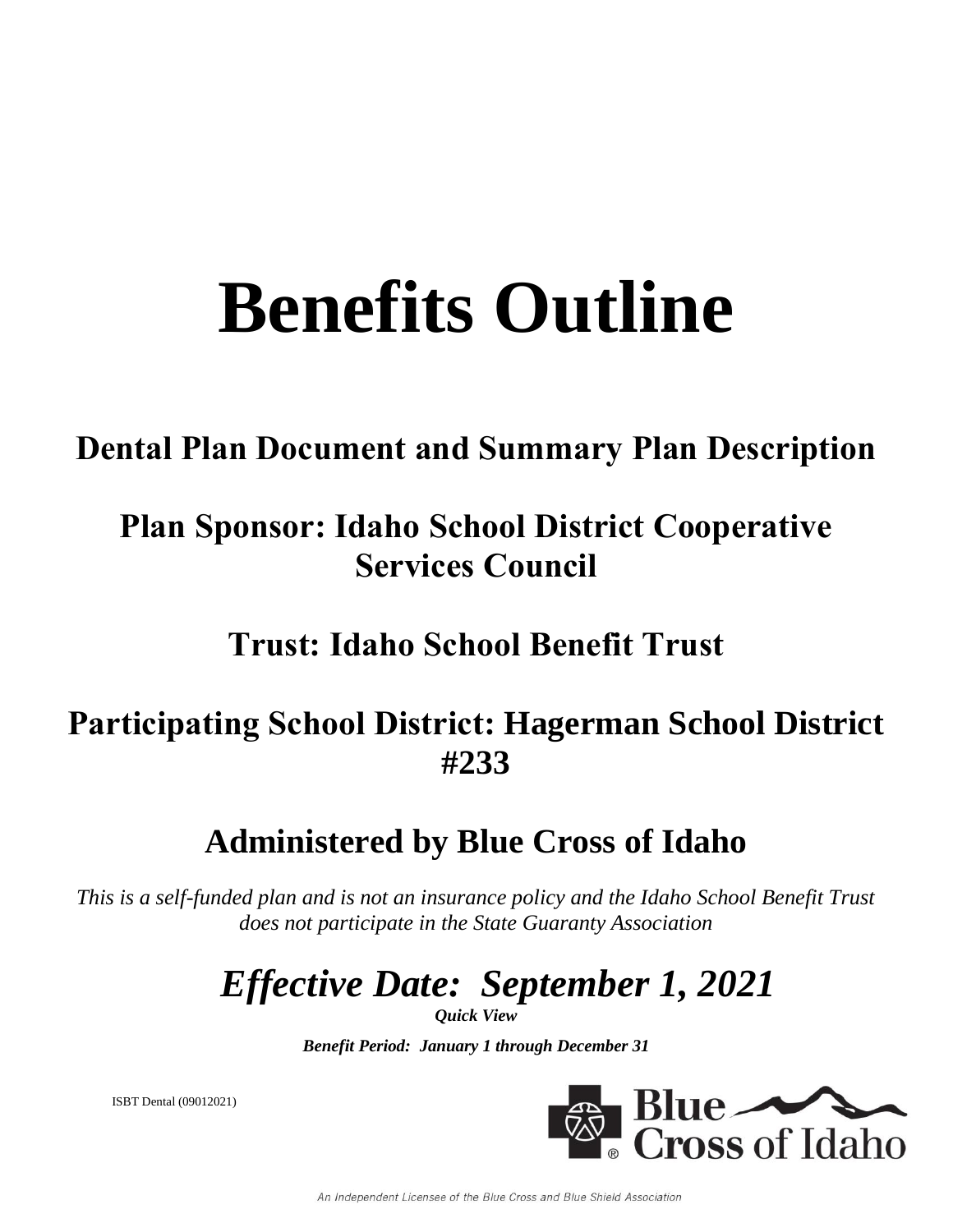# Benefits Outline

## Dental Plan Document and Summary Plan Description

## Plan Sponsor: Idaho School District Cooperative Services Council

## Trust: Idaho School Benefit Trust

## Participating School District: Hagerman School District #233

## Administered by Blue Cross of Idaho

*This is a self-funded plan and is not an insurance policy and the Idaho School Benefit Trust does not participate in the State Guaranty Association*

## *Effective Date: September 1, 2021*

***Quick View***

***Benefit Period: January 1 through December 31***

ISBT Dental (09012021)

Blue Cross of Idaho

An Independent Licensee of the Blue Cross and Blue Shield Association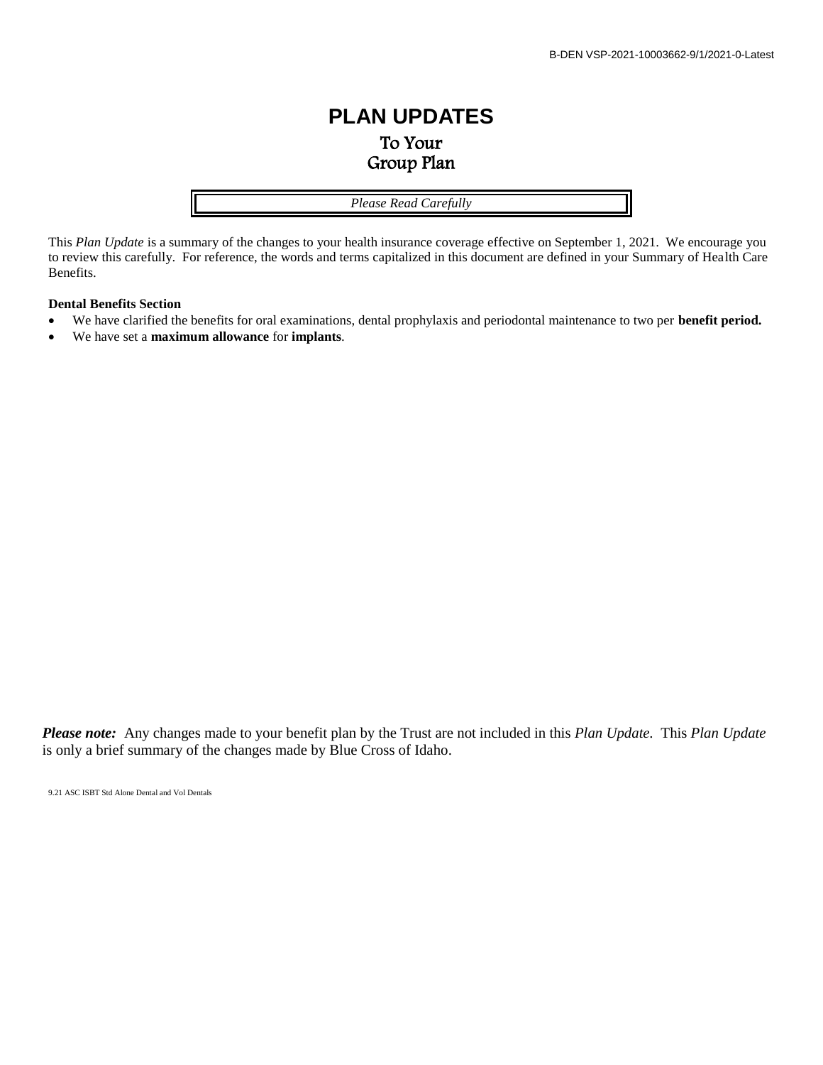# PLAN UPDATES

## To Your Group Plan

*Please Read Carefully*

This *Plan Update* is a summary of the changes to your health insurance coverage effective on September 1, 2021. We encourage you to review this carefully. For reference, the words and terms capitalized in this document are defined in your Summary of Health Care Benefits.

**Dental Benefits Section**

- We have clarified the benefits for oral examinations, dental prophylaxis and periodontal maintenance to two per **benefit period.**
- We have set a **maximum allowance** for **implants**.

***Please note:*** Any changes made to your benefit plan by the Trust are not included in this *Plan Update.* This *Plan Update* is only a brief summary of the changes made by Blue Cross of Idaho.

9.21 ASC ISBT Std Alone Dental and Vol Dentals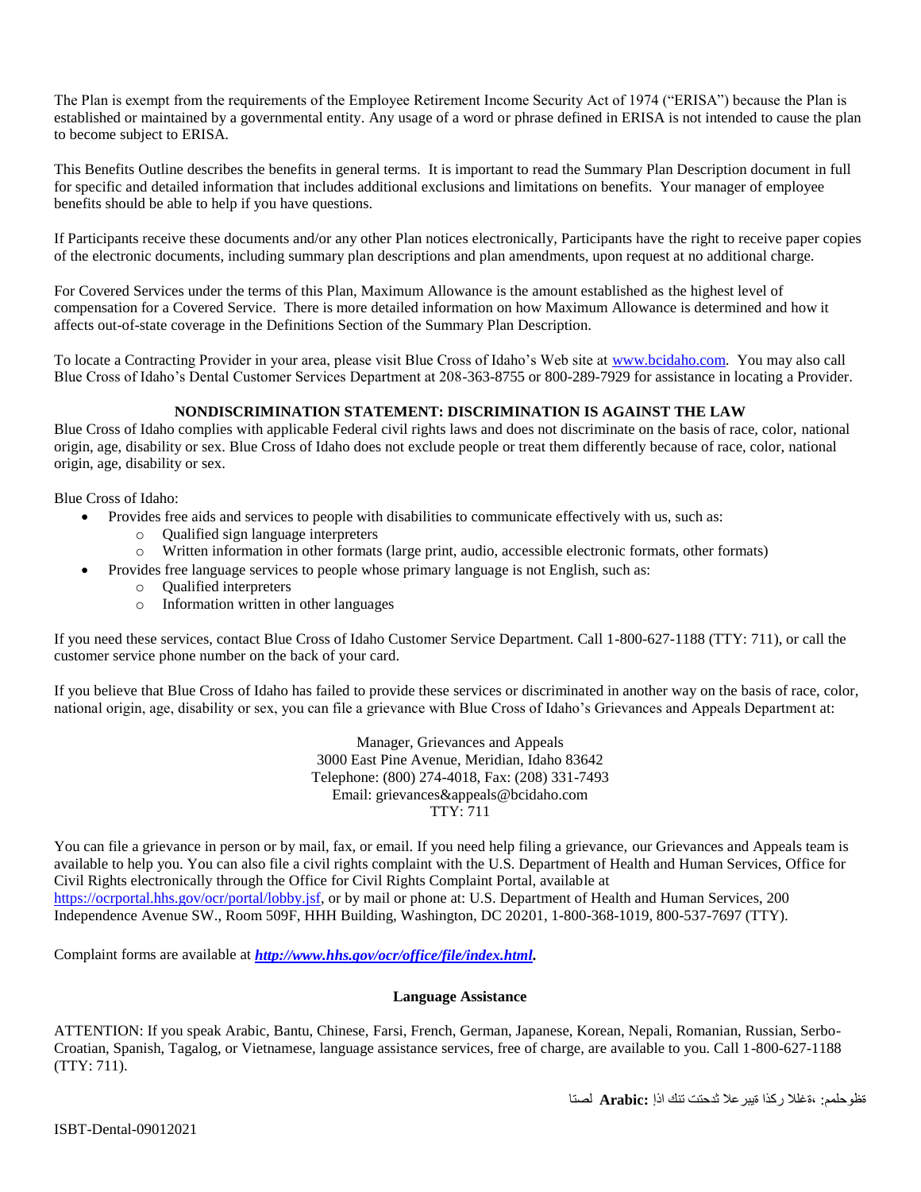The Plan is exempt from the requirements of the Employee Retirement Income Security Act of 1974 ("ERISA") because the Plan is established or maintained by a governmental entity. Any usage of a word or phrase defined in ERISA is not intended to cause the plan to become subject to ERISA.

This Benefits Outline describes the benefits in general terms. It is important to read the Summary Plan Description document in full for specific and detailed information that includes additional exclusions and limitations on benefits. Your manager of employee benefits should be able to help if you have questions.

If Participants receive these documents and/or any other Plan notices electronically, Participants have the right to receive paper copies of the electronic documents, including summary plan descriptions and plan amendments, upon request at no additional charge.

For Covered Services under the terms of this Plan, Maximum Allowance is the amount established as the highest level of compensation for a Covered Service. There is more detailed information on how Maximum Allowance is determined and how it affects out-of-state coverage in the Definitions Section of the Summary Plan Description.

To locate a Contracting Provider in your area, please visit Blue Cross of Idaho's Web site at www.bcidaho.com. You may also call Blue Cross of Idaho's Dental Customer Services Department at 208-363-8755 or 800-289-7929 for assistance in locating a Provider.

**NONDISCRIMINATION STATEMENT: DISCRIMINATION IS AGAINST THE LAW**

Blue Cross of Idaho complies with applicable Federal civil rights laws and does not discriminate on the basis of race, color, national origin, age, disability or sex. Blue Cross of Idaho does not exclude people or treat them differently because of race, color, national origin, age, disability or sex.

Blue Cross of Idaho:

- Provides free aids and services to people with disabilities to communicate effectively with us, such as:
  - Qualified sign language interpreters
  - Written information in other formats (large print, audio, accessible electronic formats, other formats)
- Provides free language services to people whose primary language is not English, such as:
  - Qualified interpreters
  - Information written in other languages

If you need these services, contact Blue Cross of Idaho Customer Service Department. Call 1-800-627-1188 (TTY: 711), or call the customer service phone number on the back of your card.

If you believe that Blue Cross of Idaho has failed to provide these services or discriminated in another way on the basis of race, color, national origin, age, disability or sex, you can file a grievance with Blue Cross of Idaho's Grievances and Appeals Department at:

Manager, Grievances and Appeals
3000 East Pine Avenue, Meridian, Idaho 83642
Telephone: (800) 274-4018, Fax: (208) 331-7493
Email: grievances&appeals@bcidaho.com
TTY: 711

You can file a grievance in person or by mail, fax, or email. If you need help filing a grievance, our Grievances and Appeals team is available to help you. You can also file a civil rights complaint with the U.S. Department of Health and Human Services, Office for Civil Rights electronically through the Office for Civil Rights Complaint Portal, available at https://ocrportal.hhs.gov/ocr/portal/lobby.jsf, or by mail or phone at: U.S. Department of Health and Human Services, 200 Independence Avenue SW., Room 509F, HHH Building, Washington, DC 20201, 1-800-368-1019, 800-537-7697 (TTY).

Complaint forms are available at ***http://www.hhs.gov/ocr/office/file/index.html***.

**Language Assistance**

ATTENTION: If you speak Arabic, Bantu, Chinese, Farsi, French, German, Japanese, Korean, Nepali, Romanian, Russian, Serbo-Croatian, Spanish, Tagalog, or Vietnamese, language assistance services, free of charge, are available to you. Call 1-800-627-1188 (TTY: 711).

ةظوحلم: ،ةغللا ركذا ةيبرعلا ثدحتت تنك اذإ **:Arabic** لصتا

ISBT-Dental-09012021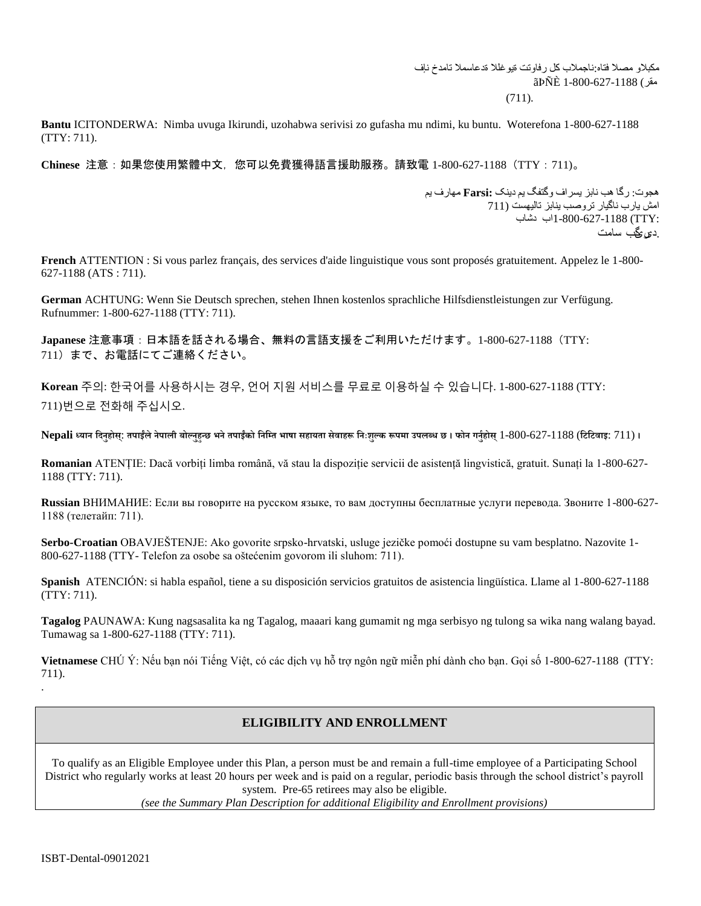مكبلاو مصلا فتاه:ناجملاب كل رفاوتت ةيوغللا ةدعاسملا تامدخ ناف
ãÞÑÈ 1-800-627-1188 (مقر
(711).

**Bantu** ICITONDERWA: Nimba uvuga Ikirundi, uzohabwa serivisi zo gufasha mu ndimi, ku buntu. Woterefona 1-800-627-1188 (TTY: 711).

**Chinese** 注意：如果您使用繁體中文，您可以免費獲得語言援助服務。請致電 1-800-627-1188（TTY：711）。

هجوت: رگا هب نابز یسراف وگتفگ یم دینک **Farsi:** مهارف یم
امش یارب ناگیار تروصب ینابز تالیهست (711
:1-800-627-1188 (TTYاب دشاب
.دیریگب سامت

**French** ATTENTION : Si vous parlez français, des services d'aide linguistique vous sont proposés gratuitement. Appelez le 1-800-627-1188 (ATS : 711).

**German** ACHTUNG: Wenn Sie Deutsch sprechen, stehen Ihnen kostenlos sprachliche Hilfsdienstleistungen zur Verfügung. Rufnummer: 1-800-627-1188 (TTY: 711).

**Japanese** 注意事項：日本語を話される場合、無料の言語支援をご利用いただけます。1-800-627-1188（TTY: 711）まで、お電話にてご連絡ください。

**Korean** 주의: 한국어를 사용하시는 경우, 언어 지원 서비스를 무료로 이용하실 수 있습니다. 1-800-627-1188 (TTY: 711)번으로 전화해 주십시오.

**Nepali** ध्यान दिनुहोस्: तपाईंले नेपाली बोल्नुहुन्छ भने तपाईंको निम्ति भाषा सहायता सेवाहरू निःशुल्क रूपमा उपलब्ध छ । फोन गर्नुहोस् 1-800-627-1188 (टिटिवाइ: 711) ।

**Romanian** ATENȚIE: Dacă vorbiți limba română, vă stau la dispoziție servicii de asistență lingvistică, gratuit. Sunați la 1-800-627-1188 (TTY: 711).

**Russian** ВНИМАНИЕ: Если вы говорите на русском языке, то вам доступны бесплатные услуги перевода. Звоните 1-800-627-1188 (телетайп: 711).

**Serbo-Croatian** OBAVJEŠTENJE: Ako govorite srpsko-hrvatski, usluge jezičke pomoći dostupne su vam besplatno. Nazovite 1-800-627-1188 (TTY- Telefon za osobe sa oštećenim govorom ili sluhom: 711).

**Spanish** ATENCIÓN: si habla español, tiene a su disposición servicios gratuitos de asistencia lingüística. Llame al 1-800-627-1188 (TTY: 711).

**Tagalog** PAUNAWA: Kung nagsasalita ka ng Tagalog, maaari kang gumamit ng mga serbisyo ng tulong sa wika nang walang bayad. Tumawag sa 1-800-627-1188 (TTY: 711).

**Vietnamese** CHÚ Ý: Nếu bạn nói Tiếng Việt, có các dịch vụ hỗ trợ ngôn ngữ miễn phí dành cho bạn. Gọi số 1-800-627-1188 (TTY: 711).

.

## ELIGIBILITY AND ENROLLMENT

To qualify as an Eligible Employee under this Plan, a person must be and remain a full-time employee of a Participating School District who regularly works at least 20 hours per week and is paid on a regular, periodic basis through the school district's payroll system. Pre-65 retirees may also be eligible.

*(see the Summary Plan Description for additional Eligibility and Enrollment provisions)*

ISBT-Dental-09012021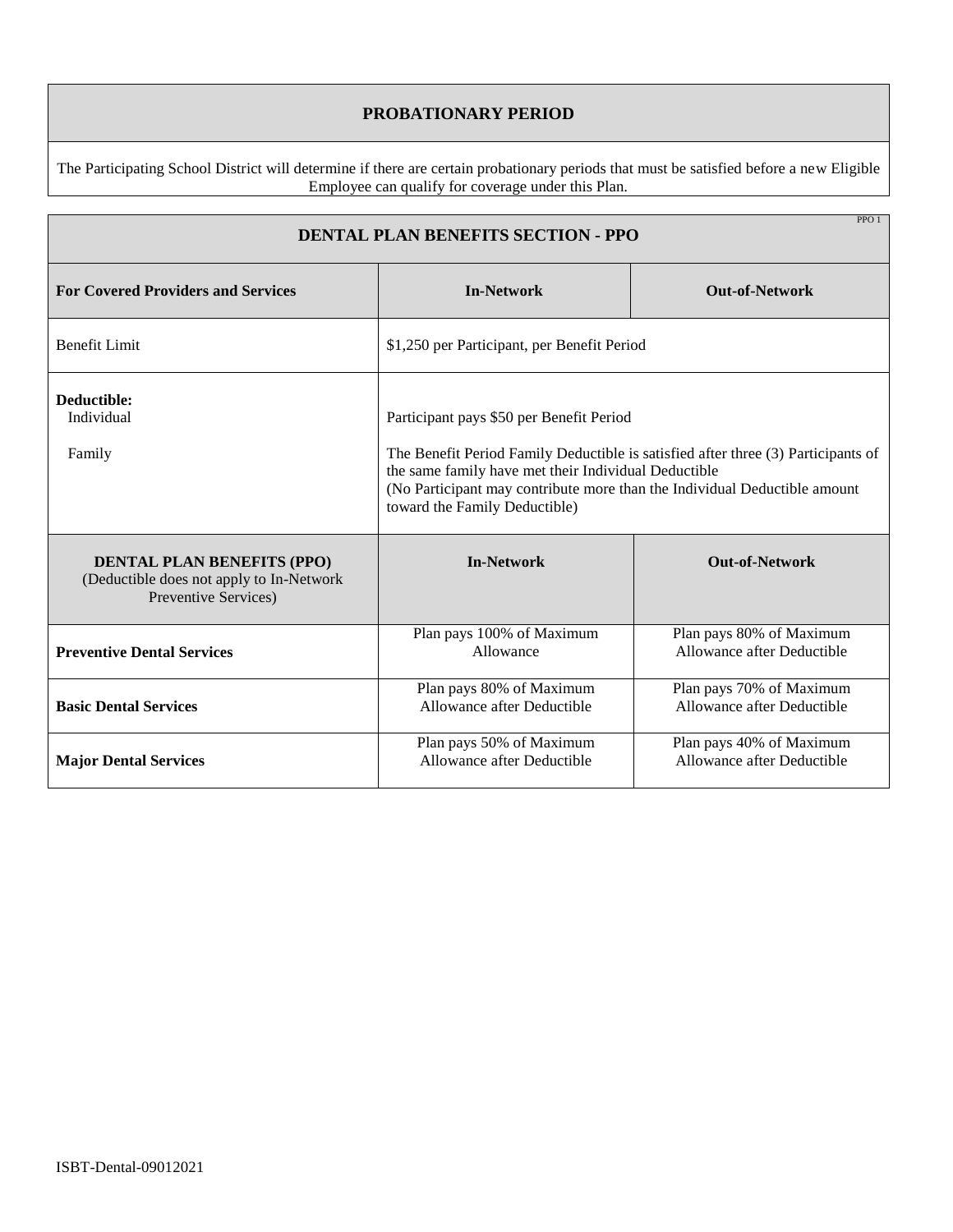## PROBATIONARY PERIOD

The Participating School District will determine if there are certain probationary periods that must be satisfied before a new Eligible Employee can qualify for coverage under this Plan.

## DENTAL PLAN BENEFITS SECTION - PPO

PPO 1

| For Covered Providers and Services | In-Network | Out-of-Network |
|---|---|---|
| Benefit Limit | $1,250 per Participant, per Benefit Period | |
| **Deductible:** Individual | Participant pays $50 per Benefit Period | |
| Family | The Benefit Period Family Deductible is satisfied after three (3) Participants of the same family have met their Individual Deductible (No Participant may contribute more than the Individual Deductible amount toward the Family Deductible) | |

| **DENTAL PLAN BENEFITS (PPO)** (Deductible does not apply to In-Network Preventive Services) | In-Network | Out-of-Network |
|---|---|---|
| **Preventive Dental Services** | Plan pays 100% of Maximum Allowance | Plan pays 80% of Maximum Allowance after Deductible |
| **Basic Dental Services** | Plan pays 80% of Maximum Allowance after Deductible | Plan pays 70% of Maximum Allowance after Deductible |
| **Major Dental Services** | Plan pays 50% of Maximum Allowance after Deductible | Plan pays 40% of Maximum Allowance after Deductible |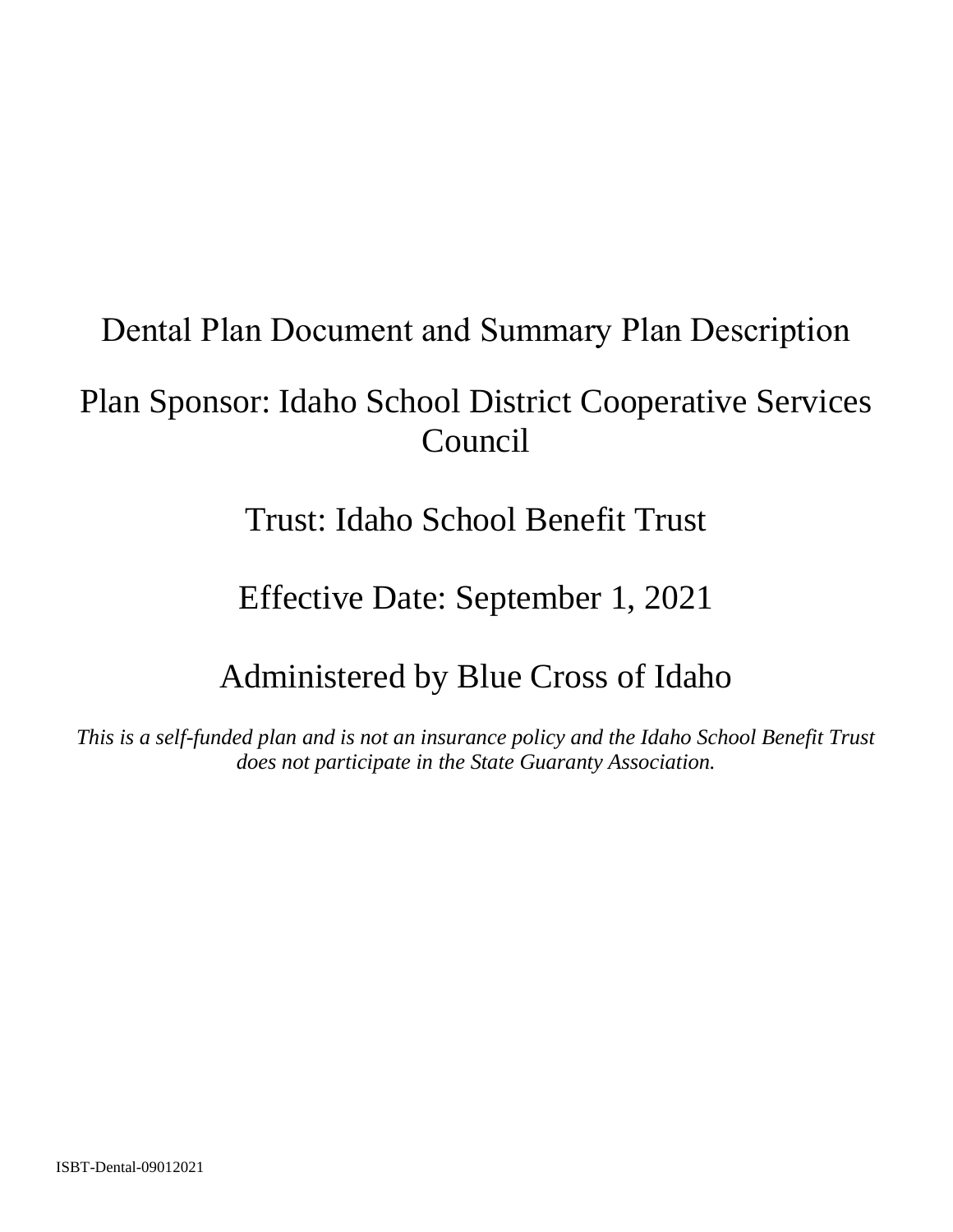# Dental Plan Document and Summary Plan Description

## Plan Sponsor: Idaho School District Cooperative Services Council

## Trust: Idaho School Benefit Trust

## Effective Date: September 1, 2021

## Administered by Blue Cross of Idaho

*This is a self-funded plan and is not an insurance policy and the Idaho School Benefit Trust does not participate in the State Guaranty Association.*

ISBT-Dental-09012021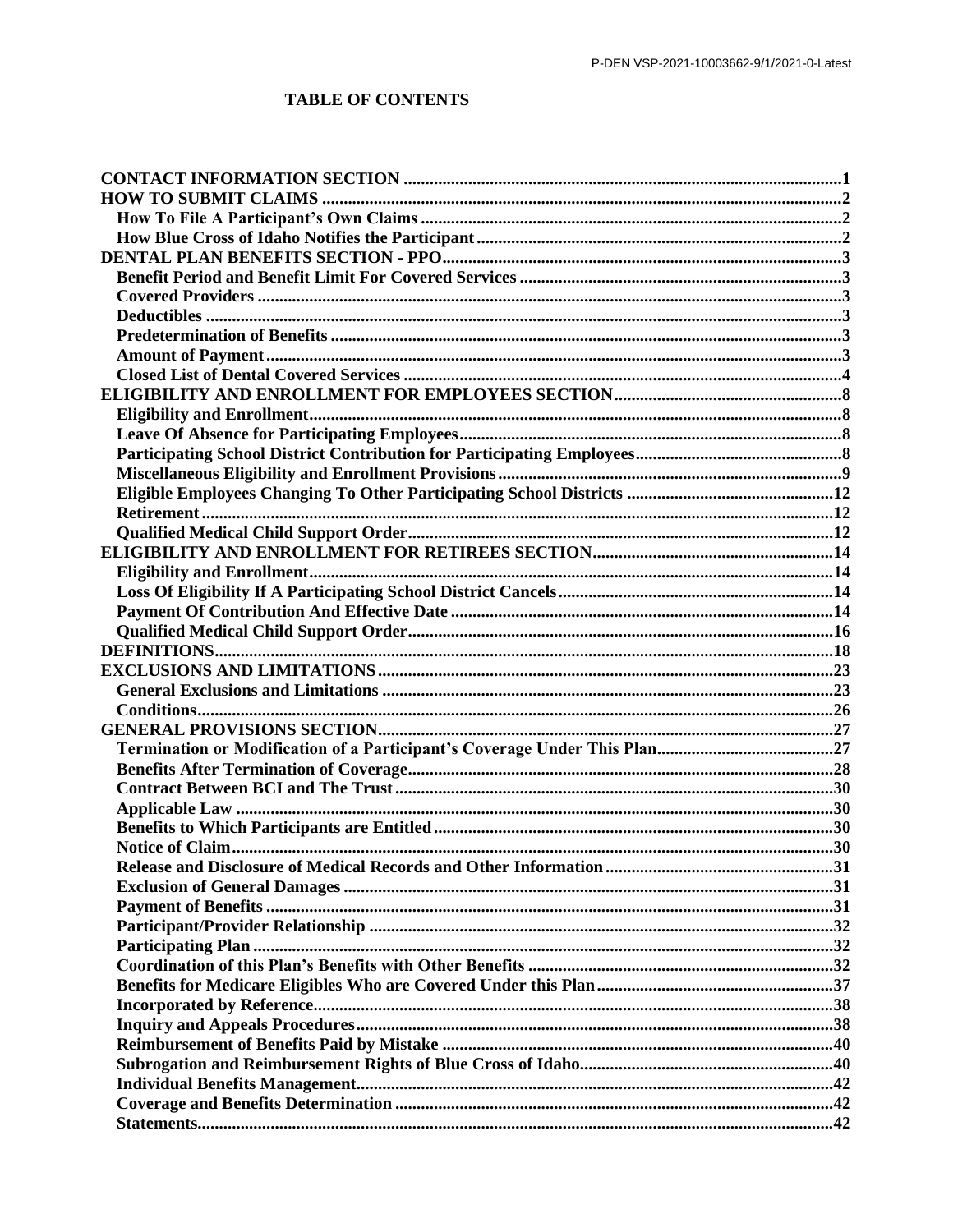# TABLE OF CONTENTS

| | |
|---|---|
| **CONTACT INFORMATION SECTION** | **1** |
| **HOW TO SUBMIT CLAIMS** | **2** |
| **How To File A Participant's Own Claims** | **2** |
| **How Blue Cross of Idaho Notifies the Participant** | **2** |
| **DENTAL PLAN BENEFITS SECTION - PPO** | **3** |
| **Benefit Period and Benefit Limit For Covered Services** | **3** |
| **Covered Providers** | **3** |
| **Deductibles** | **3** |
| **Predetermination of Benefits** | **3** |
| **Amount of Payment** | **3** |
| **Closed List of Dental Covered Services** | **4** |
| **ELIGIBILITY AND ENROLLMENT FOR EMPLOYEES SECTION** | **8** |
| **Eligibility and Enrollment** | **8** |
| **Leave Of Absence for Participating Employees** | **8** |
| **Participating School District Contribution for Participating Employees** | **8** |
| **Miscellaneous Eligibility and Enrollment Provisions** | **9** |
| **Eligible Employees Changing To Other Participating School Districts** | **12** |
| **Retirement** | **12** |
| **Qualified Medical Child Support Order** | **12** |
| **ELIGIBILITY AND ENROLLMENT FOR RETIREES SECTION** | **14** |
| **Eligibility and Enrollment** | **14** |
| **Loss Of Eligibility If A Participating School District Cancels** | **14** |
| **Payment Of Contribution And Effective Date** | **14** |
| **Qualified Medical Child Support Order** | **16** |
| **DEFINITIONS** | **18** |
| **EXCLUSIONS AND LIMITATIONS** | **23** |
| **General Exclusions and Limitations** | **23** |
| **Conditions** | **26** |
| **GENERAL PROVISIONS SECTION** | **27** |
| **Termination or Modification of a Participant's Coverage Under This Plan** | **27** |
| **Benefits After Termination of Coverage** | **28** |
| **Contract Between BCI and The Trust** | **30** |
| **Applicable Law** | **30** |
| **Benefits to Which Participants are Entitled** | **30** |
| **Notice of Claim** | **30** |
| **Release and Disclosure of Medical Records and Other Information** | **31** |
| **Exclusion of General Damages** | **31** |
| **Payment of Benefits** | **31** |
| **Participant/Provider Relationship** | **32** |
| **Participating Plan** | **32** |
| **Coordination of this Plan's Benefits with Other Benefits** | **32** |
| **Benefits for Medicare Eligibles Who are Covered Under this Plan** | **37** |
| **Incorporated by Reference** | **38** |
| **Inquiry and Appeals Procedures** | **38** |
| **Reimbursement of Benefits Paid by Mistake** | **40** |
| **Subrogation and Reimbursement Rights of Blue Cross of Idaho** | **40** |
| **Individual Benefits Management** | **42** |
| **Coverage and Benefits Determination** | **42** |
| **Statements** | **42** |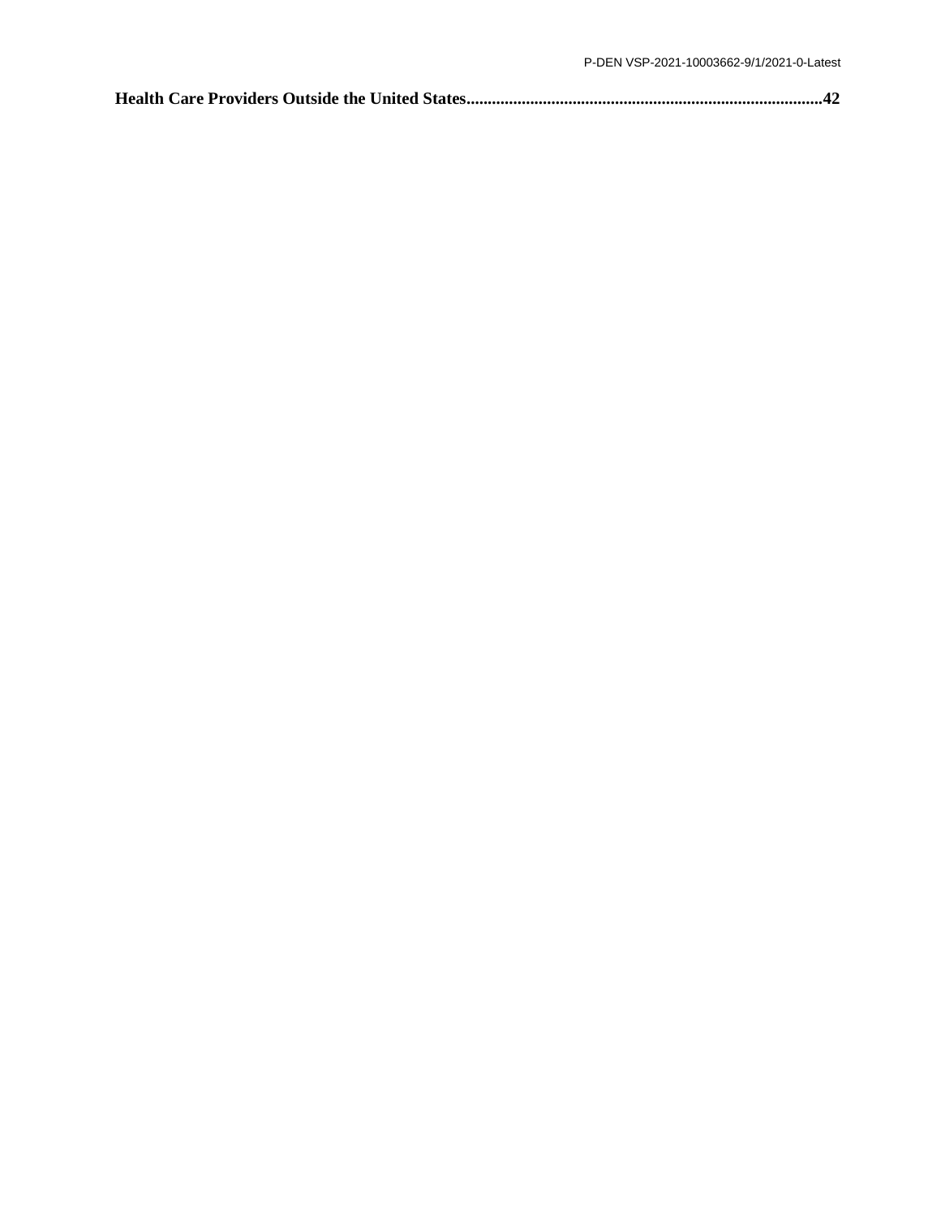**Health Care Providers Outside the United States....................................................................................42**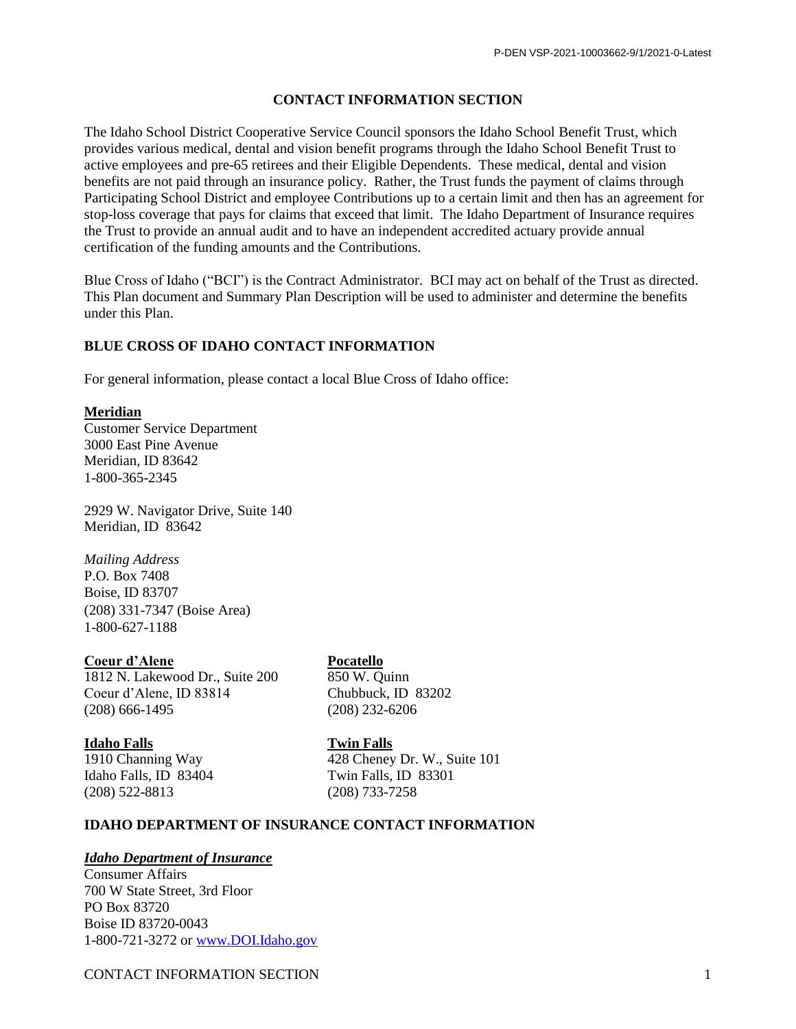# CONTACT INFORMATION SECTION

The Idaho School District Cooperative Service Council sponsors the Idaho School Benefit Trust, which provides various medical, dental and vision benefit programs through the Idaho School Benefit Trust to active employees and pre-65 retirees and their Eligible Dependents. These medical, dental and vision benefits are not paid through an insurance policy. Rather, the Trust funds the payment of claims through Participating School District and employee Contributions up to a certain limit and then has an agreement for stop-loss coverage that pays for claims that exceed that limit. The Idaho Department of Insurance requires the Trust to provide an annual audit and to have an independent accredited actuary provide annual certification of the funding amounts and the Contributions.

Blue Cross of Idaho ("BCI") is the Contract Administrator. BCI may act on behalf of the Trust as directed. This Plan document and Summary Plan Description will be used to administer and determine the benefits under this Plan.

## BLUE CROSS OF IDAHO CONTACT INFORMATION

For general information, please contact a local Blue Cross of Idaho office:

**Meridian**
Customer Service Department
3000 East Pine Avenue
Meridian, ID 83642
1-800-365-2345

2929 W. Navigator Drive, Suite 140
Meridian, ID 83642

*Mailing Address*
P.O. Box 7408
Boise, ID 83707
(208) 331-7347 (Boise Area)
1-800-627-1188

**Coeur d'Alene**
1812 N. Lakewood Dr., Suite 200
Coeur d'Alene, ID 83814
(208) 666-1495

**Pocatello**
850 W. Quinn
Chubbuck, ID 83202
(208) 232-6206

**Idaho Falls**
1910 Channing Way
Idaho Falls, ID 83404
(208) 522-8813

**Twin Falls**
428 Cheney Dr. W., Suite 101
Twin Falls, ID 83301
(208) 733-7258

## IDAHO DEPARTMENT OF INSURANCE CONTACT INFORMATION

***Idaho Department of Insurance***
Consumer Affairs
700 W State Street, 3rd Floor
PO Box 83720
Boise ID 83720-0043
1-800-721-3272 or www.DOI.Idaho.gov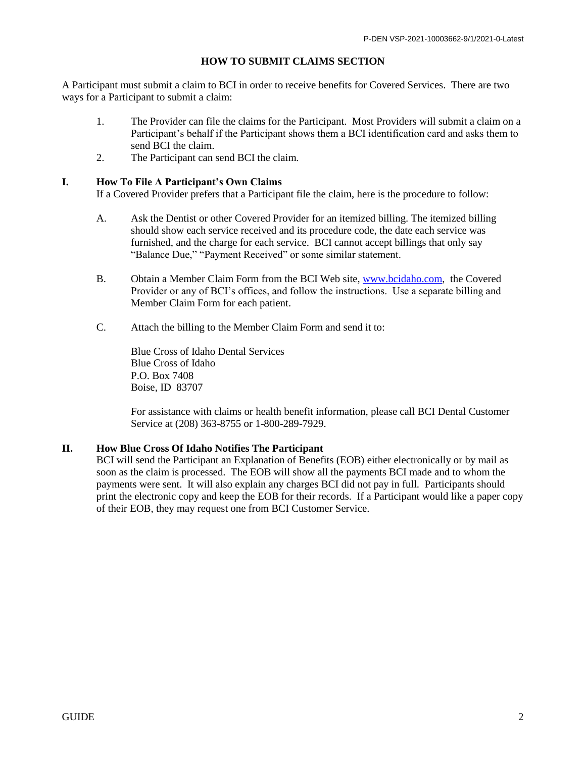## HOW TO SUBMIT CLAIMS SECTION

A Participant must submit a claim to BCI in order to receive benefits for Covered Services. There are two ways for a Participant to submit a claim:

1. The Provider can file the claims for the Participant. Most Providers will submit a claim on a Participant's behalf if the Participant shows them a BCI identification card and asks them to send BCI the claim.
2. The Participant can send BCI the claim.

### I. How To File A Participant's Own Claims

If a Covered Provider prefers that a Participant file the claim, here is the procedure to follow:

A. Ask the Dentist or other Covered Provider for an itemized billing. The itemized billing should show each service received and its procedure code, the date each service was furnished, and the charge for each service. BCI cannot accept billings that only say "Balance Due," "Payment Received" or some similar statement.

B. Obtain a Member Claim Form from the BCI Web site, www.bcidaho.com, the Covered Provider or any of BCI's offices, and follow the instructions. Use a separate billing and Member Claim Form for each patient.

C. Attach the billing to the Member Claim Form and send it to:

Blue Cross of Idaho Dental Services
Blue Cross of Idaho
P.O. Box 7408
Boise, ID 83707

For assistance with claims or health benefit information, please call BCI Dental Customer Service at (208) 363-8755 or 1-800-289-7929.

### II. How Blue Cross Of Idaho Notifies The Participant

BCI will send the Participant an Explanation of Benefits (EOB) either electronically or by mail as soon as the claim is processed. The EOB will show all the payments BCI made and to whom the payments were sent. It will also explain any charges BCI did not pay in full. Participants should print the electronic copy and keep the EOB for their records. If a Participant would like a paper copy of their EOB, they may request one from BCI Customer Service.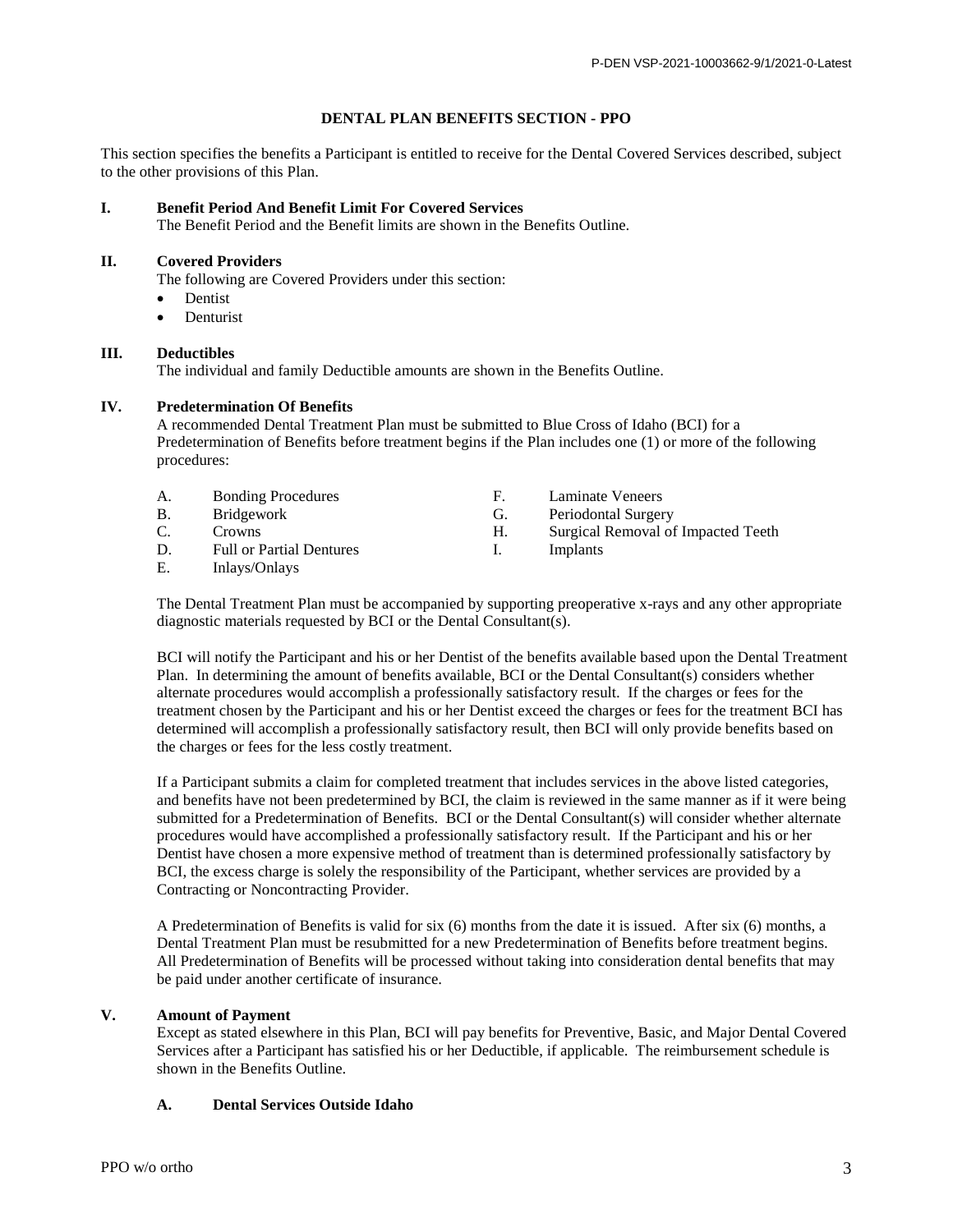## DENTAL PLAN BENEFITS SECTION - PPO

This section specifies the benefits a Participant is entitled to receive for the Dental Covered Services described, subject to the other provisions of this Plan.

### I. Benefit Period And Benefit Limit For Covered Services

The Benefit Period and the Benefit limits are shown in the Benefits Outline.

### II. Covered Providers

The following are Covered Providers under this section:

- Dentist
- Denturist

### III. Deductibles

The individual and family Deductible amounts are shown in the Benefits Outline.

### IV. Predetermination Of Benefits

A recommended Dental Treatment Plan must be submitted to Blue Cross of Idaho (BCI) for a Predetermination of Benefits before treatment begins if the Plan includes one (1) or more of the following procedures:

A. Bonding Procedures
B. Bridgework
C. Crowns
D. Full or Partial Dentures
E. Inlays/Onlays
F. Laminate Veneers
G. Periodontal Surgery
H. Surgical Removal of Impacted Teeth
I. Implants

The Dental Treatment Plan must be accompanied by supporting preoperative x-rays and any other appropriate diagnostic materials requested by BCI or the Dental Consultant(s).

BCI will notify the Participant and his or her Dentist of the benefits available based upon the Dental Treatment Plan. In determining the amount of benefits available, BCI or the Dental Consultant(s) considers whether alternate procedures would accomplish a professionally satisfactory result. If the charges or fees for the treatment chosen by the Participant and his or her Dentist exceed the charges or fees for the treatment BCI has determined will accomplish a professionally satisfactory result, then BCI will only provide benefits based on the charges or fees for the less costly treatment.

If a Participant submits a claim for completed treatment that includes services in the above listed categories, and benefits have not been predetermined by BCI, the claim is reviewed in the same manner as if it were being submitted for a Predetermination of Benefits. BCI or the Dental Consultant(s) will consider whether alternate procedures would have accomplished a professionally satisfactory result. If the Participant and his or her Dentist have chosen a more expensive method of treatment than is determined professionally satisfactory by BCI, the excess charge is solely the responsibility of the Participant, whether services are provided by a Contracting or Noncontracting Provider.

A Predetermination of Benefits is valid for six (6) months from the date it is issued. After six (6) months, a Dental Treatment Plan must be resubmitted for a new Predetermination of Benefits before treatment begins. All Predetermination of Benefits will be processed without taking into consideration dental benefits that may be paid under another certificate of insurance.

### V. Amount of Payment

Except as stated elsewhere in this Plan, BCI will pay benefits for Preventive, Basic, and Major Dental Covered Services after a Participant has satisfied his or her Deductible, if applicable. The reimbursement schedule is shown in the Benefits Outline.

#### A. Dental Services Outside Idaho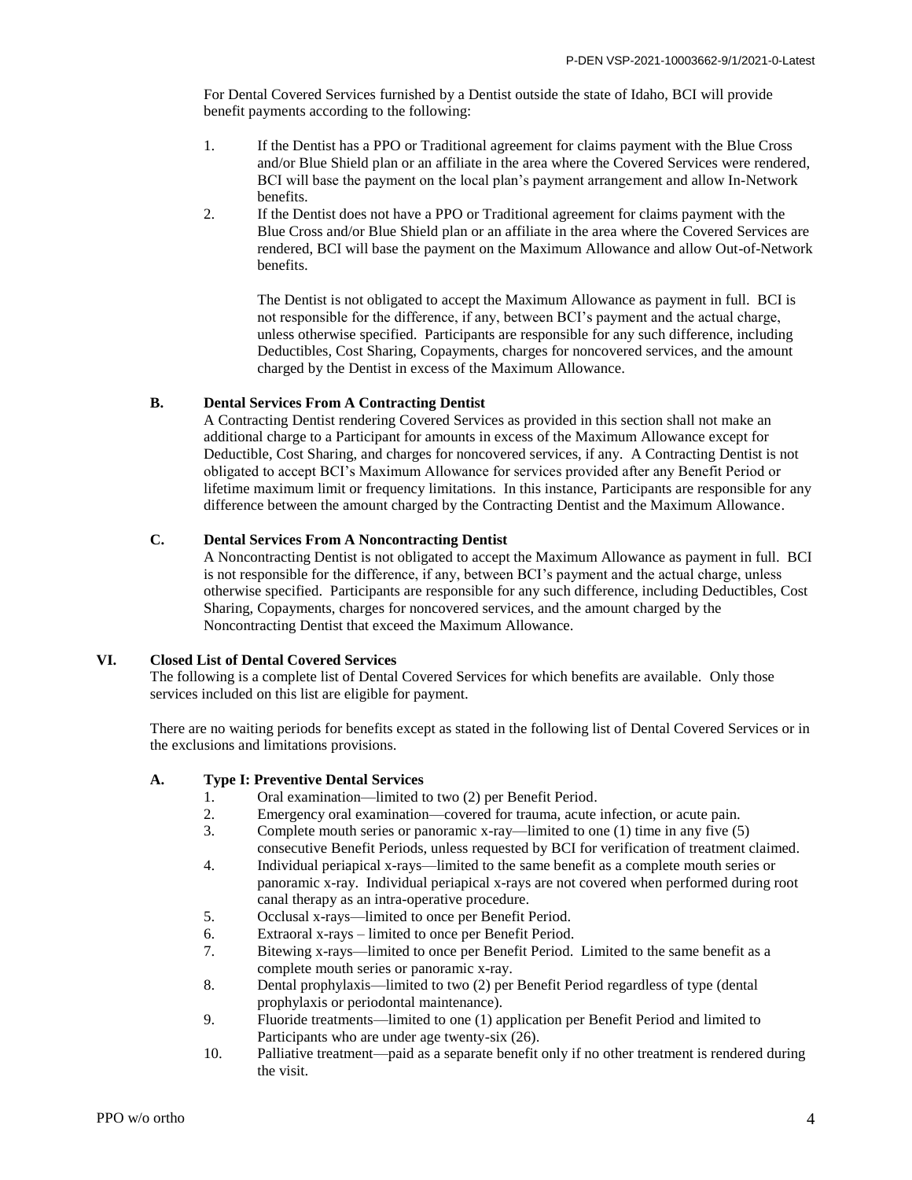For Dental Covered Services furnished by a Dentist outside the state of Idaho, BCI will provide benefit payments according to the following:

1. If the Dentist has a PPO or Traditional agreement for claims payment with the Blue Cross and/or Blue Shield plan or an affiliate in the area where the Covered Services were rendered, BCI will base the payment on the local plan's payment arrangement and allow In-Network benefits.
2. If the Dentist does not have a PPO or Traditional agreement for claims payment with the Blue Cross and/or Blue Shield plan or an affiliate in the area where the Covered Services are rendered, BCI will base the payment on the Maximum Allowance and allow Out-of-Network benefits.

   The Dentist is not obligated to accept the Maximum Allowance as payment in full. BCI is not responsible for the difference, if any, between BCI's payment and the actual charge, unless otherwise specified. Participants are responsible for any such difference, including Deductibles, Cost Sharing, Copayments, charges for noncovered services, and the amount charged by the Dentist in excess of the Maximum Allowance.

### B. Dental Services From A Contracting Dentist

A Contracting Dentist rendering Covered Services as provided in this section shall not make an additional charge to a Participant for amounts in excess of the Maximum Allowance except for Deductible, Cost Sharing, and charges for noncovered services, if any. A Contracting Dentist is not obligated to accept BCI's Maximum Allowance for services provided after any Benefit Period or lifetime maximum limit or frequency limitations. In this instance, Participants are responsible for any difference between the amount charged by the Contracting Dentist and the Maximum Allowance.

### C. Dental Services From A Noncontracting Dentist

A Noncontracting Dentist is not obligated to accept the Maximum Allowance as payment in full. BCI is not responsible for the difference, if any, between BCI's payment and the actual charge, unless otherwise specified. Participants are responsible for any such difference, including Deductibles, Cost Sharing, Copayments, charges for noncovered services, and the amount charged by the Noncontracting Dentist that exceed the Maximum Allowance.

## VI. Closed List of Dental Covered Services

The following is a complete list of Dental Covered Services for which benefits are available. Only those services included on this list are eligible for payment.

There are no waiting periods for benefits except as stated in the following list of Dental Covered Services or in the exclusions and limitations provisions.

### A. Type I: Preventive Dental Services

1. Oral examination—limited to two (2) per Benefit Period.
2. Emergency oral examination—covered for trauma, acute infection, or acute pain.
3. Complete mouth series or panoramic x-ray—limited to one (1) time in any five (5) consecutive Benefit Periods, unless requested by BCI for verification of treatment claimed.
4. Individual periapical x-rays—limited to the same benefit as a complete mouth series or panoramic x-ray. Individual periapical x-rays are not covered when performed during root canal therapy as an intra-operative procedure.
5. Occlusal x-rays—limited to once per Benefit Period.
6. Extraoral x-rays – limited to once per Benefit Period.
7. Bitewing x-rays—limited to once per Benefit Period. Limited to the same benefit as a complete mouth series or panoramic x-ray.
8. Dental prophylaxis—limited to two (2) per Benefit Period regardless of type (dental prophylaxis or periodontal maintenance).
9. Fluoride treatments—limited to one (1) application per Benefit Period and limited to Participants who are under age twenty-six (26).
10. Palliative treatment—paid as a separate benefit only if no other treatment is rendered during the visit.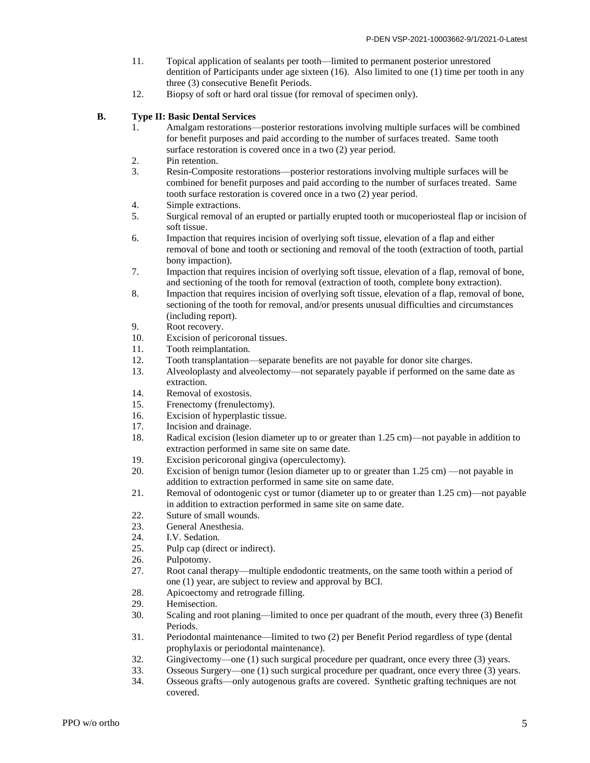11. Topical application of sealants per tooth—limited to permanent posterior unrestored dentition of Participants under age sixteen (16). Also limited to one (1) time per tooth in any three (3) consecutive Benefit Periods.
12. Biopsy of soft or hard oral tissue (for removal of specimen only).

**B. Type II: Basic Dental Services**

1. Amalgam restorations—posterior restorations involving multiple surfaces will be combined for benefit purposes and paid according to the number of surfaces treated. Same tooth surface restoration is covered once in a two (2) year period.
2. Pin retention.
3. Resin-Composite restorations—posterior restorations involving multiple surfaces will be combined for benefit purposes and paid according to the number of surfaces treated. Same tooth surface restoration is covered once in a two (2) year period.
4. Simple extractions.
5. Surgical removal of an erupted or partially erupted tooth or mucoperiosteal flap or incision of soft tissue.
6. Impaction that requires incision of overlying soft tissue, elevation of a flap and either removal of bone and tooth or sectioning and removal of the tooth (extraction of tooth, partial bony impaction).
7. Impaction that requires incision of overlying soft tissue, elevation of a flap, removal of bone, and sectioning of the tooth for removal (extraction of tooth, complete bony extraction).
8. Impaction that requires incision of overlying soft tissue, elevation of a flap, removal of bone, sectioning of the tooth for removal, and/or presents unusual difficulties and circumstances (including report).
9. Root recovery.
10. Excision of pericoronal tissues.
11. Tooth reimplantation.
12. Tooth transplantation—separate benefits are not payable for donor site charges.
13. Alveoloplasty and alveolectomy—not separately payable if performed on the same date as extraction.
14. Removal of exostosis.
15. Frenectomy (frenulectomy).
16. Excision of hyperplastic tissue.
17. Incision and drainage.
18. Radical excision (lesion diameter up to or greater than 1.25 cm)—not payable in addition to extraction performed in same site on same date.
19. Excision pericoronal gingiva (operculectomy).
20. Excision of benign tumor (lesion diameter up to or greater than 1.25 cm) —not payable in addition to extraction performed in same site on same date.
21. Removal of odontogenic cyst or tumor (diameter up to or greater than 1.25 cm)—not payable in addition to extraction performed in same site on same date.
22. Suture of small wounds.
23. General Anesthesia.
24. I.V. Sedation.
25. Pulp cap (direct or indirect).
26. Pulpotomy.
27. Root canal therapy—multiple endodontic treatments, on the same tooth within a period of one (1) year, are subject to review and approval by BCI.
28. Apicoectomy and retrograde filling.
29. Hemisection.
30. Scaling and root planing—limited to once per quadrant of the mouth, every three (3) Benefit Periods.
31. Periodontal maintenance—limited to two (2) per Benefit Period regardless of type (dental prophylaxis or periodontal maintenance).
32. Gingivectomy—one (1) such surgical procedure per quadrant, once every three (3) years.
33. Osseous Surgery—one (1) such surgical procedure per quadrant, once every three (3) years.
34. Osseous grafts—only autogenous grafts are covered. Synthetic grafting techniques are not covered.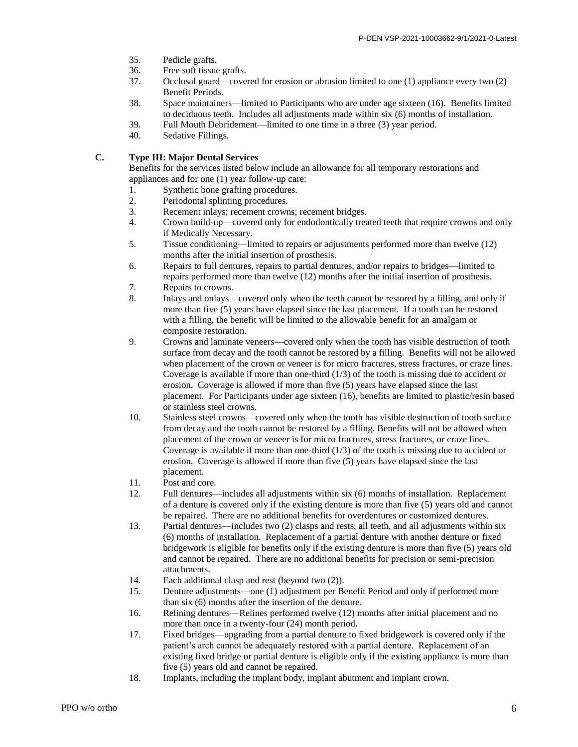35. Pedicle grafts.
36. Free soft tissue grafts.
37. Occlusal guard—covered for erosion or abrasion limited to one (1) appliance every two (2) Benefit Periods.
38. Space maintainers—limited to Participants who are under age sixteen (16). Benefits limited to deciduous teeth. Includes all adjustments made within six (6) months of installation.
39. Full Mouth Debridement—limited to one time in a three (3) year period.
40. Sedative Fillings.

**C. Type III: Major Dental Services**

Benefits for the services listed below include an allowance for all temporary restorations and appliances and for one (1) year follow-up care:

1. Synthetic bone grafting procedures.
2. Periodontal splinting procedures.
3. Recement inlays; recement crowns; recement bridges.
4. Crown build-up—covered only for endodontically treated teeth that require crowns and only if Medically Necessary.
5. Tissue conditioning—limited to repairs or adjustments performed more than twelve (12) months after the initial insertion of prosthesis.
6. Repairs to full dentures, repairs to partial dentures, and/or repairs to bridges—limited to repairs performed more than twelve (12) months after the initial insertion of prosthesis.
7. Repairs to crowns.
8. Inlays and onlays—covered only when the teeth cannot be restored by a filling, and only if more than five (5) years have elapsed since the last placement. If a tooth can be restored with a filling, the benefit will be limited to the allowable benefit for an amalgam or composite restoration.
9. Crowns and laminate veneers—covered only when the tooth has visible destruction of tooth surface from decay and the tooth cannot be restored by a filling. Benefits will not be allowed when placement of the crown or veneer is for micro fractures, stress fractures, or craze lines. Coverage is available if more than one-third (1/3) of the tooth is missing due to accident or erosion. Coverage is allowed if more than five (5) years have elapsed since the last placement. For Participants under age sixteen (16), benefits are limited to plastic/resin based or stainless steel crowns.
10. Stainless steel crowns—covered only when the tooth has visible destruction of tooth surface from decay and the tooth cannot be restored by a filling. Benefits will not be allowed when placement of the crown or veneer is for micro fractures, stress fractures, or craze lines. Coverage is available if more than one-third (1/3) of the tooth is missing due to accident or erosion. Coverage is allowed if more than five (5) years have elapsed since the last placement.
11. Post and core.
12. Full dentures—includes all adjustments within six (6) months of installation. Replacement of a denture is covered only if the existing denture is more than five (5) years old and cannot be repaired. There are no additional benefits for overdentures or customized dentures.
13. Partial dentures—includes two (2) clasps and rests, all teeth, and all adjustments within six (6) months of installation. Replacement of a partial denture with another denture or fixed bridgework is eligible for benefits only if the existing denture is more than five (5) years old and cannot be repaired. There are no additional benefits for precision or semi-precision attachments.
14. Each additional clasp and rest (beyond two (2)).
15. Denture adjustments—one (1) adjustment per Benefit Period and only if performed more than six (6) months after the insertion of the denture.
16. Relining dentures—Relines performed twelve (12) months after initial placement and no more than once in a twenty-four (24) month period.
17. Fixed bridges—upgrading from a partial denture to fixed bridgework is covered only if the patient's arch cannot be adequately restored with a partial denture. Replacement of an existing fixed bridge or partial denture is eligible only if the existing appliance is more than five (5) years old and cannot be repaired.
18. Implants, including the implant body, implant abutment and implant crown.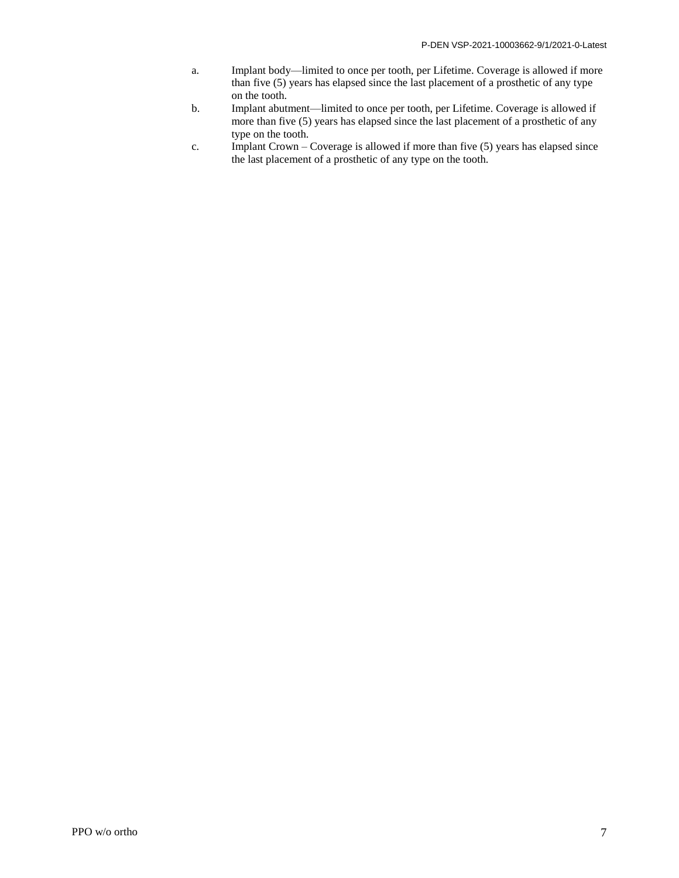a. Implant body—limited to once per tooth, per Lifetime. Coverage is allowed if more than five (5) years has elapsed since the last placement of a prosthetic of any type on the tooth.
b. Implant abutment—limited to once per tooth, per Lifetime. Coverage is allowed if more than five (5) years has elapsed since the last placement of a prosthetic of any type on the tooth.
c. Implant Crown – Coverage is allowed if more than five (5) years has elapsed since the last placement of a prosthetic of any type on the tooth.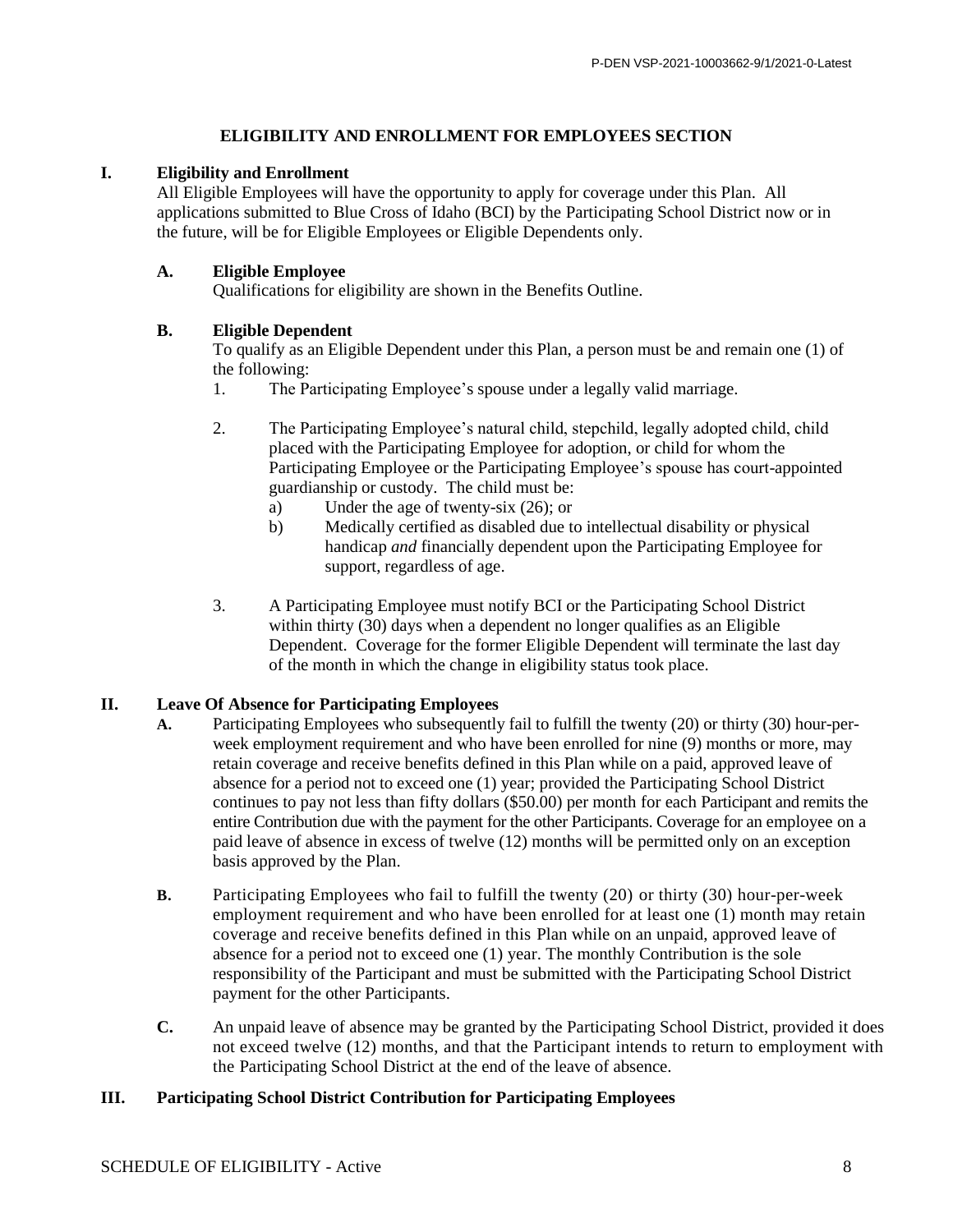## ELIGIBILITY AND ENROLLMENT FOR EMPLOYEES SECTION

### I. Eligibility and Enrollment

All Eligible Employees will have the opportunity to apply for coverage under this Plan. All applications submitted to Blue Cross of Idaho (BCI) by the Participating School District now or in the future, will be for Eligible Employees or Eligible Dependents only.

#### A. Eligible Employee

Qualifications for eligibility are shown in the Benefits Outline.

#### B. Eligible Dependent

To qualify as an Eligible Dependent under this Plan, a person must be and remain one (1) of the following:

1. The Participating Employee's spouse under a legally valid marriage.

2. The Participating Employee's natural child, stepchild, legally adopted child, child placed with the Participating Employee for adoption, or child for whom the Participating Employee or the Participating Employee's spouse has court-appointed guardianship or custody. The child must be:
   a) Under the age of twenty-six (26); or
   b) Medically certified as disabled due to intellectual disability or physical handicap *and* financially dependent upon the Participating Employee for support, regardless of age.

3. A Participating Employee must notify BCI or the Participating School District within thirty (30) days when a dependent no longer qualifies as an Eligible Dependent. Coverage for the former Eligible Dependent will terminate the last day of the month in which the change in eligibility status took place.

### II. Leave Of Absence for Participating Employees

**A.** Participating Employees who subsequently fail to fulfill the twenty (20) or thirty (30) hour-per-week employment requirement and who have been enrolled for nine (9) months or more, may retain coverage and receive benefits defined in this Plan while on a paid, approved leave of absence for a period not to exceed one (1) year; provided the Participating School District continues to pay not less than fifty dollars ($50.00) per month for each Participant and remits the entire Contribution due with the payment for the other Participants. Coverage for an employee on a paid leave of absence in excess of twelve (12) months will be permitted only on an exception basis approved by the Plan.

**B.** Participating Employees who fail to fulfill the twenty (20) or thirty (30) hour-per-week employment requirement and who have been enrolled for at least one (1) month may retain coverage and receive benefits defined in this Plan while on an unpaid, approved leave of absence for a period not to exceed one (1) year. The monthly Contribution is the sole responsibility of the Participant and must be submitted with the Participating School District payment for the other Participants.

**C.** An unpaid leave of absence may be granted by the Participating School District, provided it does not exceed twelve (12) months, and that the Participant intends to return to employment with the Participating School District at the end of the leave of absence.

### III. Participating School District Contribution for Participating Employees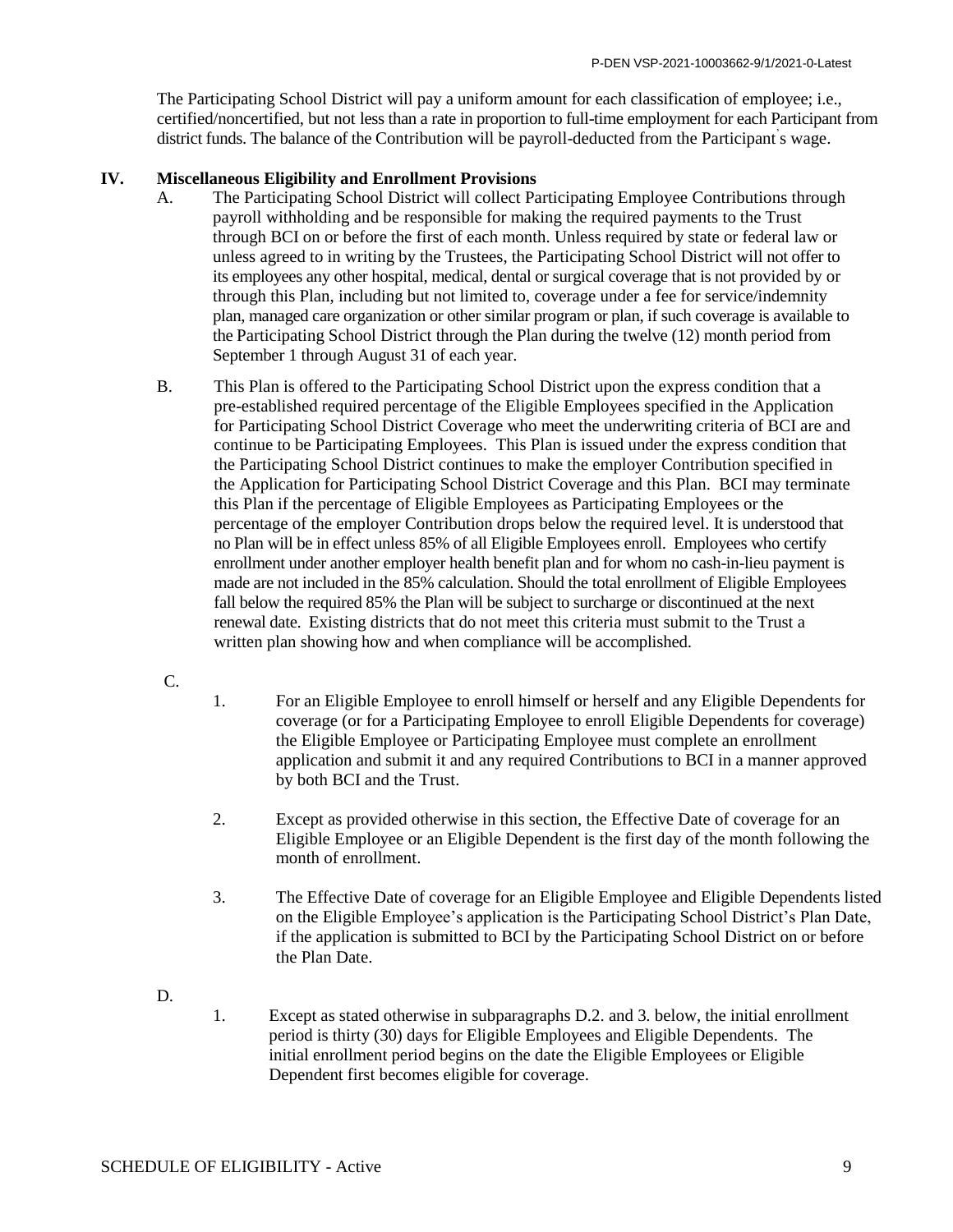The Participating School District will pay a uniform amount for each classification of employee; i.e., certified/noncertified, but not less than a rate in proportion to full-time employment for each Participant from district funds. The balance of the Contribution will be payroll-deducted from the Participant's wage.

## IV. Miscellaneous Eligibility and Enrollment Provisions

A. The Participating School District will collect Participating Employee Contributions through payroll withholding and be responsible for making the required payments to the Trust through BCI on or before the first of each month. Unless required by state or federal law or unless agreed to in writing by the Trustees, the Participating School District will not offer to its employees any other hospital, medical, dental or surgical coverage that is not provided by or through this Plan, including but not limited to, coverage under a fee for service/indemnity plan, managed care organization or other similar program or plan, if such coverage is available to the Participating School District through the Plan during the twelve (12) month period from September 1 through August 31 of each year.

B. This Plan is offered to the Participating School District upon the express condition that a pre-established required percentage of the Eligible Employees specified in the Application for Participating School District Coverage who meet the underwriting criteria of BCI are and continue to be Participating Employees. This Plan is issued under the express condition that the Participating School District continues to make the employer Contribution specified in the Application for Participating School District Coverage and this Plan. BCI may terminate this Plan if the percentage of Eligible Employees as Participating Employees or the percentage of the employer Contribution drops below the required level. It is understood that no Plan will be in effect unless 85% of all Eligible Employees enroll. Employees who certify enrollment under another employer health benefit plan and for whom no cash-in-lieu payment is made are not included in the 85% calculation. Should the total enrollment of Eligible Employees fall below the required 85% the Plan will be subject to surcharge or discontinued at the next renewal date. Existing districts that do not meet this criteria must submit to the Trust a written plan showing how and when compliance will be accomplished.

C.

1. For an Eligible Employee to enroll himself or herself and any Eligible Dependents for coverage (or for a Participating Employee to enroll Eligible Dependents for coverage) the Eligible Employee or Participating Employee must complete an enrollment application and submit it and any required Contributions to BCI in a manner approved by both BCI and the Trust.

2. Except as provided otherwise in this section, the Effective Date of coverage for an Eligible Employee or an Eligible Dependent is the first day of the month following the month of enrollment.

3. The Effective Date of coverage for an Eligible Employee and Eligible Dependents listed on the Eligible Employee's application is the Participating School District's Plan Date, if the application is submitted to BCI by the Participating School District on or before the Plan Date.

D.

1. Except as stated otherwise in subparagraphs D.2. and 3. below, the initial enrollment period is thirty (30) days for Eligible Employees and Eligible Dependents. The initial enrollment period begins on the date the Eligible Employees or Eligible Dependent first becomes eligible for coverage.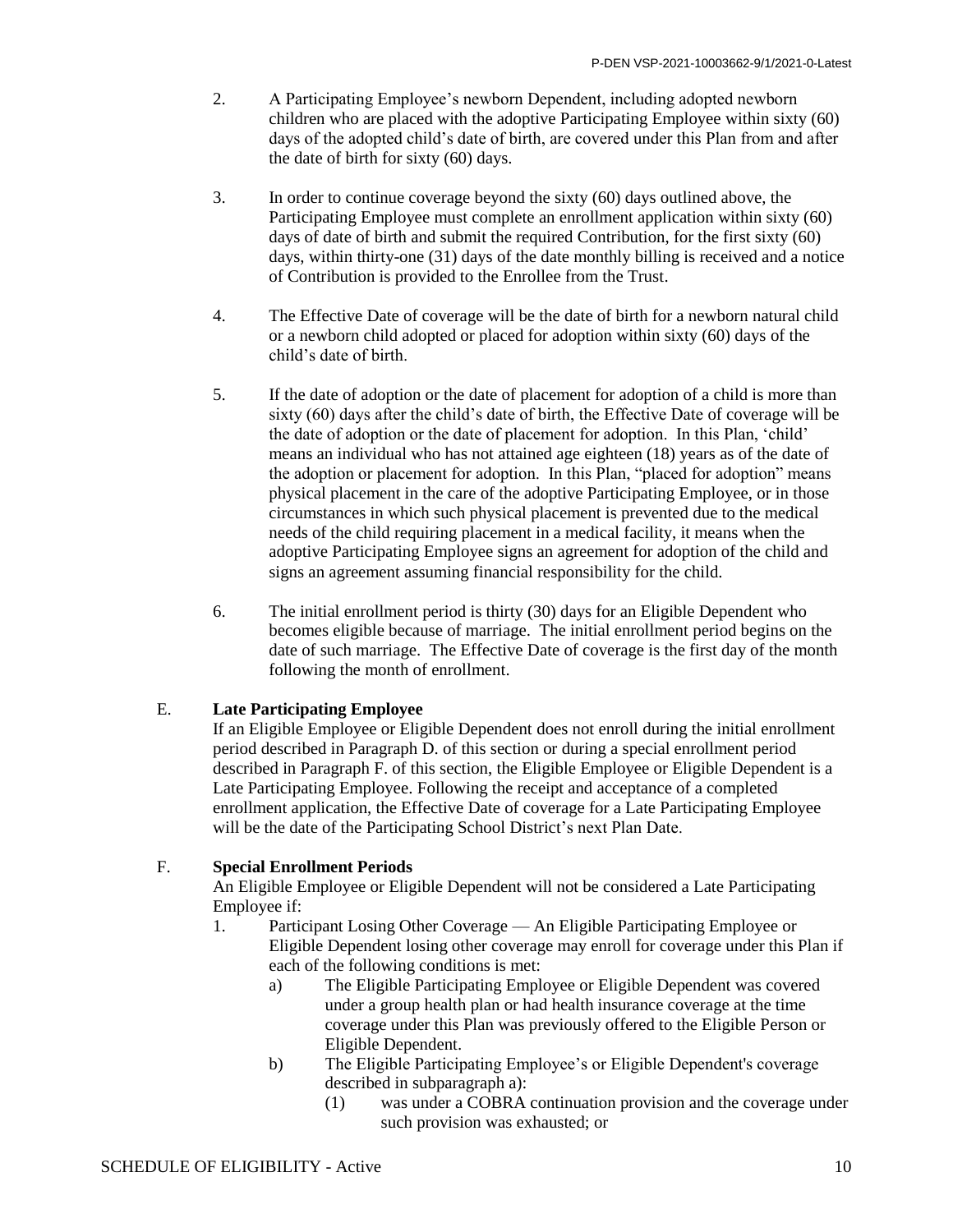2. A Participating Employee's newborn Dependent, including adopted newborn children who are placed with the adoptive Participating Employee within sixty (60) days of the adopted child's date of birth, are covered under this Plan from and after the date of birth for sixty (60) days.

3. In order to continue coverage beyond the sixty (60) days outlined above, the Participating Employee must complete an enrollment application within sixty (60) days of date of birth and submit the required Contribution, for the first sixty (60) days, within thirty-one (31) days of the date monthly billing is received and a notice of Contribution is provided to the Enrollee from the Trust.

4. The Effective Date of coverage will be the date of birth for a newborn natural child or a newborn child adopted or placed for adoption within sixty (60) days of the child's date of birth.

5. If the date of adoption or the date of placement for adoption of a child is more than sixty (60) days after the child's date of birth, the Effective Date of coverage will be the date of adoption or the date of placement for adoption. In this Plan, 'child' means an individual who has not attained age eighteen (18) years as of the date of the adoption or placement for adoption. In this Plan, "placed for adoption" means physical placement in the care of the adoptive Participating Employee, or in those circumstances in which such physical placement is prevented due to the medical needs of the child requiring placement in a medical facility, it means when the adoptive Participating Employee signs an agreement for adoption of the child and signs an agreement assuming financial responsibility for the child.

6. The initial enrollment period is thirty (30) days for an Eligible Dependent who becomes eligible because of marriage. The initial enrollment period begins on the date of such marriage. The Effective Date of coverage is the first day of the month following the month of enrollment.

E. **Late Participating Employee**

If an Eligible Employee or Eligible Dependent does not enroll during the initial enrollment period described in Paragraph D. of this section or during a special enrollment period described in Paragraph F. of this section, the Eligible Employee or Eligible Dependent is a Late Participating Employee. Following the receipt and acceptance of a completed enrollment application, the Effective Date of coverage for a Late Participating Employee will be the date of the Participating School District's next Plan Date.

F. **Special Enrollment Periods**

An Eligible Employee or Eligible Dependent will not be considered a Late Participating Employee if:

1. Participant Losing Other Coverage — An Eligible Participating Employee or Eligible Dependent losing other coverage may enroll for coverage under this Plan if each of the following conditions is met:
    a) The Eligible Participating Employee or Eligible Dependent was covered under a group health plan or had health insurance coverage at the time coverage under this Plan was previously offered to the Eligible Person or Eligible Dependent.
    b) The Eligible Participating Employee's or Eligible Dependent's coverage described in subparagraph a):
        (1) was under a COBRA continuation provision and the coverage under such provision was exhausted; or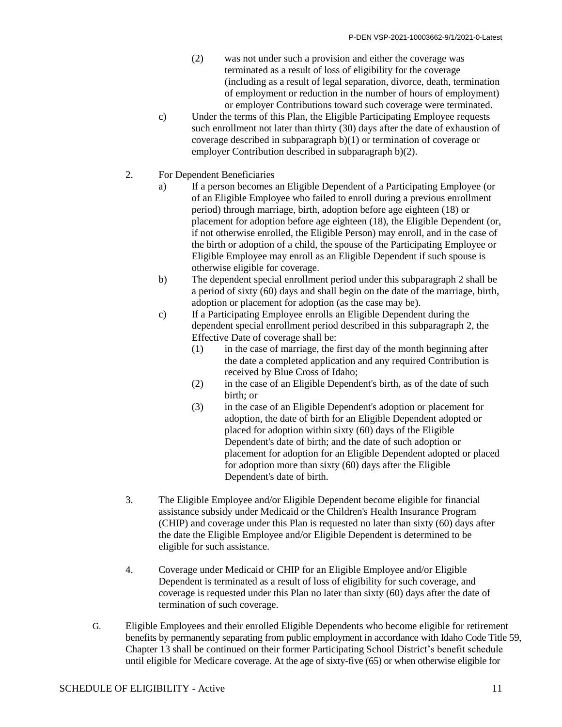(2) was not under such a provision and either the coverage was terminated as a result of loss of eligibility for the coverage (including as a result of legal separation, divorce, death, termination of employment or reduction in the number of hours of employment) or employer Contributions toward such coverage were terminated.

c) Under the terms of this Plan, the Eligible Participating Employee requests such enrollment not later than thirty (30) days after the date of exhaustion of coverage described in subparagraph b)(1) or termination of coverage or employer Contribution described in subparagraph b)(2).

2. For Dependent Beneficiaries

a) If a person becomes an Eligible Dependent of a Participating Employee (or of an Eligible Employee who failed to enroll during a previous enrollment period) through marriage, birth, adoption before age eighteen (18) or placement for adoption before age eighteen (18), the Eligible Dependent (or, if not otherwise enrolled, the Eligible Person) may enroll, and in the case of the birth or adoption of a child, the spouse of the Participating Employee or Eligible Employee may enroll as an Eligible Dependent if such spouse is otherwise eligible for coverage.

b) The dependent special enrollment period under this subparagraph 2 shall be a period of sixty (60) days and shall begin on the date of the marriage, birth, adoption or placement for adoption (as the case may be).

c) If a Participating Employee enrolls an Eligible Dependent during the dependent special enrollment period described in this subparagraph 2, the Effective Date of coverage shall be:

(1) in the case of marriage, the first day of the month beginning after the date a completed application and any required Contribution is received by Blue Cross of Idaho;

(2) in the case of an Eligible Dependent's birth, as of the date of such birth; or

(3) in the case of an Eligible Dependent's adoption or placement for adoption, the date of birth for an Eligible Dependent adopted or placed for adoption within sixty (60) days of the Eligible Dependent's date of birth; and the date of such adoption or placement for adoption for an Eligible Dependent adopted or placed for adoption more than sixty (60) days after the Eligible Dependent's date of birth.

3. The Eligible Employee and/or Eligible Dependent become eligible for financial assistance subsidy under Medicaid or the Children's Health Insurance Program (CHIP) and coverage under this Plan is requested no later than sixty (60) days after the date the Eligible Employee and/or Eligible Dependent is determined to be eligible for such assistance.

4. Coverage under Medicaid or CHIP for an Eligible Employee and/or Eligible Dependent is terminated as a result of loss of eligibility for such coverage, and coverage is requested under this Plan no later than sixty (60) days after the date of termination of such coverage.

G. Eligible Employees and their enrolled Eligible Dependents who become eligible for retirement benefits by permanently separating from public employment in accordance with Idaho Code Title 59, Chapter 13 shall be continued on their former Participating School District's benefit schedule until eligible for Medicare coverage. At the age of sixty-five (65) or when otherwise eligible for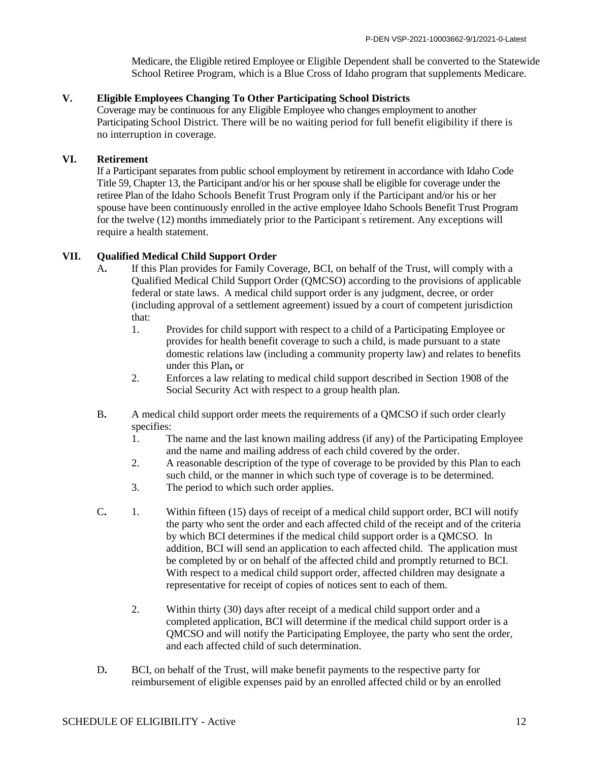Medicare, the Eligible retired Employee or Eligible Dependent shall be converted to the Statewide School Retiree Program, which is a Blue Cross of Idaho program that supplements Medicare.

## V. Eligible Employees Changing To Other Participating School Districts

Coverage may be continuous for any Eligible Employee who changes employment to another Participating School District. There will be no waiting period for full benefit eligibility if there is no interruption in coverage.

## VI. Retirement

If a Participant separates from public school employment by retirement in accordance with Idaho Code Title 59, Chapter 13, the Participant and/or his or her spouse shall be eligible for coverage under the retiree Plan of the Idaho Schools Benefit Trust Program only if the Participant and/or his or her spouse have been continuously enrolled in the active employee Idaho Schools Benefit Trust Program for the twelve (12) months immediately prior to the Participant's retirement. Any exceptions will require a health statement.

## VII. Qualified Medical Child Support Order

**A.** If this Plan provides for Family Coverage, BCI, on behalf of the Trust, will comply with a Qualified Medical Child Support Order (QMCSO) according to the provisions of applicable federal or state laws. A medical child support order is any judgment, decree, or order (including approval of a settlement agreement) issued by a court of competent jurisdiction that:

1. Provides for child support with respect to a child of a Participating Employee or provides for health benefit coverage to such a child, is made pursuant to a state domestic relations law (including a community property law) and relates to benefits under this Plan**,** or
2. Enforces a law relating to medical child support described in Section 1908 of the Social Security Act with respect to a group health plan.

**B.** A medical child support order meets the requirements of a QMCSO if such order clearly specifies:

1. The name and the last known mailing address (if any) of the Participating Employee and the name and mailing address of each child covered by the order.
2. A reasonable description of the type of coverage to be provided by this Plan to each such child, or the manner in which such type of coverage is to be determined.
3. The period to which such order applies.

**C.**

1. Within fifteen (15) days of receipt of a medical child support order, BCI will notify the party who sent the order and each affected child of the receipt and of the criteria by which BCI determines if the medical child support order is a QMCSO. In addition, BCI will send an application to each affected child. The application must be completed by or on behalf of the affected child and promptly returned to BCI. With respect to a medical child support order, affected children may designate a representative for receipt of copies of notices sent to each of them.

2. Within thirty (30) days after receipt of a medical child support order and a completed application, BCI will determine if the medical child support order is a QMCSO and will notify the Participating Employee, the party who sent the order, and each affected child of such determination.

**D.** BCI, on behalf of the Trust, will make benefit payments to the respective party for reimbursement of eligible expenses paid by an enrolled affected child or by an enrolled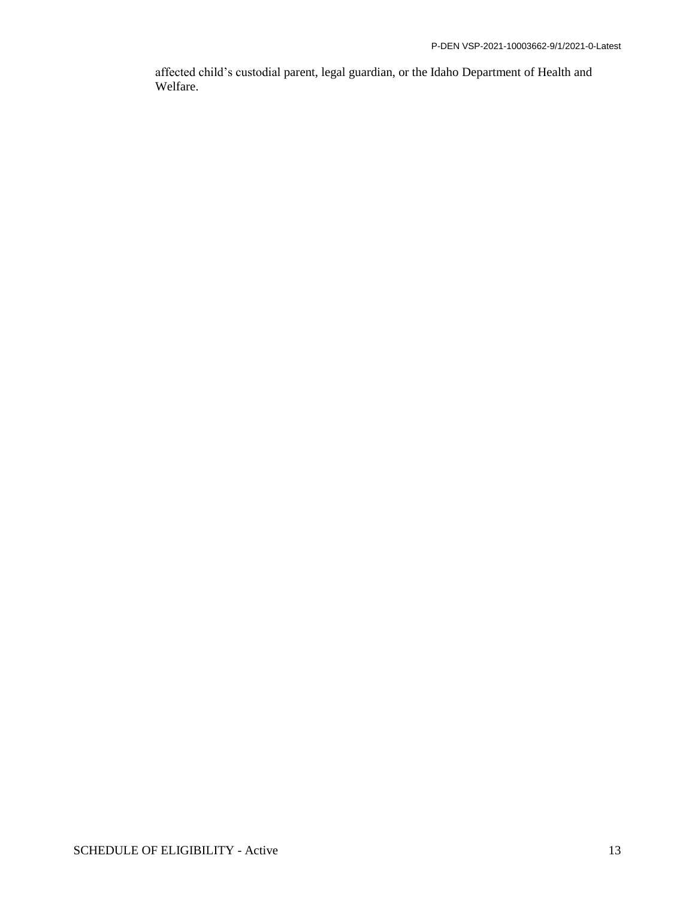affected child's custodial parent, legal guardian, or the Idaho Department of Health and Welfare.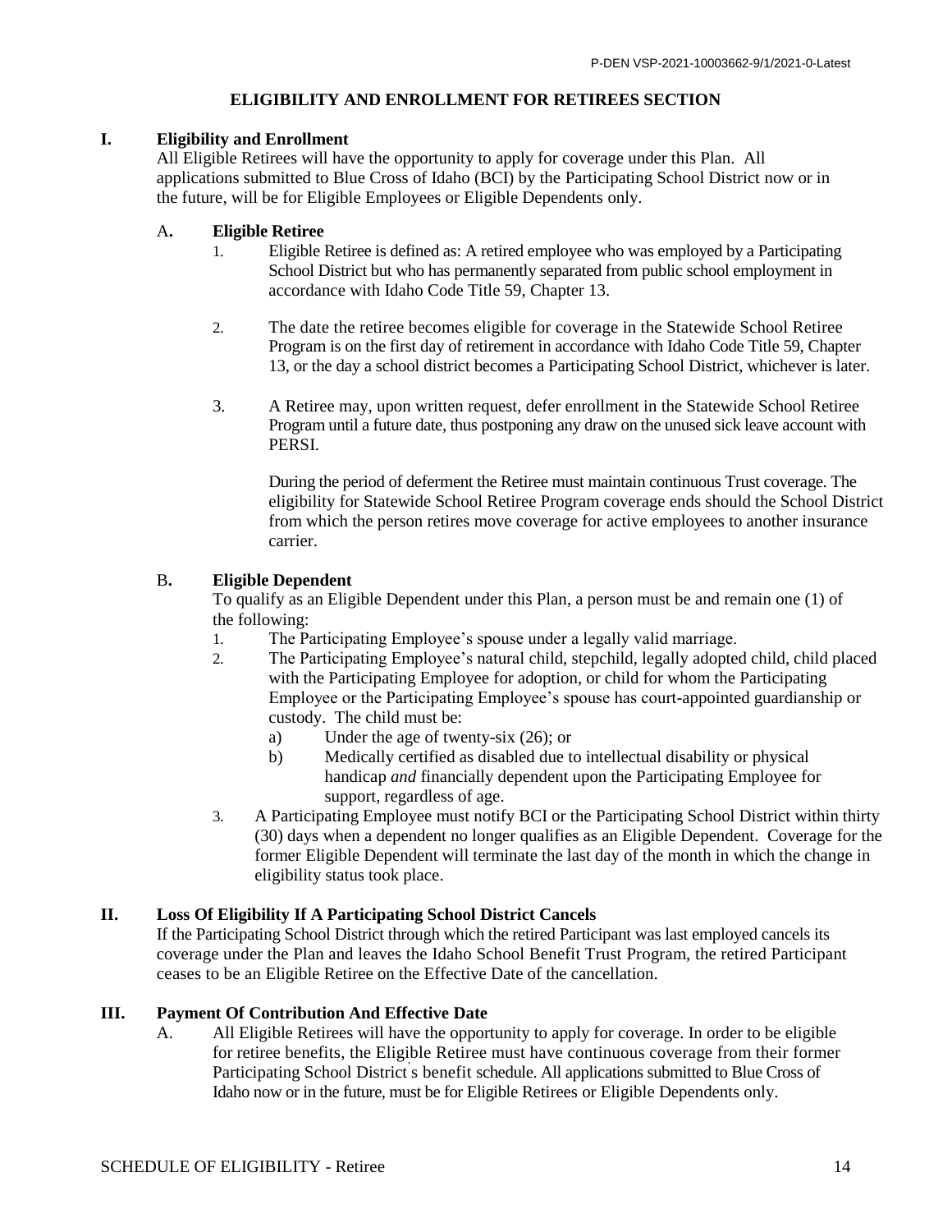# ELIGIBILITY AND ENROLLMENT FOR RETIREES SECTION

## I. Eligibility and Enrollment

All Eligible Retirees will have the opportunity to apply for coverage under this Plan. All applications submitted to Blue Cross of Idaho (BCI) by the Participating School District now or in the future, will be for Eligible Employees or Eligible Dependents only.

### A. Eligible Retiree

1. Eligible Retiree is defined as: A retired employee who was employed by a Participating School District but who has permanently separated from public school employment in accordance with Idaho Code Title 59, Chapter 13.

2. The date the retiree becomes eligible for coverage in the Statewide School Retiree Program is on the first day of retirement in accordance with Idaho Code Title 59, Chapter 13, or the day a school district becomes a Participating School District, whichever is later.

3. A Retiree may, upon written request, defer enrollment in the Statewide School Retiree Program until a future date, thus postponing any draw on the unused sick leave account with PERSI.

   During the period of deferment the Retiree must maintain continuous Trust coverage. The eligibility for Statewide School Retiree Program coverage ends should the School District from which the person retires move coverage for active employees to another insurance carrier.

### B. Eligible Dependent

To qualify as an Eligible Dependent under this Plan, a person must be and remain one (1) of the following:

1. The Participating Employee's spouse under a legally valid marriage.
2. The Participating Employee's natural child, stepchild, legally adopted child, child placed with the Participating Employee for adoption, or child for whom the Participating Employee or the Participating Employee's spouse has court-appointed guardianship or custody. The child must be:
   a) Under the age of twenty-six (26); or
   b) Medically certified as disabled due to intellectual disability or physical handicap *and* financially dependent upon the Participating Employee for support, regardless of age.
3. A Participating Employee must notify BCI or the Participating School District within thirty (30) days when a dependent no longer qualifies as an Eligible Dependent. Coverage for the former Eligible Dependent will terminate the last day of the month in which the change in eligibility status took place.

## II. Loss Of Eligibility If A Participating School District Cancels

If the Participating School District through which the retired Participant was last employed cancels its coverage under the Plan and leaves the Idaho School Benefit Trust Program, the retired Participant ceases to be an Eligible Retiree on the Effective Date of the cancellation.

## III. Payment Of Contribution And Effective Date

A. All Eligible Retirees will have the opportunity to apply for coverage. In order to be eligible for retiree benefits, the Eligible Retiree must have continuous coverage from their former Participating School District's benefit schedule. All applications submitted to Blue Cross of Idaho now or in the future, must be for Eligible Retirees or Eligible Dependents only.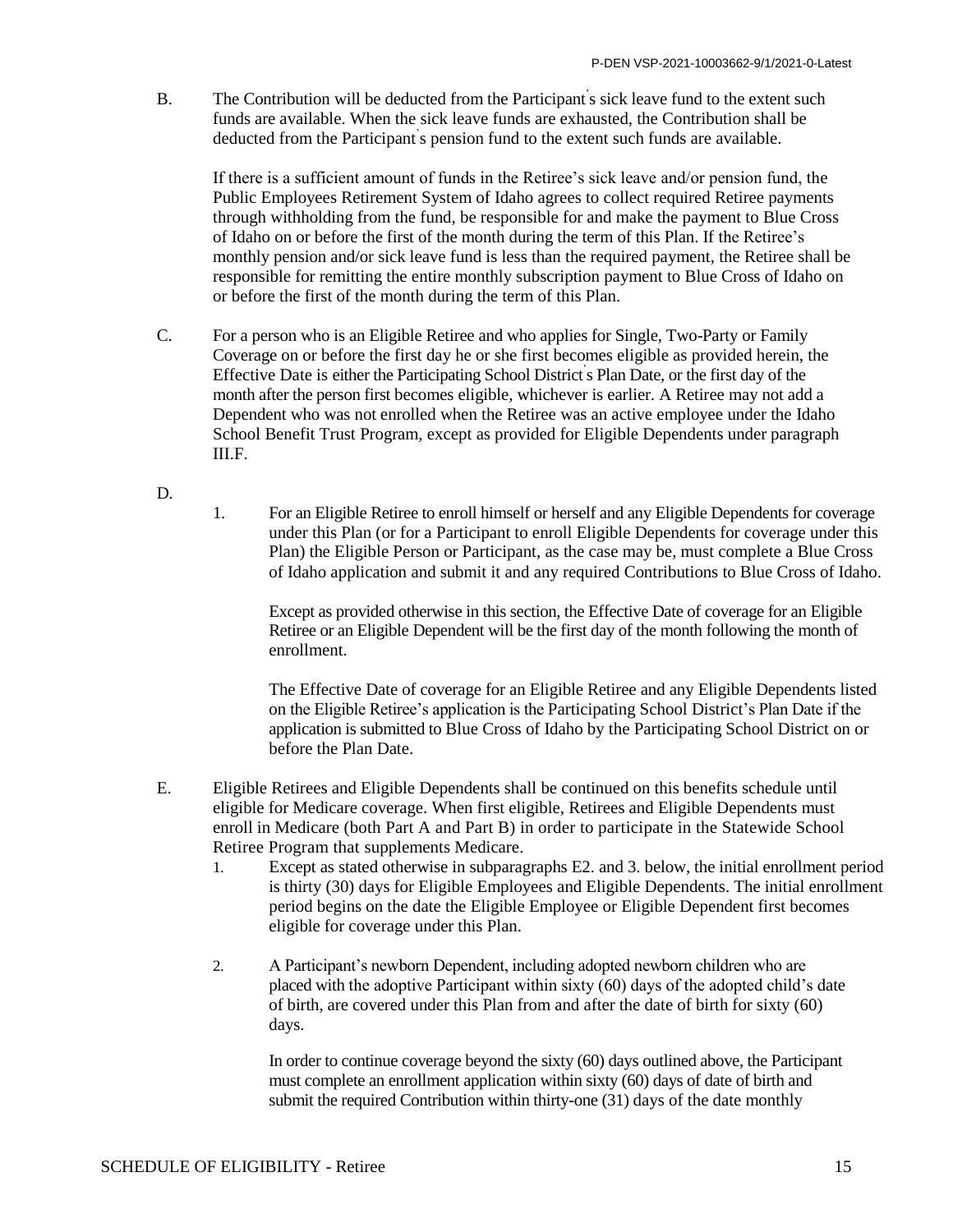B. The Contribution will be deducted from the Participant's sick leave fund to the extent such funds are available. When the sick leave funds are exhausted, the Contribution shall be deducted from the Participant's pension fund to the extent such funds are available.

If there is a sufficient amount of funds in the Retiree's sick leave and/or pension fund, the Public Employees Retirement System of Idaho agrees to collect required Retiree payments through withholding from the fund, be responsible for and make the payment to Blue Cross of Idaho on or before the first of the month during the term of this Plan. If the Retiree's monthly pension and/or sick leave fund is less than the required payment, the Retiree shall be responsible for remitting the entire monthly subscription payment to Blue Cross of Idaho on or before the first of the month during the term of this Plan.

C. For a person who is an Eligible Retiree and who applies for Single, Two-Party or Family Coverage on or before the first day he or she first becomes eligible as provided herein, the Effective Date is either the Participating School District's Plan Date, or the first day of the month after the person first becomes eligible, whichever is earlier. A Retiree may not add a Dependent who was not enrolled when the Retiree was an active employee under the Idaho School Benefit Trust Program, except as provided for Eligible Dependents under paragraph III.F.

D.

1. For an Eligible Retiree to enroll himself or herself and any Eligible Dependents for coverage under this Plan (or for a Participant to enroll Eligible Dependents for coverage under this Plan) the Eligible Person or Participant, as the case may be, must complete a Blue Cross of Idaho application and submit it and any required Contributions to Blue Cross of Idaho.

   Except as provided otherwise in this section, the Effective Date of coverage for an Eligible Retiree or an Eligible Dependent will be the first day of the month following the month of enrollment.

   The Effective Date of coverage for an Eligible Retiree and any Eligible Dependents listed on the Eligible Retiree's application is the Participating School District's Plan Date if the application is submitted to Blue Cross of Idaho by the Participating School District on or before the Plan Date.

E. Eligible Retirees and Eligible Dependents shall be continued on this benefits schedule until eligible for Medicare coverage. When first eligible, Retirees and Eligible Dependents must enroll in Medicare (both Part A and Part B) in order to participate in the Statewide School Retiree Program that supplements Medicare.

1. Except as stated otherwise in subparagraphs E2. and 3. below, the initial enrollment period is thirty (30) days for Eligible Employees and Eligible Dependents. The initial enrollment period begins on the date the Eligible Employee or Eligible Dependent first becomes eligible for coverage under this Plan.

2. A Participant's newborn Dependent, including adopted newborn children who are placed with the adoptive Participant within sixty (60) days of the adopted child's date of birth, are covered under this Plan from and after the date of birth for sixty (60) days.

   In order to continue coverage beyond the sixty (60) days outlined above, the Participant must complete an enrollment application within sixty (60) days of date of birth and submit the required Contribution within thirty-one (31) days of the date monthly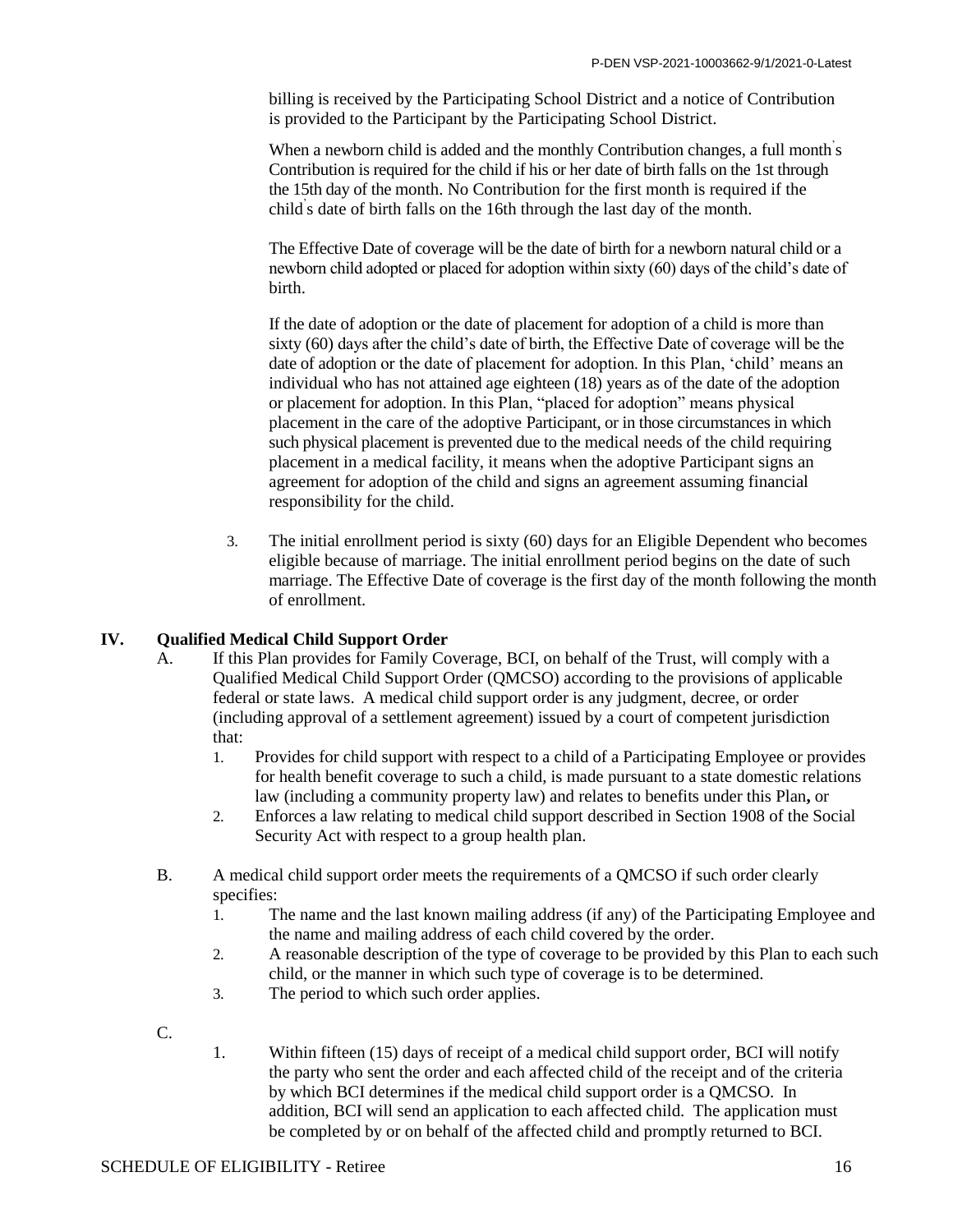billing is received by the Participating School District and a notice of Contribution is provided to the Participant by the Participating School District.

When a newborn child is added and the monthly Contribution changes, a full month's Contribution is required for the child if his or her date of birth falls on the 1st through the 15th day of the month. No Contribution for the first month is required if the child's date of birth falls on the 16th through the last day of the month.

The Effective Date of coverage will be the date of birth for a newborn natural child or a newborn child adopted or placed for adoption within sixty (60) days of the child's date of birth.

If the date of adoption or the date of placement for adoption of a child is more than sixty (60) days after the child's date of birth, the Effective Date of coverage will be the date of adoption or the date of placement for adoption. In this Plan, 'child' means an individual who has not attained age eighteen (18) years as of the date of the adoption or placement for adoption. In this Plan, "placed for adoption" means physical placement in the care of the adoptive Participant, or in those circumstances in which such physical placement is prevented due to the medical needs of the child requiring placement in a medical facility, it means when the adoptive Participant signs an agreement for adoption of the child and signs an agreement assuming financial responsibility for the child.

3. The initial enrollment period is sixty (60) days for an Eligible Dependent who becomes eligible because of marriage. The initial enrollment period begins on the date of such marriage. The Effective Date of coverage is the first day of the month following the month of enrollment.

## IV. Qualified Medical Child Support Order

A. If this Plan provides for Family Coverage, BCI, on behalf of the Trust, will comply with a Qualified Medical Child Support Order (QMCSO) according to the provisions of applicable federal or state laws. A medical child support order is any judgment, decree, or order (including approval of a settlement agreement) issued by a court of competent jurisdiction that:

1. Provides for child support with respect to a child of a Participating Employee or provides for health benefit coverage to such a child, is made pursuant to a state domestic relations law (including a community property law) and relates to benefits under this Plan**,** or
2. Enforces a law relating to medical child support described in Section 1908 of the Social Security Act with respect to a group health plan.

B. A medical child support order meets the requirements of a QMCSO if such order clearly specifies:

1. The name and the last known mailing address (if any) of the Participating Employee and the name and mailing address of each child covered by the order.
2. A reasonable description of the type of coverage to be provided by this Plan to each such child, or the manner in which such type of coverage is to be determined.
3. The period to which such order applies.

C.

1. Within fifteen (15) days of receipt of a medical child support order, BCI will notify the party who sent the order and each affected child of the receipt and of the criteria by which BCI determines if the medical child support order is a QMCSO. In addition, BCI will send an application to each affected child. The application must be completed by or on behalf of the affected child and promptly returned to BCI.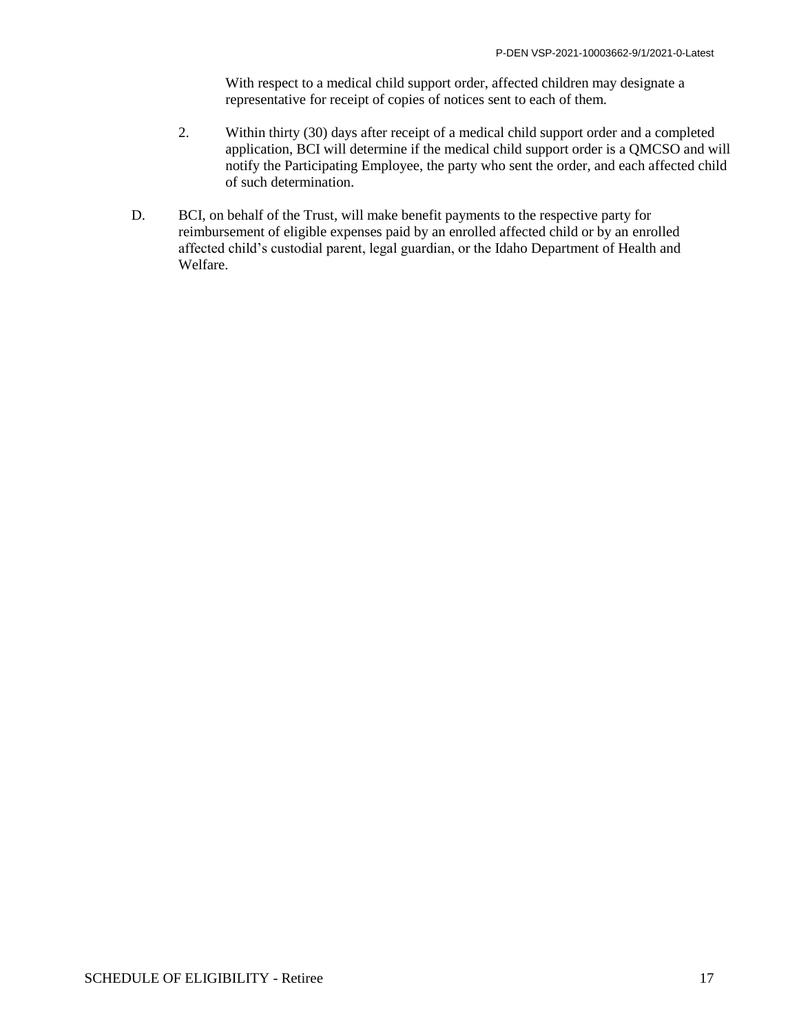With respect to a medical child support order, affected children may designate a representative for receipt of copies of notices sent to each of them.

2. Within thirty (30) days after receipt of a medical child support order and a completed application, BCI will determine if the medical child support order is a QMCSO and will notify the Participating Employee, the party who sent the order, and each affected child of such determination.

D. BCI, on behalf of the Trust, will make benefit payments to the respective party for reimbursement of eligible expenses paid by an enrolled affected child or by an enrolled affected child's custodial parent, legal guardian, or the Idaho Department of Health and Welfare.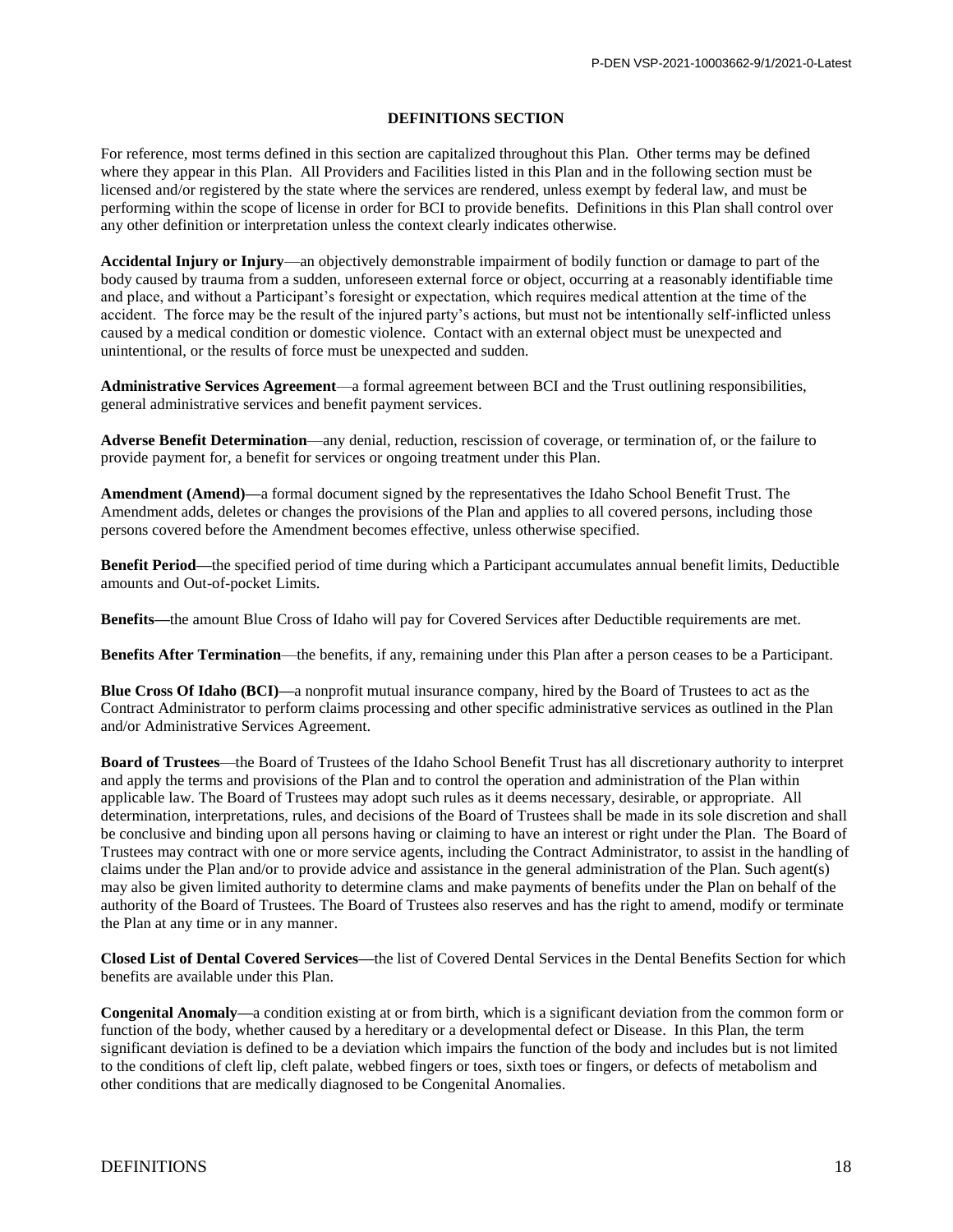## DEFINITIONS SECTION

For reference, most terms defined in this section are capitalized throughout this Plan. Other terms may be defined where they appear in this Plan. All Providers and Facilities listed in this Plan and in the following section must be licensed and/or registered by the state where the services are rendered, unless exempt by federal law, and must be performing within the scope of license in order for BCI to provide benefits. Definitions in this Plan shall control over any other definition or interpretation unless the context clearly indicates otherwise.

**Accidental Injury or Injury**—an objectively demonstrable impairment of bodily function or damage to part of the body caused by trauma from a sudden, unforeseen external force or object, occurring at a reasonably identifiable time and place, and without a Participant's foresight or expectation, which requires medical attention at the time of the accident. The force may be the result of the injured party's actions, but must not be intentionally self-inflicted unless caused by a medical condition or domestic violence. Contact with an external object must be unexpected and unintentional, or the results of force must be unexpected and sudden.

**Administrative Services Agreement**—a formal agreement between BCI and the Trust outlining responsibilities, general administrative services and benefit payment services.

**Adverse Benefit Determination**—any denial, reduction, rescission of coverage, or termination of, or the failure to provide payment for, a benefit for services or ongoing treatment under this Plan.

**Amendment (Amend)—**a formal document signed by the representatives the Idaho School Benefit Trust. The Amendment adds, deletes or changes the provisions of the Plan and applies to all covered persons, including those persons covered before the Amendment becomes effective, unless otherwise specified.

**Benefit Period—**the specified period of time during which a Participant accumulates annual benefit limits, Deductible amounts and Out-of-pocket Limits.

**Benefits—**the amount Blue Cross of Idaho will pay for Covered Services after Deductible requirements are met.

**Benefits After Termination**—the benefits, if any, remaining under this Plan after a person ceases to be a Participant.

**Blue Cross Of Idaho (BCI)—**a nonprofit mutual insurance company, hired by the Board of Trustees to act as the Contract Administrator to perform claims processing and other specific administrative services as outlined in the Plan and/or Administrative Services Agreement.

**Board of Trustees**—the Board of Trustees of the Idaho School Benefit Trust has all discretionary authority to interpret and apply the terms and provisions of the Plan and to control the operation and administration of the Plan within applicable law. The Board of Trustees may adopt such rules as it deems necessary, desirable, or appropriate. All determination, interpretations, rules, and decisions of the Board of Trustees shall be made in its sole discretion and shall be conclusive and binding upon all persons having or claiming to have an interest or right under the Plan. The Board of Trustees may contract with one or more service agents, including the Contract Administrator, to assist in the handling of claims under the Plan and/or to provide advice and assistance in the general administration of the Plan. Such agent(s) may also be given limited authority to determine clams and make payments of benefits under the Plan on behalf of the authority of the Board of Trustees. The Board of Trustees also reserves and has the right to amend, modify or terminate the Plan at any time or in any manner.

**Closed List of Dental Covered Services—**the list of Covered Dental Services in the Dental Benefits Section for which benefits are available under this Plan.

**Congenital Anomaly—**a condition existing at or from birth, which is a significant deviation from the common form or function of the body, whether caused by a hereditary or a developmental defect or Disease. In this Plan, the term significant deviation is defined to be a deviation which impairs the function of the body and includes but is not limited to the conditions of cleft lip, cleft palate, webbed fingers or toes, sixth toes or fingers, or defects of metabolism and other conditions that are medically diagnosed to be Congenital Anomalies.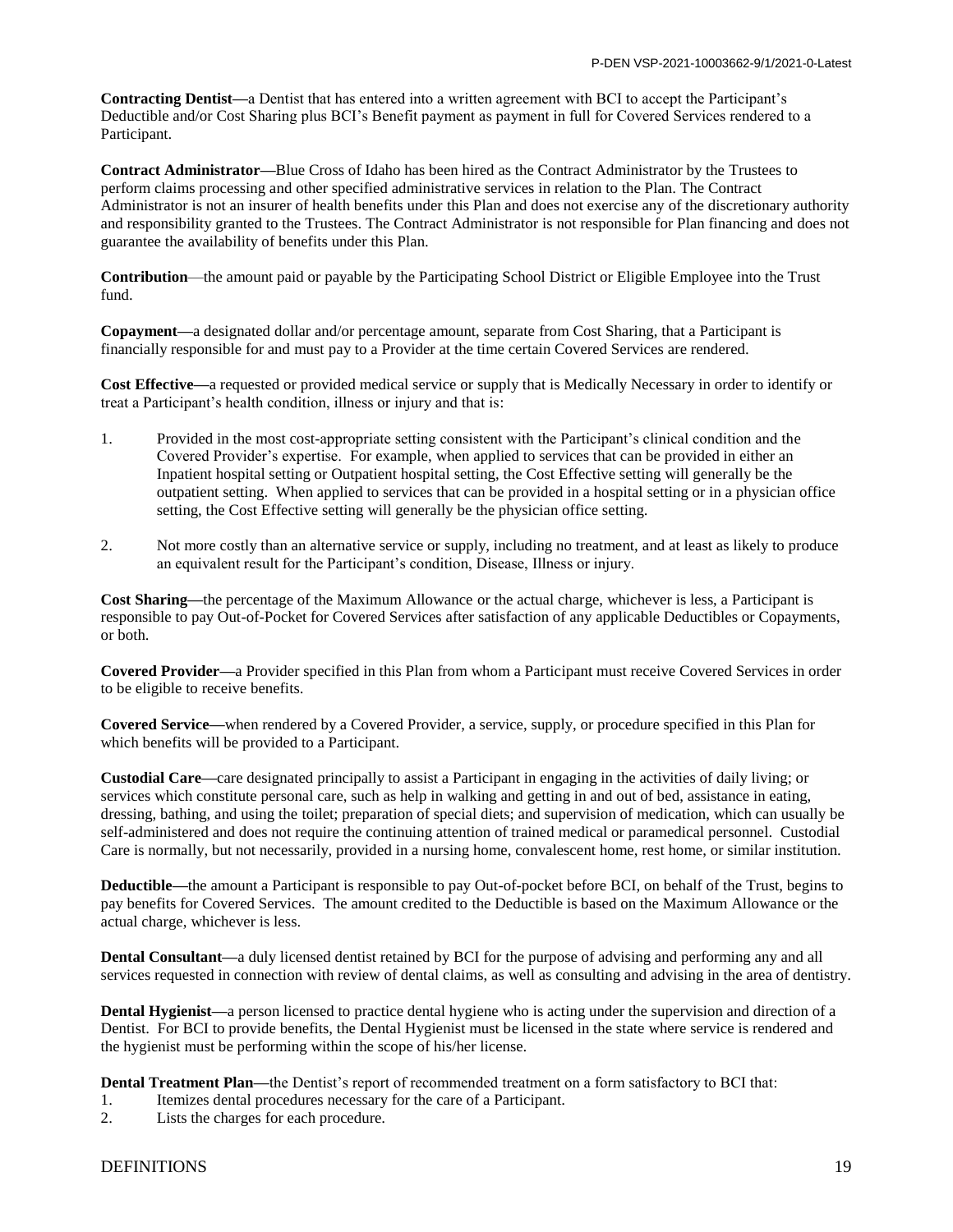**Contracting Dentist—**a Dentist that has entered into a written agreement with BCI to accept the Participant's Deductible and/or Cost Sharing plus BCI's Benefit payment as payment in full for Covered Services rendered to a Participant.

**Contract Administrator—**Blue Cross of Idaho has been hired as the Contract Administrator by the Trustees to perform claims processing and other specified administrative services in relation to the Plan. The Contract Administrator is not an insurer of health benefits under this Plan and does not exercise any of the discretionary authority and responsibility granted to the Trustees. The Contract Administrator is not responsible for Plan financing and does not guarantee the availability of benefits under this Plan.

**Contribution**—the amount paid or payable by the Participating School District or Eligible Employee into the Trust fund.

**Copayment—**a designated dollar and/or percentage amount, separate from Cost Sharing, that a Participant is financially responsible for and must pay to a Provider at the time certain Covered Services are rendered.

**Cost Effective—**a requested or provided medical service or supply that is Medically Necessary in order to identify or treat a Participant's health condition, illness or injury and that is:

1. Provided in the most cost-appropriate setting consistent with the Participant's clinical condition and the Covered Provider's expertise. For example, when applied to services that can be provided in either an Inpatient hospital setting or Outpatient hospital setting, the Cost Effective setting will generally be the outpatient setting. When applied to services that can be provided in a hospital setting or in a physician office setting, the Cost Effective setting will generally be the physician office setting.
2. Not more costly than an alternative service or supply, including no treatment, and at least as likely to produce an equivalent result for the Participant's condition, Disease, Illness or injury.

**Cost Sharing—**the percentage of the Maximum Allowance or the actual charge, whichever is less, a Participant is responsible to pay Out-of-Pocket for Covered Services after satisfaction of any applicable Deductibles or Copayments, or both.

**Covered Provider—**a Provider specified in this Plan from whom a Participant must receive Covered Services in order to be eligible to receive benefits.

**Covered Service—**when rendered by a Covered Provider, a service, supply, or procedure specified in this Plan for which benefits will be provided to a Participant.

**Custodial Care—**care designated principally to assist a Participant in engaging in the activities of daily living; or services which constitute personal care, such as help in walking and getting in and out of bed, assistance in eating, dressing, bathing, and using the toilet; preparation of special diets; and supervision of medication, which can usually be self-administered and does not require the continuing attention of trained medical or paramedical personnel. Custodial Care is normally, but not necessarily, provided in a nursing home, convalescent home, rest home, or similar institution.

**Deductible—**the amount a Participant is responsible to pay Out-of-pocket before BCI, on behalf of the Trust, begins to pay benefits for Covered Services. The amount credited to the Deductible is based on the Maximum Allowance or the actual charge, whichever is less.

**Dental Consultant—**a duly licensed dentist retained by BCI for the purpose of advising and performing any and all services requested in connection with review of dental claims, as well as consulting and advising in the area of dentistry.

**Dental Hygienist—**a person licensed to practice dental hygiene who is acting under the supervision and direction of a Dentist. For BCI to provide benefits, the Dental Hygienist must be licensed in the state where service is rendered and the hygienist must be performing within the scope of his/her license.

**Dental Treatment Plan—**the Dentist's report of recommended treatment on a form satisfactory to BCI that:

1. Itemizes dental procedures necessary for the care of a Participant.
2. Lists the charges for each procedure.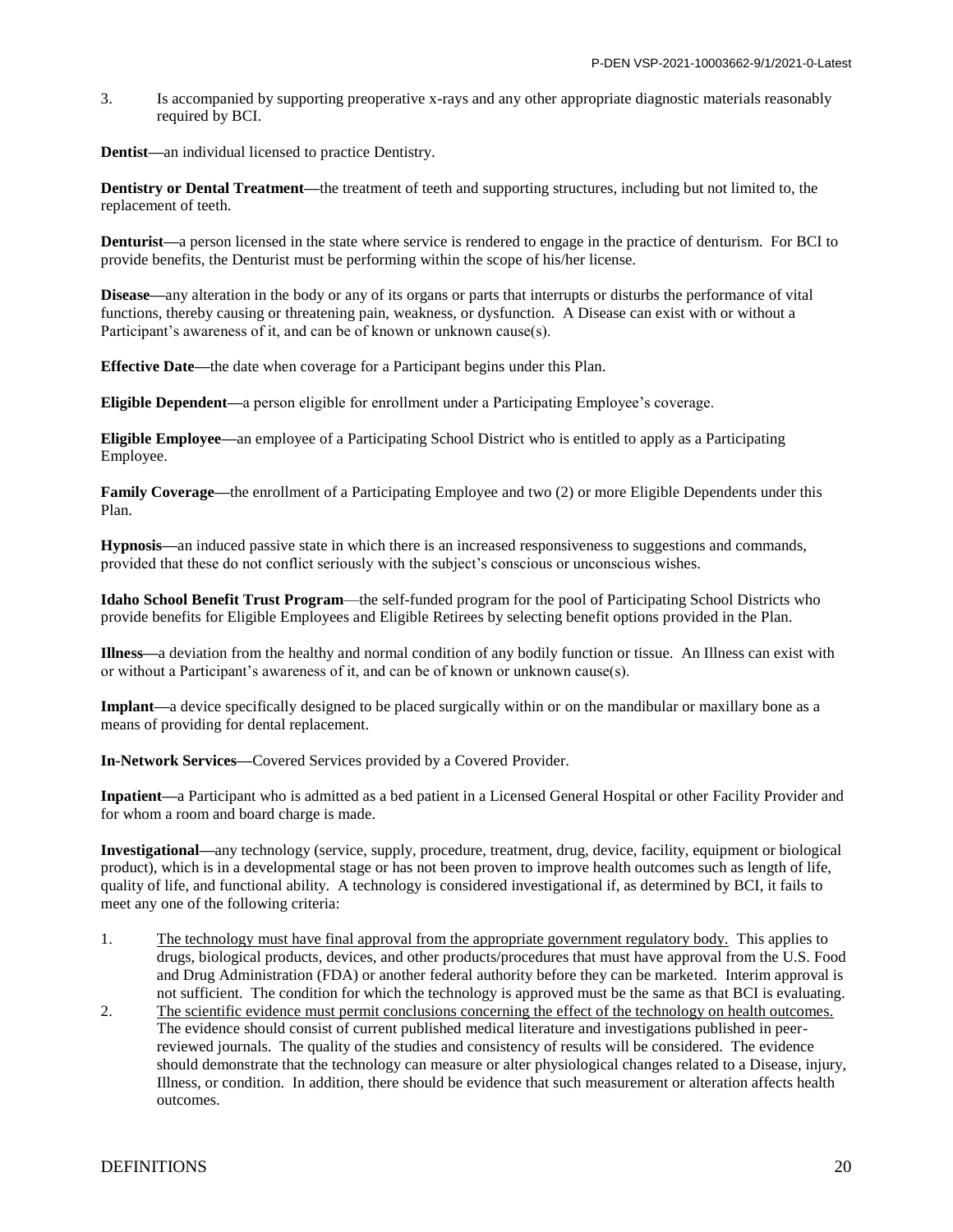3. Is accompanied by supporting preoperative x-rays and any other appropriate diagnostic materials reasonably required by BCI.

**Dentist—**an individual licensed to practice Dentistry.

**Dentistry or Dental Treatment—**the treatment of teeth and supporting structures, including but not limited to, the replacement of teeth.

**Denturist—**a person licensed in the state where service is rendered to engage in the practice of denturism. For BCI to provide benefits, the Denturist must be performing within the scope of his/her license.

**Disease—**any alteration in the body or any of its organs or parts that interrupts or disturbs the performance of vital functions, thereby causing or threatening pain, weakness, or dysfunction. A Disease can exist with or without a Participant's awareness of it, and can be of known or unknown cause(s).

**Effective Date—**the date when coverage for a Participant begins under this Plan.

**Eligible Dependent—**a person eligible for enrollment under a Participating Employee's coverage.

**Eligible Employee—**an employee of a Participating School District who is entitled to apply as a Participating Employee.

**Family Coverage—**the enrollment of a Participating Employee and two (2) or more Eligible Dependents under this Plan.

**Hypnosis—**an induced passive state in which there is an increased responsiveness to suggestions and commands, provided that these do not conflict seriously with the subject's conscious or unconscious wishes.

**Idaho School Benefit Trust Program**—the self-funded program for the pool of Participating School Districts who provide benefits for Eligible Employees and Eligible Retirees by selecting benefit options provided in the Plan.

**Illness—**a deviation from the healthy and normal condition of any bodily function or tissue. An Illness can exist with or without a Participant's awareness of it, and can be of known or unknown cause(s).

**Implant—**a device specifically designed to be placed surgically within or on the mandibular or maxillary bone as a means of providing for dental replacement.

**In-Network Services—**Covered Services provided by a Covered Provider.

**Inpatient—**a Participant who is admitted as a bed patient in a Licensed General Hospital or other Facility Provider and for whom a room and board charge is made.

**Investigational—**any technology (service, supply, procedure, treatment, drug, device, facility, equipment or biological product), which is in a developmental stage or has not been proven to improve health outcomes such as length of life, quality of life, and functional ability. A technology is considered investigational if, as determined by BCI, it fails to meet any one of the following criteria:

1. The technology must have final approval from the appropriate government regulatory body. This applies to drugs, biological products, devices, and other products/procedures that must have approval from the U.S. Food and Drug Administration (FDA) or another federal authority before they can be marketed. Interim approval is not sufficient. The condition for which the technology is approved must be the same as that BCI is evaluating.
2. The scientific evidence must permit conclusions concerning the effect of the technology on health outcomes. The evidence should consist of current published medical literature and investigations published in peer-reviewed journals. The quality of the studies and consistency of results will be considered. The evidence should demonstrate that the technology can measure or alter physiological changes related to a Disease, injury, Illness, or condition. In addition, there should be evidence that such measurement or alteration affects health outcomes.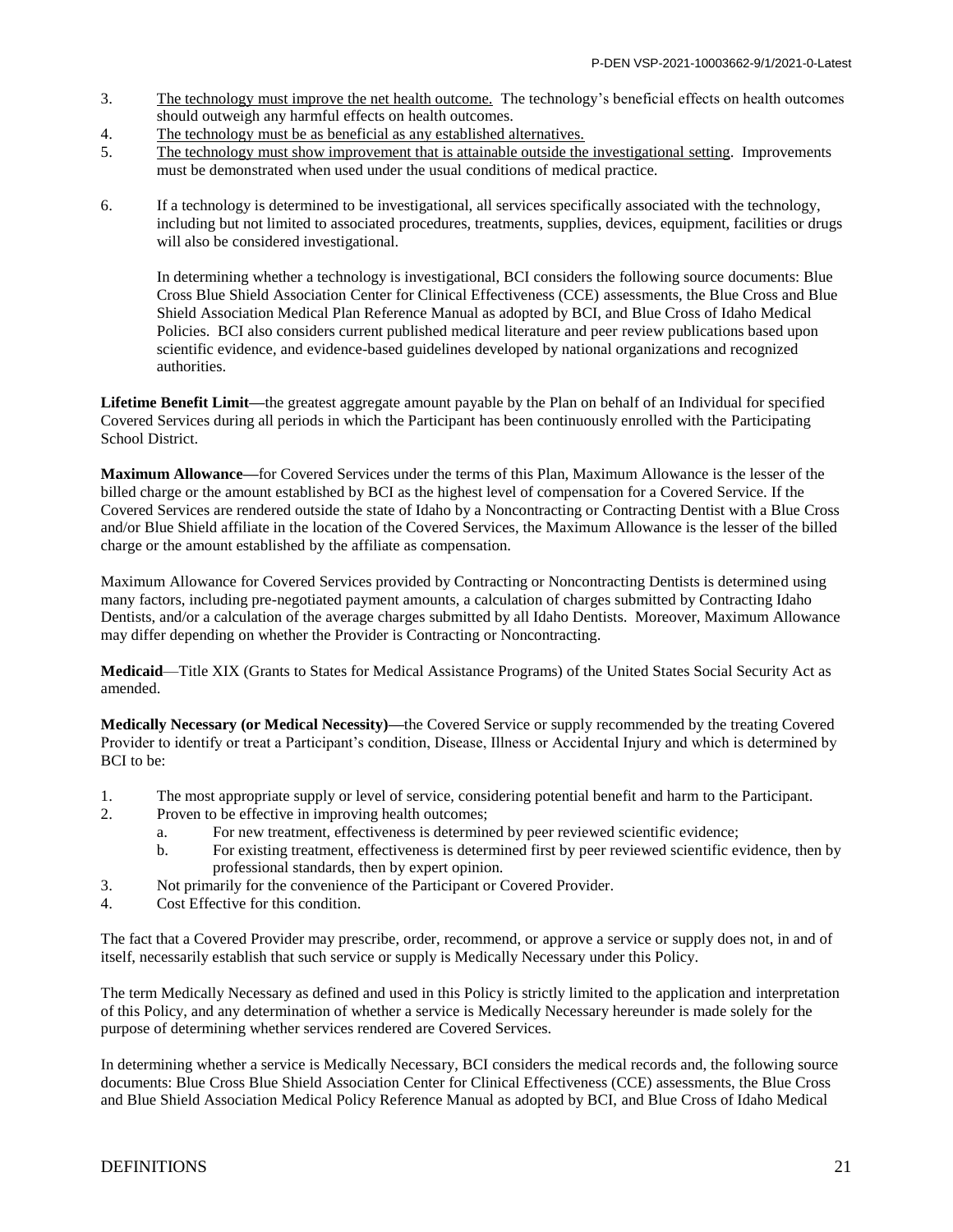3. <u>The technology must improve the net health outcome.</u> The technology's beneficial effects on health outcomes should outweigh any harmful effects on health outcomes.
4. <u>The technology must be as beneficial as any established alternatives.</u>
5. <u>The technology must show improvement that is attainable outside the investigational setting</u>. Improvements must be demonstrated when used under the usual conditions of medical practice.
6. If a technology is determined to be investigational, all services specifically associated with the technology, including but not limited to associated procedures, treatments, supplies, devices, equipment, facilities or drugs will also be considered investigational.

   In determining whether a technology is investigational, BCI considers the following source documents: Blue Cross Blue Shield Association Center for Clinical Effectiveness (CCE) assessments, the Blue Cross and Blue Shield Association Medical Plan Reference Manual as adopted by BCI, and Blue Cross of Idaho Medical Policies. BCI also considers current published medical literature and peer review publications based upon scientific evidence, and evidence-based guidelines developed by national organizations and recognized authorities.

**Lifetime Benefit Limit—**the greatest aggregate amount payable by the Plan on behalf of an Individual for specified Covered Services during all periods in which the Participant has been continuously enrolled with the Participating School District.

**Maximum Allowance—**for Covered Services under the terms of this Plan, Maximum Allowance is the lesser of the billed charge or the amount established by BCI as the highest level of compensation for a Covered Service. If the Covered Services are rendered outside the state of Idaho by a Noncontracting or Contracting Dentist with a Blue Cross and/or Blue Shield affiliate in the location of the Covered Services, the Maximum Allowance is the lesser of the billed charge or the amount established by the affiliate as compensation.

Maximum Allowance for Covered Services provided by Contracting or Noncontracting Dentists is determined using many factors, including pre-negotiated payment amounts, a calculation of charges submitted by Contracting Idaho Dentists, and/or a calculation of the average charges submitted by all Idaho Dentists. Moreover, Maximum Allowance may differ depending on whether the Provider is Contracting or Noncontracting.

**Medicaid**—Title XIX (Grants to States for Medical Assistance Programs) of the United States Social Security Act as amended.

**Medically Necessary (or Medical Necessity)—**the Covered Service or supply recommended by the treating Covered Provider to identify or treat a Participant's condition, Disease, Illness or Accidental Injury and which is determined by BCI to be:

1. The most appropriate supply or level of service, considering potential benefit and harm to the Participant.
2. Proven to be effective in improving health outcomes;
   a. For new treatment, effectiveness is determined by peer reviewed scientific evidence;
   b. For existing treatment, effectiveness is determined first by peer reviewed scientific evidence, then by professional standards, then by expert opinion.
3. Not primarily for the convenience of the Participant or Covered Provider.
4. Cost Effective for this condition.

The fact that a Covered Provider may prescribe, order, recommend, or approve a service or supply does not, in and of itself, necessarily establish that such service or supply is Medically Necessary under this Policy.

The term Medically Necessary as defined and used in this Policy is strictly limited to the application and interpretation of this Policy, and any determination of whether a service is Medically Necessary hereunder is made solely for the purpose of determining whether services rendered are Covered Services.

In determining whether a service is Medically Necessary, BCI considers the medical records and, the following source documents: Blue Cross Blue Shield Association Center for Clinical Effectiveness (CCE) assessments, the Blue Cross and Blue Shield Association Medical Policy Reference Manual as adopted by BCI, and Blue Cross of Idaho Medical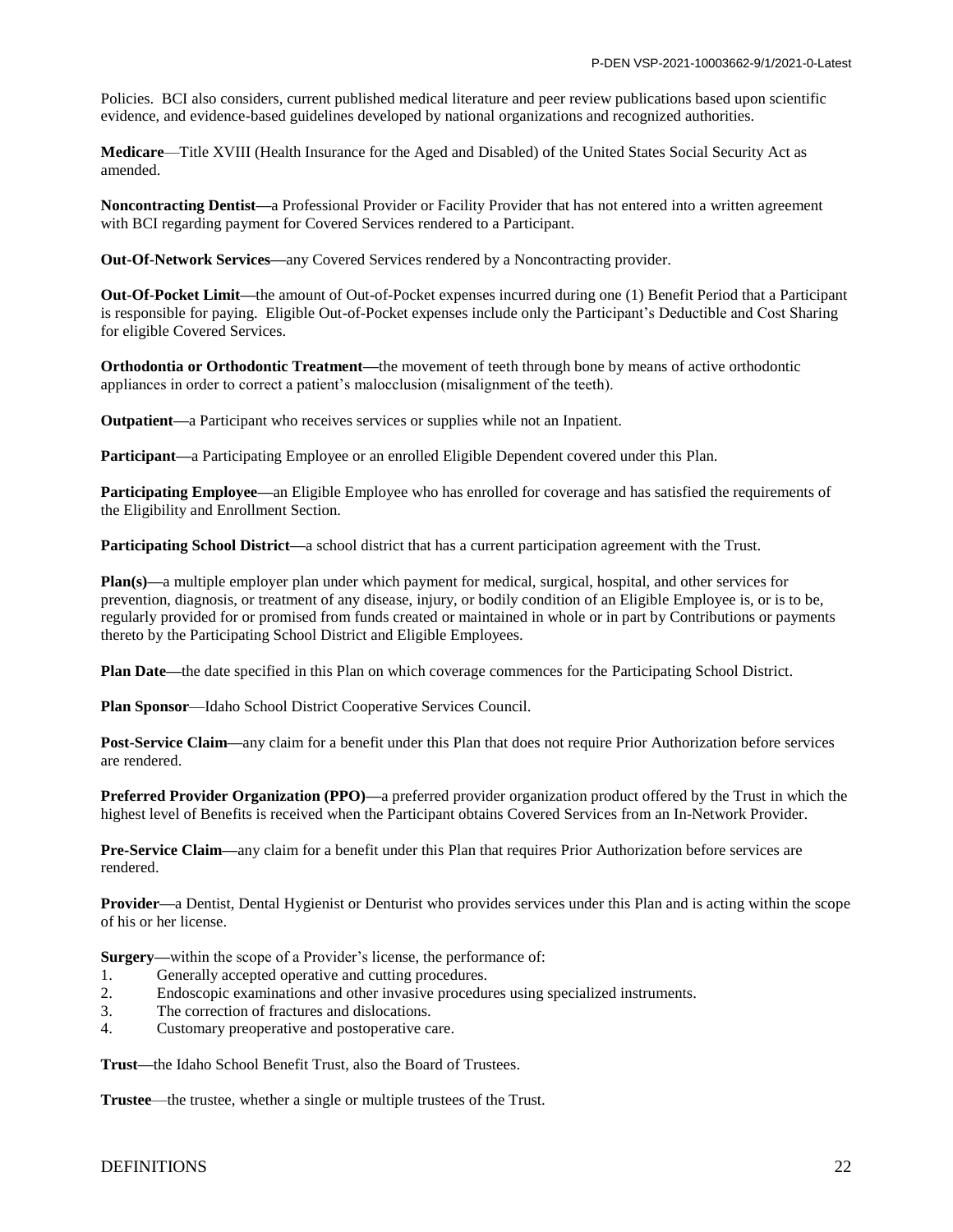Policies. BCI also considers, current published medical literature and peer review publications based upon scientific evidence, and evidence-based guidelines developed by national organizations and recognized authorities.

**Medicare**—Title XVIII (Health Insurance for the Aged and Disabled) of the United States Social Security Act as amended.

**Noncontracting Dentist**—a Professional Provider or Facility Provider that has not entered into a written agreement with BCI regarding payment for Covered Services rendered to a Participant.

**Out-Of-Network Services**—any Covered Services rendered by a Noncontracting provider.

**Out-Of-Pocket Limit**—the amount of Out-of-Pocket expenses incurred during one (1) Benefit Period that a Participant is responsible for paying. Eligible Out-of-Pocket expenses include only the Participant's Deductible and Cost Sharing for eligible Covered Services.

**Orthodontia or Orthodontic Treatment**—the movement of teeth through bone by means of active orthodontic appliances in order to correct a patient's malocclusion (misalignment of the teeth).

**Outpatient**—a Participant who receives services or supplies while not an Inpatient.

**Participant**—a Participating Employee or an enrolled Eligible Dependent covered under this Plan.

**Participating Employee**—an Eligible Employee who has enrolled for coverage and has satisfied the requirements of the Eligibility and Enrollment Section.

**Participating School District**—a school district that has a current participation agreement with the Trust.

**Plan(s)**—a multiple employer plan under which payment for medical, surgical, hospital, and other services for prevention, diagnosis, or treatment of any disease, injury, or bodily condition of an Eligible Employee is, or is to be, regularly provided for or promised from funds created or maintained in whole or in part by Contributions or payments thereto by the Participating School District and Eligible Employees.

**Plan Date**—the date specified in this Plan on which coverage commences for the Participating School District.

**Plan Sponsor**—Idaho School District Cooperative Services Council.

**Post-Service Claim**—any claim for a benefit under this Plan that does not require Prior Authorization before services are rendered.

**Preferred Provider Organization (PPO)**—a preferred provider organization product offered by the Trust in which the highest level of Benefits is received when the Participant obtains Covered Services from an In-Network Provider.

**Pre-Service Claim**—any claim for a benefit under this Plan that requires Prior Authorization before services are rendered.

**Provider**—a Dentist, Dental Hygienist or Denturist who provides services under this Plan and is acting within the scope of his or her license.

**Surgery**—within the scope of a Provider's license, the performance of:

1. Generally accepted operative and cutting procedures.
2. Endoscopic examinations and other invasive procedures using specialized instruments.
3. The correction of fractures and dislocations.
4. Customary preoperative and postoperative care.

**Trust**—the Idaho School Benefit Trust, also the Board of Trustees.

**Trustee**—the trustee, whether a single or multiple trustees of the Trust.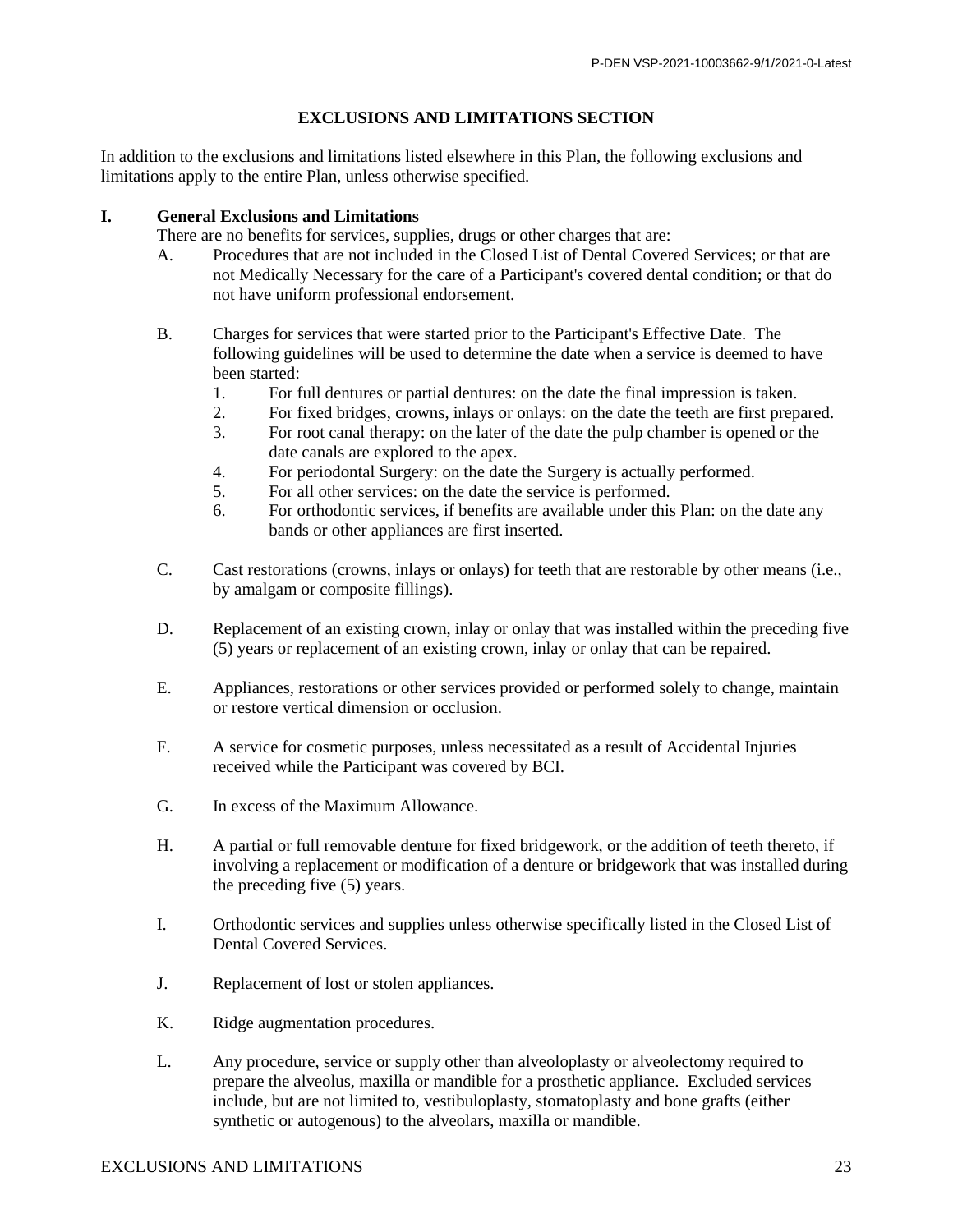## EXCLUSIONS AND LIMITATIONS SECTION

In addition to the exclusions and limitations listed elsewhere in this Plan, the following exclusions and limitations apply to the entire Plan, unless otherwise specified.

### I. General Exclusions and Limitations

There are no benefits for services, supplies, drugs or other charges that are:

A. Procedures that are not included in the Closed List of Dental Covered Services; or that are not Medically Necessary for the care of a Participant's covered dental condition; or that do not have uniform professional endorsement.

B. Charges for services that were started prior to the Participant's Effective Date. The following guidelines will be used to determine the date when a service is deemed to have been started:
   1. For full dentures or partial dentures: on the date the final impression is taken.
   2. For fixed bridges, crowns, inlays or onlays: on the date the teeth are first prepared.
   3. For root canal therapy: on the later of the date the pulp chamber is opened or the date canals are explored to the apex.
   4. For periodontal Surgery: on the date the Surgery is actually performed.
   5. For all other services: on the date the service is performed.
   6. For orthodontic services, if benefits are available under this Plan: on the date any bands or other appliances are first inserted.

C. Cast restorations (crowns, inlays or onlays) for teeth that are restorable by other means (i.e., by amalgam or composite fillings).

D. Replacement of an existing crown, inlay or onlay that was installed within the preceding five (5) years or replacement of an existing crown, inlay or onlay that can be repaired.

E. Appliances, restorations or other services provided or performed solely to change, maintain or restore vertical dimension or occlusion.

F. A service for cosmetic purposes, unless necessitated as a result of Accidental Injuries received while the Participant was covered by BCI.

G. In excess of the Maximum Allowance.

H. A partial or full removable denture for fixed bridgework, or the addition of teeth thereto, if involving a replacement or modification of a denture or bridgework that was installed during the preceding five (5) years.

I. Orthodontic services and supplies unless otherwise specifically listed in the Closed List of Dental Covered Services.

J. Replacement of lost or stolen appliances.

K. Ridge augmentation procedures.

L. Any procedure, service or supply other than alveoloplasty or alveolectomy required to prepare the alveolus, maxilla or mandible for a prosthetic appliance. Excluded services include, but are not limited to, vestibuloplasty, stomatoplasty and bone grafts (either synthetic or autogenous) to the alveolars, maxilla or mandible.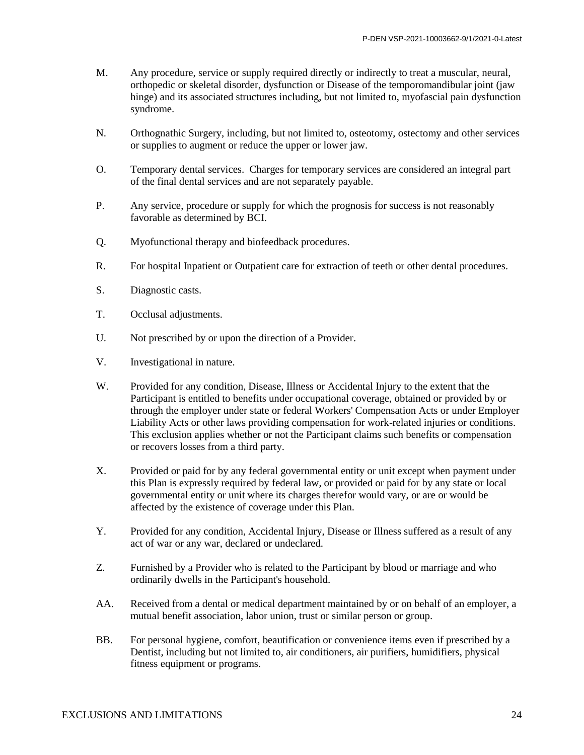M. Any procedure, service or supply required directly or indirectly to treat a muscular, neural, orthopedic or skeletal disorder, dysfunction or Disease of the temporomandibular joint (jaw hinge) and its associated structures including, but not limited to, myofascial pain dysfunction syndrome.

N. Orthognathic Surgery, including, but not limited to, osteotomy, ostectomy and other services or supplies to augment or reduce the upper or lower jaw.

O. Temporary dental services. Charges for temporary services are considered an integral part of the final dental services and are not separately payable.

P. Any service, procedure or supply for which the prognosis for success is not reasonably favorable as determined by BCI.

Q. Myofunctional therapy and biofeedback procedures.

R. For hospital Inpatient or Outpatient care for extraction of teeth or other dental procedures.

S. Diagnostic casts.

T. Occlusal adjustments.

U. Not prescribed by or upon the direction of a Provider.

V. Investigational in nature.

W. Provided for any condition, Disease, Illness or Accidental Injury to the extent that the Participant is entitled to benefits under occupational coverage, obtained or provided by or through the employer under state or federal Workers' Compensation Acts or under Employer Liability Acts or other laws providing compensation for work-related injuries or conditions. This exclusion applies whether or not the Participant claims such benefits or compensation or recovers losses from a third party.

X. Provided or paid for by any federal governmental entity or unit except when payment under this Plan is expressly required by federal law, or provided or paid for by any state or local governmental entity or unit where its charges therefor would vary, or are or would be affected by the existence of coverage under this Plan.

Y. Provided for any condition, Accidental Injury, Disease or Illness suffered as a result of any act of war or any war, declared or undeclared.

Z. Furnished by a Provider who is related to the Participant by blood or marriage and who ordinarily dwells in the Participant's household.

AA. Received from a dental or medical department maintained by or on behalf of an employer, a mutual benefit association, labor union, trust or similar person or group.

BB. For personal hygiene, comfort, beautification or convenience items even if prescribed by a Dentist, including but not limited to, air conditioners, air purifiers, humidifiers, physical fitness equipment or programs.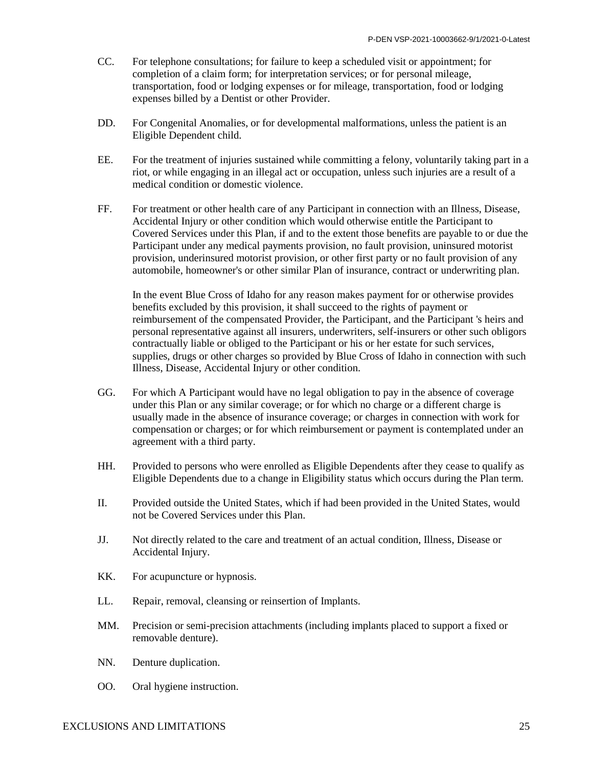CC. For telephone consultations; for failure to keep a scheduled visit or appointment; for completion of a claim form; for interpretation services; or for personal mileage, transportation, food or lodging expenses or for mileage, transportation, food or lodging expenses billed by a Dentist or other Provider.

DD. For Congenital Anomalies, or for developmental malformations, unless the patient is an Eligible Dependent child.

EE. For the treatment of injuries sustained while committing a felony, voluntarily taking part in a riot, or while engaging in an illegal act or occupation, unless such injuries are a result of a medical condition or domestic violence.

FF. For treatment or other health care of any Participant in connection with an Illness, Disease, Accidental Injury or other condition which would otherwise entitle the Participant to Covered Services under this Plan, if and to the extent those benefits are payable to or due the Participant under any medical payments provision, no fault provision, uninsured motorist provision, underinsured motorist provision, or other first party or no fault provision of any automobile, homeowner's or other similar Plan of insurance, contract or underwriting plan.

In the event Blue Cross of Idaho for any reason makes payment for or otherwise provides benefits excluded by this provision, it shall succeed to the rights of payment or reimbursement of the compensated Provider, the Participant, and the Participant 's heirs and personal representative against all insurers, underwriters, self-insurers or other such obligors contractually liable or obliged to the Participant or his or her estate for such services, supplies, drugs or other charges so provided by Blue Cross of Idaho in connection with such Illness, Disease, Accidental Injury or other condition.

GG. For which A Participant would have no legal obligation to pay in the absence of coverage under this Plan or any similar coverage; or for which no charge or a different charge is usually made in the absence of insurance coverage; or charges in connection with work for compensation or charges; or for which reimbursement or payment is contemplated under an agreement with a third party.

HH. Provided to persons who were enrolled as Eligible Dependents after they cease to qualify as Eligible Dependents due to a change in Eligibility status which occurs during the Plan term.

II. Provided outside the United States, which if had been provided in the United States, would not be Covered Services under this Plan.

JJ. Not directly related to the care and treatment of an actual condition, Illness, Disease or Accidental Injury.

KK. For acupuncture or hypnosis.

LL. Repair, removal, cleansing or reinsertion of Implants.

MM. Precision or semi-precision attachments (including implants placed to support a fixed or removable denture).

NN. Denture duplication.

OO. Oral hygiene instruction.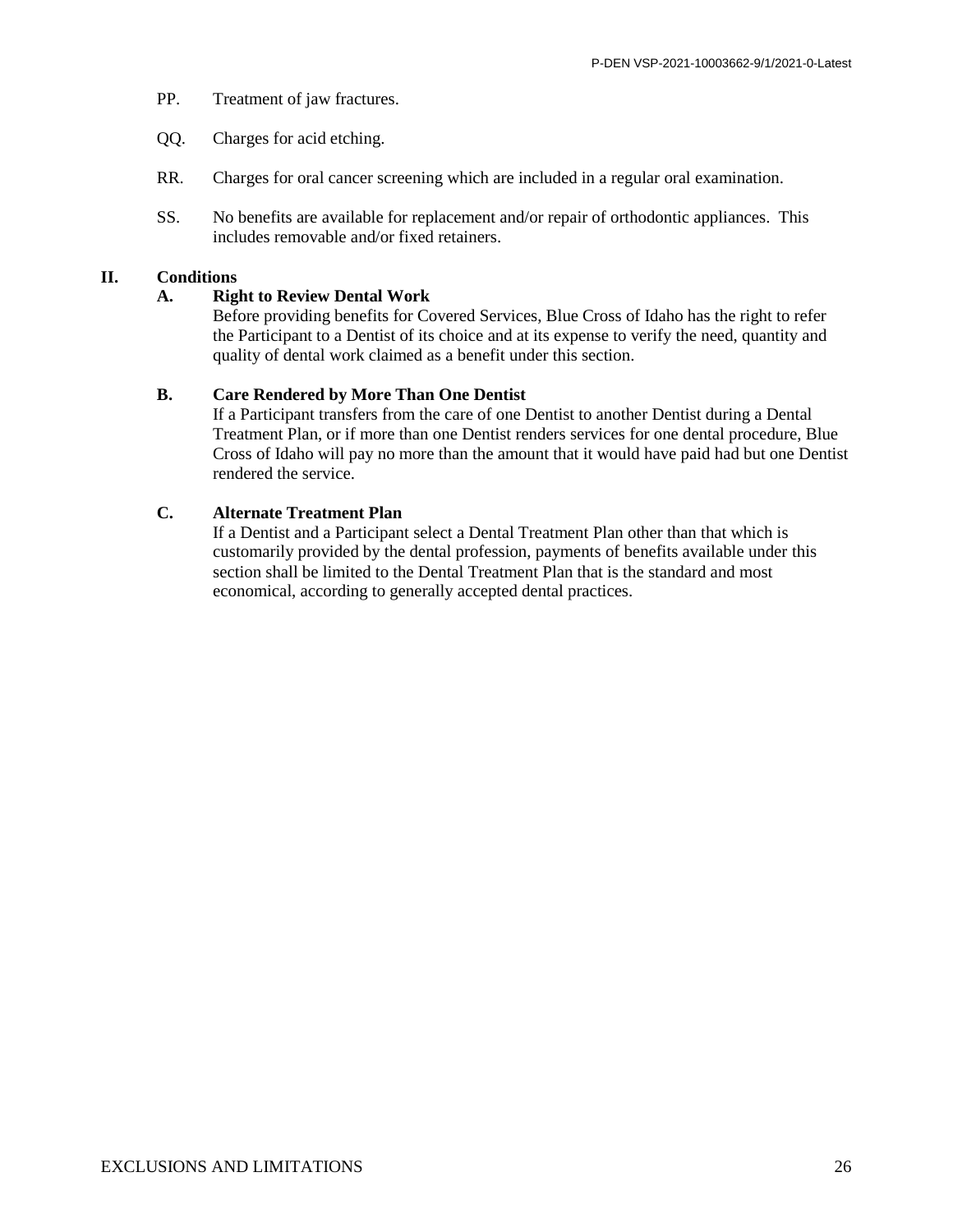PP. Treatment of jaw fractures.

QQ. Charges for acid etching.

RR. Charges for oral cancer screening which are included in a regular oral examination.

SS. No benefits are available for replacement and/or repair of orthodontic appliances. This includes removable and/or fixed retainers.

## II. Conditions

### A. Right to Review Dental Work

Before providing benefits for Covered Services, Blue Cross of Idaho has the right to refer the Participant to a Dentist of its choice and at its expense to verify the need, quantity and quality of dental work claimed as a benefit under this section.

### B. Care Rendered by More Than One Dentist

If a Participant transfers from the care of one Dentist to another Dentist during a Dental Treatment Plan, or if more than one Dentist renders services for one dental procedure, Blue Cross of Idaho will pay no more than the amount that it would have paid had but one Dentist rendered the service.

### C. Alternate Treatment Plan

If a Dentist and a Participant select a Dental Treatment Plan other than that which is customarily provided by the dental profession, payments of benefits available under this section shall be limited to the Dental Treatment Plan that is the standard and most economical, according to generally accepted dental practices.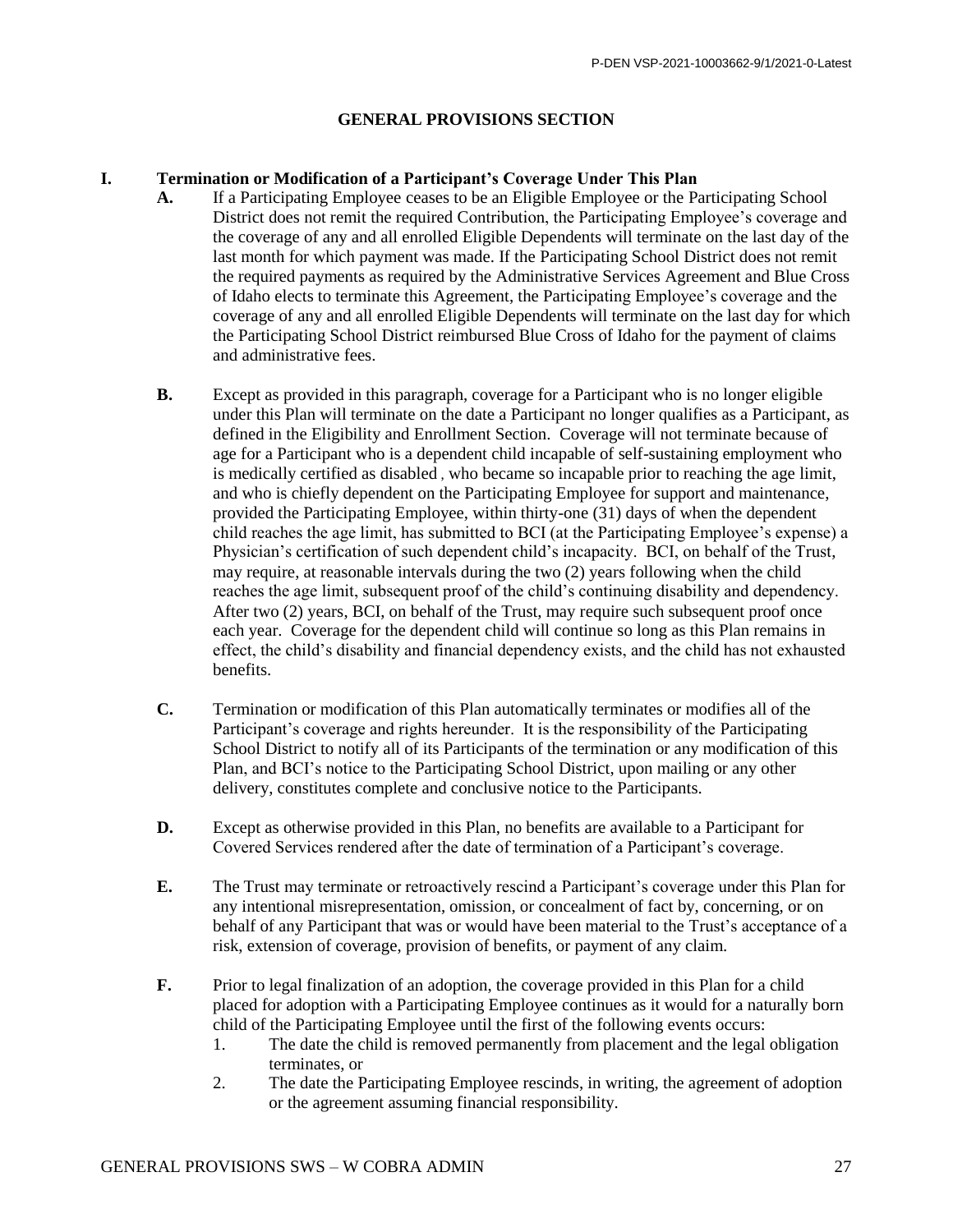## GENERAL PROVISIONS SECTION

### I. Termination or Modification of a Participant's Coverage Under This Plan

**A.** If a Participating Employee ceases to be an Eligible Employee or the Participating School District does not remit the required Contribution, the Participating Employee's coverage and the coverage of any and all enrolled Eligible Dependents will terminate on the last day of the last month for which payment was made. If the Participating School District does not remit the required payments as required by the Administrative Services Agreement and Blue Cross of Idaho elects to terminate this Agreement, the Participating Employee's coverage and the coverage of any and all enrolled Eligible Dependents will terminate on the last day for which the Participating School District reimbursed Blue Cross of Idaho for the payment of claims and administrative fees.

**B.** Except as provided in this paragraph, coverage for a Participant who is no longer eligible under this Plan will terminate on the date a Participant no longer qualifies as a Participant, as defined in the Eligibility and Enrollment Section. Coverage will not terminate because of age for a Participant who is a dependent child incapable of self-sustaining employment who is medically certified as disabled , who became so incapable prior to reaching the age limit, and who is chiefly dependent on the Participating Employee for support and maintenance, provided the Participating Employee, within thirty-one (31) days of when the dependent child reaches the age limit, has submitted to BCI (at the Participating Employee's expense) a Physician's certification of such dependent child's incapacity. BCI, on behalf of the Trust, may require, at reasonable intervals during the two (2) years following when the child reaches the age limit, subsequent proof of the child's continuing disability and dependency. After two (2) years, BCI, on behalf of the Trust, may require such subsequent proof once each year. Coverage for the dependent child will continue so long as this Plan remains in effect, the child's disability and financial dependency exists, and the child has not exhausted benefits.

**C.** Termination or modification of this Plan automatically terminates or modifies all of the Participant's coverage and rights hereunder. It is the responsibility of the Participating School District to notify all of its Participants of the termination or any modification of this Plan, and BCI's notice to the Participating School District, upon mailing or any other delivery, constitutes complete and conclusive notice to the Participants.

**D.** Except as otherwise provided in this Plan, no benefits are available to a Participant for Covered Services rendered after the date of termination of a Participant's coverage.

**E.** The Trust may terminate or retroactively rescind a Participant's coverage under this Plan for any intentional misrepresentation, omission, or concealment of fact by, concerning, or on behalf of any Participant that was or would have been material to the Trust's acceptance of a risk, extension of coverage, provision of benefits, or payment of any claim.

**F.** Prior to legal finalization of an adoption, the coverage provided in this Plan for a child placed for adoption with a Participating Employee continues as it would for a naturally born child of the Participating Employee until the first of the following events occurs:

1. The date the child is removed permanently from placement and the legal obligation terminates, or
2. The date the Participating Employee rescinds, in writing, the agreement of adoption or the agreement assuming financial responsibility.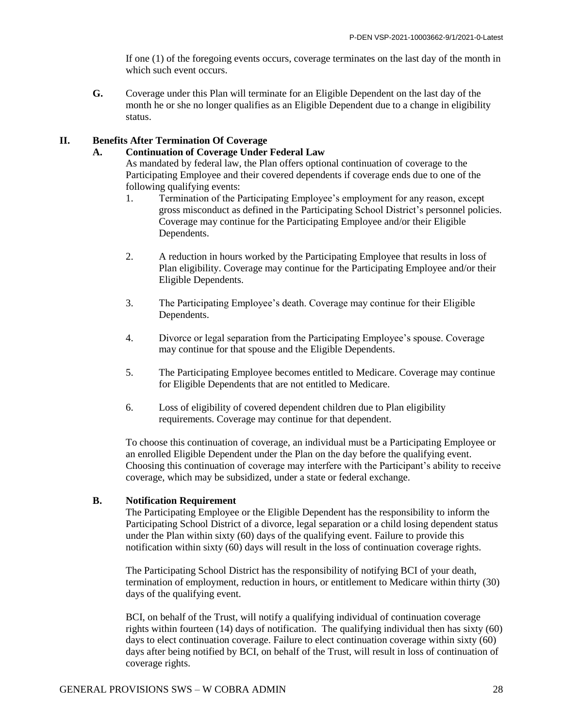If one (1) of the foregoing events occurs, coverage terminates on the last day of the month in which such event occurs.

**G.** Coverage under this Plan will terminate for an Eligible Dependent on the last day of the month he or she no longer qualifies as an Eligible Dependent due to a change in eligibility status.

## II. Benefits After Termination Of Coverage

### A. Continuation of Coverage Under Federal Law

As mandated by federal law, the Plan offers optional continuation of coverage to the Participating Employee and their covered dependents if coverage ends due to one of the following qualifying events:

1. Termination of the Participating Employee's employment for any reason, except gross misconduct as defined in the Participating School District's personnel policies. Coverage may continue for the Participating Employee and/or their Eligible Dependents.

2. A reduction in hours worked by the Participating Employee that results in loss of Plan eligibility. Coverage may continue for the Participating Employee and/or their Eligible Dependents.

3. The Participating Employee's death. Coverage may continue for their Eligible Dependents.

4. Divorce or legal separation from the Participating Employee's spouse. Coverage may continue for that spouse and the Eligible Dependents.

5. The Participating Employee becomes entitled to Medicare. Coverage may continue for Eligible Dependents that are not entitled to Medicare.

6. Loss of eligibility of covered dependent children due to Plan eligibility requirements. Coverage may continue for that dependent.

To choose this continuation of coverage, an individual must be a Participating Employee or an enrolled Eligible Dependent under the Plan on the day before the qualifying event. Choosing this continuation of coverage may interfere with the Participant's ability to receive coverage, which may be subsidized, under a state or federal exchange.

### B. Notification Requirement

The Participating Employee or the Eligible Dependent has the responsibility to inform the Participating School District of a divorce, legal separation or a child losing dependent status under the Plan within sixty (60) days of the qualifying event. Failure to provide this notification within sixty (60) days will result in the loss of continuation coverage rights.

The Participating School District has the responsibility of notifying BCI of your death, termination of employment, reduction in hours, or entitlement to Medicare within thirty (30) days of the qualifying event.

BCI, on behalf of the Trust, will notify a qualifying individual of continuation coverage rights within fourteen (14) days of notification. The qualifying individual then has sixty (60) days to elect continuation coverage. Failure to elect continuation coverage within sixty (60) days after being notified by BCI, on behalf of the Trust, will result in loss of continuation of coverage rights.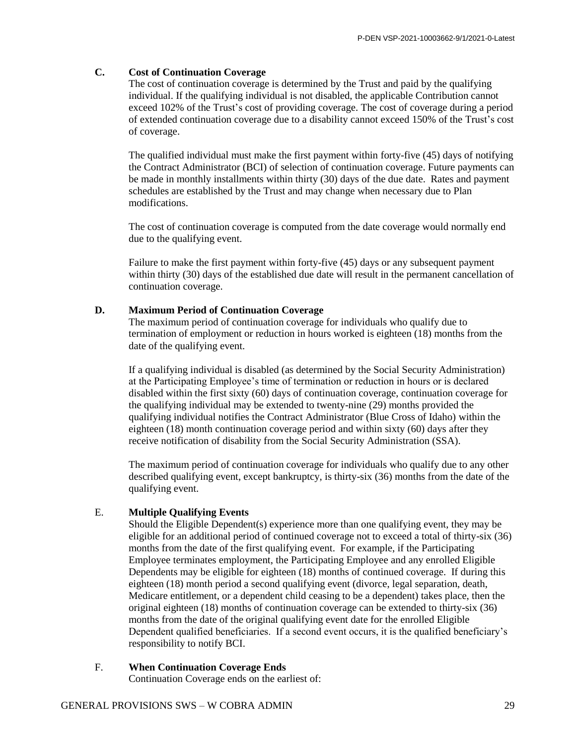### C. Cost of Continuation Coverage

The cost of continuation coverage is determined by the Trust and paid by the qualifying individual. If the qualifying individual is not disabled, the applicable Contribution cannot exceed 102% of the Trust's cost of providing coverage. The cost of coverage during a period of extended continuation coverage due to a disability cannot exceed 150% of the Trust's cost of coverage.

The qualified individual must make the first payment within forty-five (45) days of notifying the Contract Administrator (BCI) of selection of continuation coverage. Future payments can be made in monthly installments within thirty (30) days of the due date. Rates and payment schedules are established by the Trust and may change when necessary due to Plan modifications.

The cost of continuation coverage is computed from the date coverage would normally end due to the qualifying event.

Failure to make the first payment within forty-five (45) days or any subsequent payment within thirty (30) days of the established due date will result in the permanent cancellation of continuation coverage.

### D. Maximum Period of Continuation Coverage

The maximum period of continuation coverage for individuals who qualify due to termination of employment or reduction in hours worked is eighteen (18) months from the date of the qualifying event.

If a qualifying individual is disabled (as determined by the Social Security Administration) at the Participating Employee's time of termination or reduction in hours or is declared disabled within the first sixty (60) days of continuation coverage, continuation coverage for the qualifying individual may be extended to twenty-nine (29) months provided the qualifying individual notifies the Contract Administrator (Blue Cross of Idaho) within the eighteen (18) month continuation coverage period and within sixty (60) days after they receive notification of disability from the Social Security Administration (SSA).

The maximum period of continuation coverage for individuals who qualify due to any other described qualifying event, except bankruptcy, is thirty-six (36) months from the date of the qualifying event.

### E. Multiple Qualifying Events

Should the Eligible Dependent(s) experience more than one qualifying event, they may be eligible for an additional period of continued coverage not to exceed a total of thirty-six (36) months from the date of the first qualifying event. For example, if the Participating Employee terminates employment, the Participating Employee and any enrolled Eligible Dependents may be eligible for eighteen (18) months of continued coverage. If during this eighteen (18) month period a second qualifying event (divorce, legal separation, death, Medicare entitlement, or a dependent child ceasing to be a dependent) takes place, then the original eighteen (18) months of continuation coverage can be extended to thirty-six (36) months from the date of the original qualifying event date for the enrolled Eligible Dependent qualified beneficiaries. If a second event occurs, it is the qualified beneficiary's responsibility to notify BCI.

### F. When Continuation Coverage Ends

Continuation Coverage ends on the earliest of: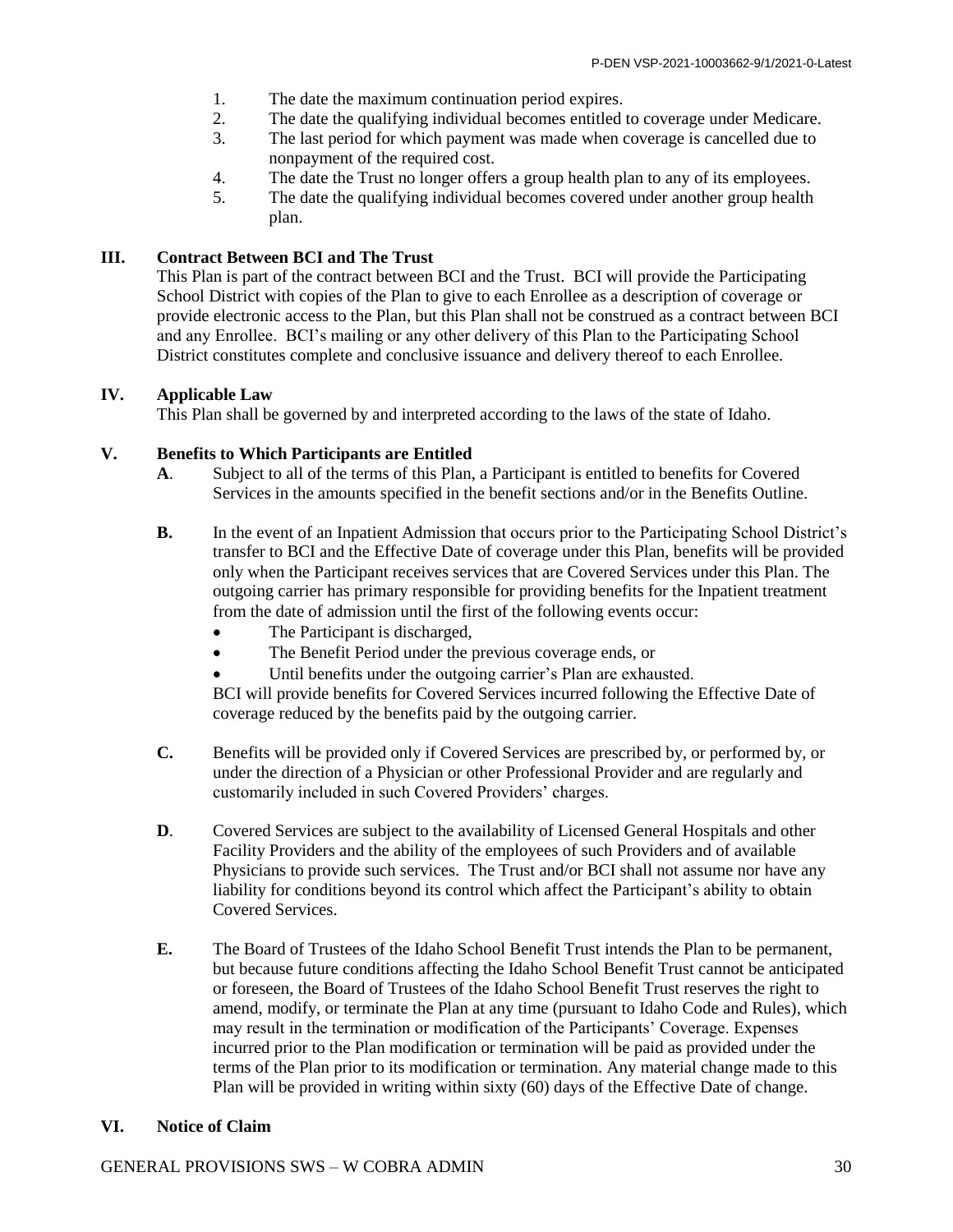1. The date the maximum continuation period expires.
2. The date the qualifying individual becomes entitled to coverage under Medicare.
3. The last period for which payment was made when coverage is cancelled due to nonpayment of the required cost.
4. The date the Trust no longer offers a group health plan to any of its employees.
5. The date the qualifying individual becomes covered under another group health plan.

## III. Contract Between BCI and The Trust

This Plan is part of the contract between BCI and the Trust. BCI will provide the Participating School District with copies of the Plan to give to each Enrollee as a description of coverage or provide electronic access to the Plan, but this Plan shall not be construed as a contract between BCI and any Enrollee. BCI's mailing or any other delivery of this Plan to the Participating School District constitutes complete and conclusive issuance and delivery thereof to each Enrollee.

## IV. Applicable Law

This Plan shall be governed by and interpreted according to the laws of the state of Idaho.

## V. Benefits to Which Participants are Entitled

**A**. Subject to all of the terms of this Plan, a Participant is entitled to benefits for Covered Services in the amounts specified in the benefit sections and/or in the Benefits Outline.

**B.** In the event of an Inpatient Admission that occurs prior to the Participating School District's transfer to BCI and the Effective Date of coverage under this Plan, benefits will be provided only when the Participant receives services that are Covered Services under this Plan. The outgoing carrier has primary responsible for providing benefits for the Inpatient treatment from the date of admission until the first of the following events occur:

- The Participant is discharged,
- The Benefit Period under the previous coverage ends, or
- Until benefits under the outgoing carrier's Plan are exhausted.

BCI will provide benefits for Covered Services incurred following the Effective Date of coverage reduced by the benefits paid by the outgoing carrier.

**C.** Benefits will be provided only if Covered Services are prescribed by, or performed by, or under the direction of a Physician or other Professional Provider and are regularly and customarily included in such Covered Providers' charges.

**D**. Covered Services are subject to the availability of Licensed General Hospitals and other Facility Providers and the ability of the employees of such Providers and of available Physicians to provide such services. The Trust and/or BCI shall not assume nor have any liability for conditions beyond its control which affect the Participant's ability to obtain Covered Services.

**E.** The Board of Trustees of the Idaho School Benefit Trust intends the Plan to be permanent, but because future conditions affecting the Idaho School Benefit Trust cannot be anticipated or foreseen, the Board of Trustees of the Idaho School Benefit Trust reserves the right to amend, modify, or terminate the Plan at any time (pursuant to Idaho Code and Rules), which may result in the termination or modification of the Participants' Coverage. Expenses incurred prior to the Plan modification or termination will be paid as provided under the terms of the Plan prior to its modification or termination. Any material change made to this Plan will be provided in writing within sixty (60) days of the Effective Date of change.

## VI. Notice of Claim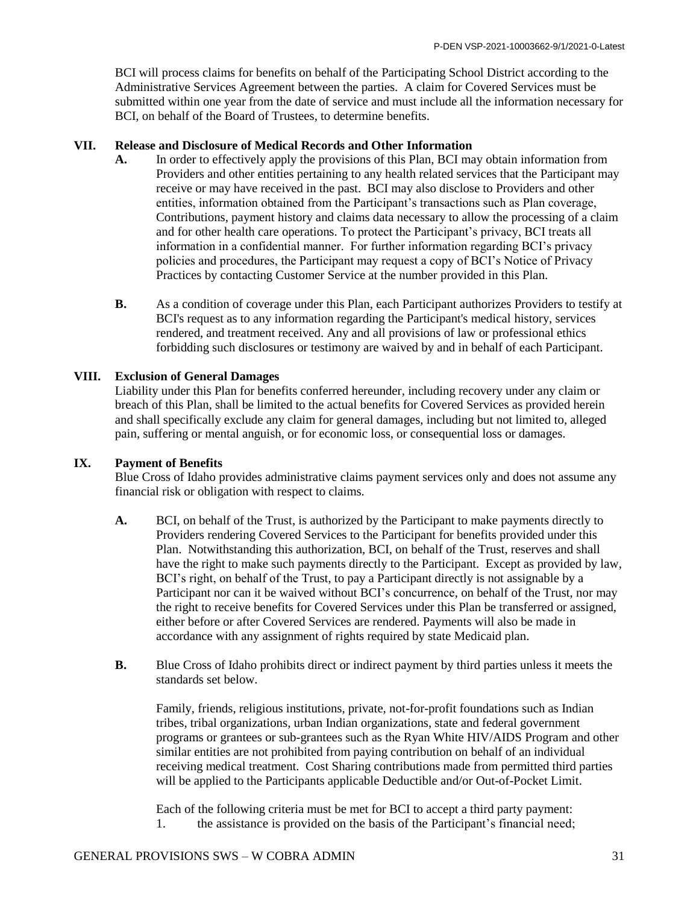BCI will process claims for benefits on behalf of the Participating School District according to the Administrative Services Agreement between the parties. A claim for Covered Services must be submitted within one year from the date of service and must include all the information necessary for BCI, on behalf of the Board of Trustees, to determine benefits.

## VII. Release and Disclosure of Medical Records and Other Information

**A.** In order to effectively apply the provisions of this Plan, BCI may obtain information from Providers and other entities pertaining to any health related services that the Participant may receive or may have received in the past. BCI may also disclose to Providers and other entities, information obtained from the Participant's transactions such as Plan coverage, Contributions, payment history and claims data necessary to allow the processing of a claim and for other health care operations. To protect the Participant's privacy, BCI treats all information in a confidential manner. For further information regarding BCI's privacy policies and procedures, the Participant may request a copy of BCI's Notice of Privacy Practices by contacting Customer Service at the number provided in this Plan.

**B.** As a condition of coverage under this Plan, each Participant authorizes Providers to testify at BCI's request as to any information regarding the Participant's medical history, services rendered, and treatment received. Any and all provisions of law or professional ethics forbidding such disclosures or testimony are waived by and in behalf of each Participant.

## VIII. Exclusion of General Damages

Liability under this Plan for benefits conferred hereunder, including recovery under any claim or breach of this Plan, shall be limited to the actual benefits for Covered Services as provided herein and shall specifically exclude any claim for general damages, including but not limited to, alleged pain, suffering or mental anguish, or for economic loss, or consequential loss or damages.

## IX. Payment of Benefits

Blue Cross of Idaho provides administrative claims payment services only and does not assume any financial risk or obligation with respect to claims.

**A.** BCI, on behalf of the Trust, is authorized by the Participant to make payments directly to Providers rendering Covered Services to the Participant for benefits provided under this Plan. Notwithstanding this authorization, BCI, on behalf of the Trust, reserves and shall have the right to make such payments directly to the Participant. Except as provided by law, BCI's right, on behalf of the Trust, to pay a Participant directly is not assignable by a Participant nor can it be waived without BCI's concurrence, on behalf of the Trust, nor may the right to receive benefits for Covered Services under this Plan be transferred or assigned, either before or after Covered Services are rendered. Payments will also be made in accordance with any assignment of rights required by state Medicaid plan.

**B.** Blue Cross of Idaho prohibits direct or indirect payment by third parties unless it meets the standards set below.

Family, friends, religious institutions, private, not-for-profit foundations such as Indian tribes, tribal organizations, urban Indian organizations, state and federal government programs or grantees or sub-grantees such as the Ryan White HIV/AIDS Program and other similar entities are not prohibited from paying contribution on behalf of an individual receiving medical treatment. Cost Sharing contributions made from permitted third parties will be applied to the Participants applicable Deductible and/or Out-of-Pocket Limit.

Each of the following criteria must be met for BCI to accept a third party payment:

1. the assistance is provided on the basis of the Participant's financial need;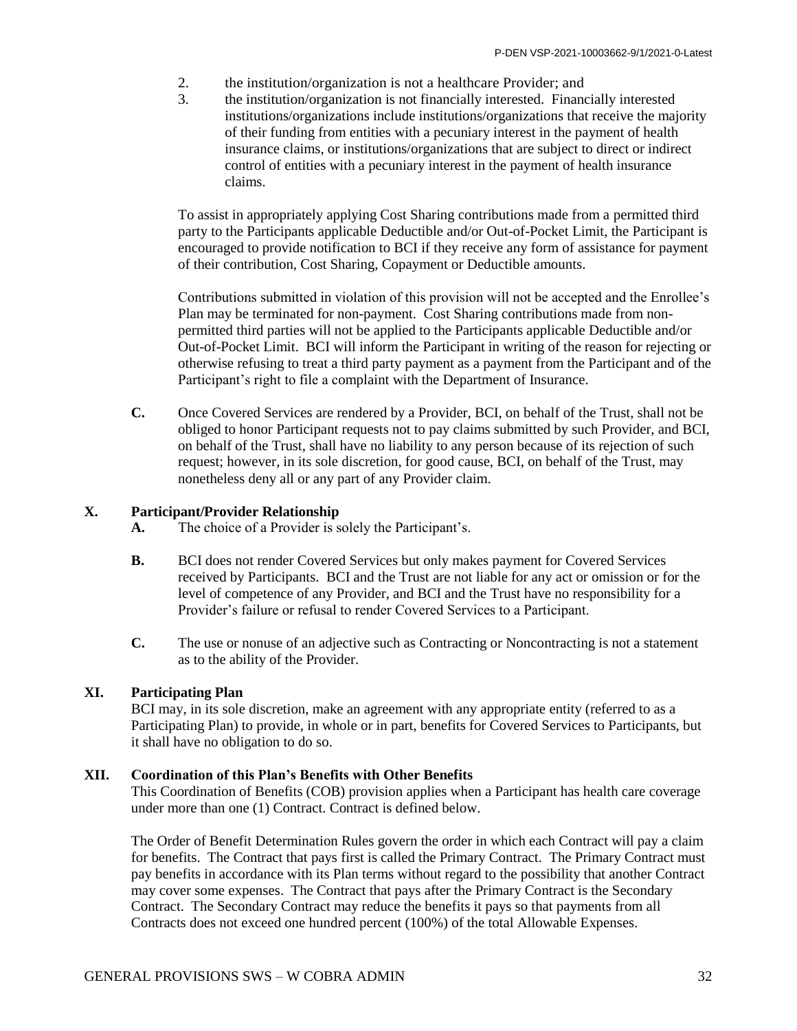2. the institution/organization is not a healthcare Provider; and
3. the institution/organization is not financially interested. Financially interested institutions/organizations include institutions/organizations that receive the majority of their funding from entities with a pecuniary interest in the payment of health insurance claims, or institutions/organizations that are subject to direct or indirect control of entities with a pecuniary interest in the payment of health insurance claims.

To assist in appropriately applying Cost Sharing contributions made from a permitted third party to the Participants applicable Deductible and/or Out-of-Pocket Limit, the Participant is encouraged to provide notification to BCI if they receive any form of assistance for payment of their contribution, Cost Sharing, Copayment or Deductible amounts.

Contributions submitted in violation of this provision will not be accepted and the Enrollee's Plan may be terminated for non-payment. Cost Sharing contributions made from non-permitted third parties will not be applied to the Participants applicable Deductible and/or Out-of-Pocket Limit. BCI will inform the Participant in writing of the reason for rejecting or otherwise refusing to treat a third party payment as a payment from the Participant and of the Participant's right to file a complaint with the Department of Insurance.

**C.** Once Covered Services are rendered by a Provider, BCI, on behalf of the Trust, shall not be obliged to honor Participant requests not to pay claims submitted by such Provider, and BCI, on behalf of the Trust, shall have no liability to any person because of its rejection of such request; however, in its sole discretion, for good cause, BCI, on behalf of the Trust, may nonetheless deny all or any part of any Provider claim.

## X. Participant/Provider Relationship

**A.** The choice of a Provider is solely the Participant's.

**B.** BCI does not render Covered Services but only makes payment for Covered Services received by Participants. BCI and the Trust are not liable for any act or omission or for the level of competence of any Provider, and BCI and the Trust have no responsibility for a Provider's failure or refusal to render Covered Services to a Participant.

**C.** The use or nonuse of an adjective such as Contracting or Noncontracting is not a statement as to the ability of the Provider.

## XI. Participating Plan

BCI may, in its sole discretion, make an agreement with any appropriate entity (referred to as a Participating Plan) to provide, in whole or in part, benefits for Covered Services to Participants, but it shall have no obligation to do so.

## XII. Coordination of this Plan's Benefits with Other Benefits

This Coordination of Benefits (COB) provision applies when a Participant has health care coverage under more than one (1) Contract. Contract is defined below.

The Order of Benefit Determination Rules govern the order in which each Contract will pay a claim for benefits. The Contract that pays first is called the Primary Contract. The Primary Contract must pay benefits in accordance with its Plan terms without regard to the possibility that another Contract may cover some expenses. The Contract that pays after the Primary Contract is the Secondary Contract. The Secondary Contract may reduce the benefits it pays so that payments from all Contracts does not exceed one hundred percent (100%) of the total Allowable Expenses.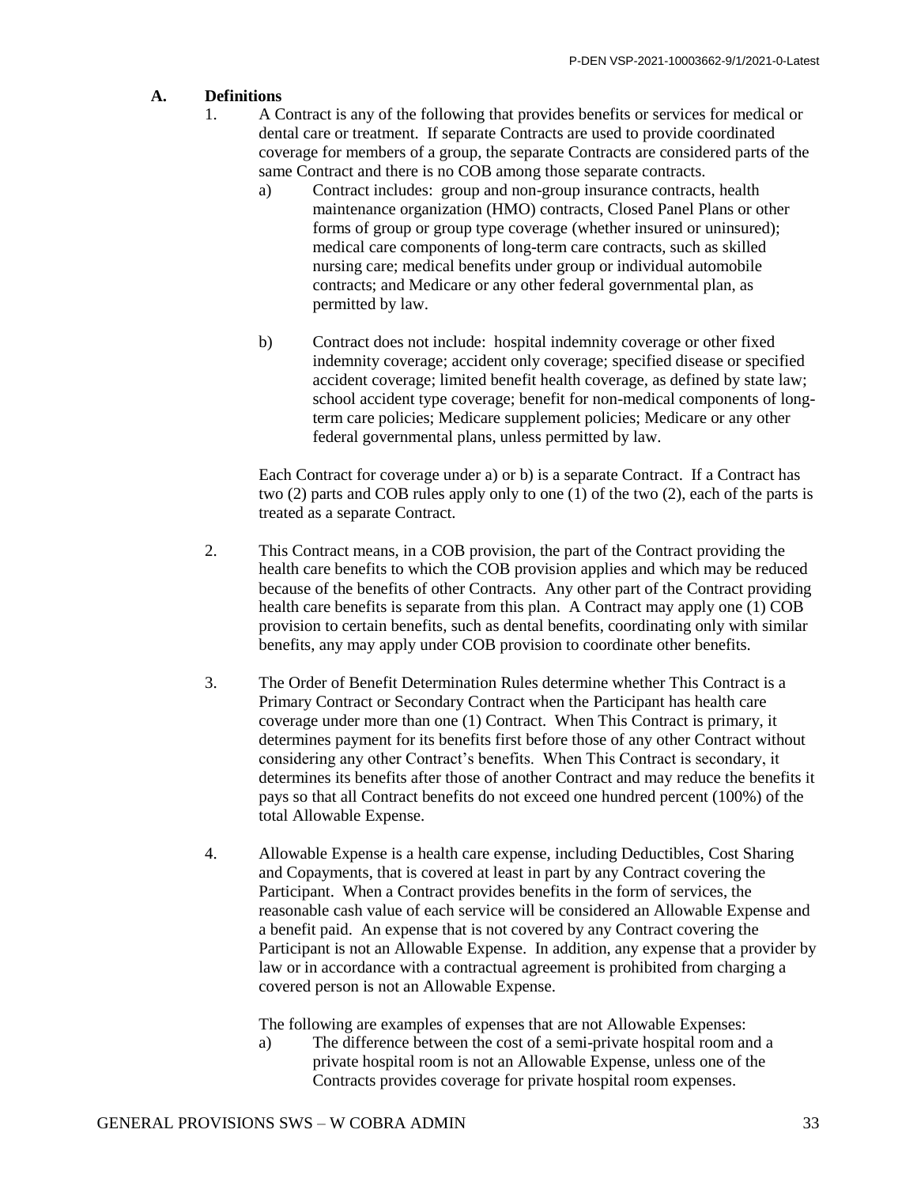## A. Definitions

1. A Contract is any of the following that provides benefits or services for medical or dental care or treatment. If separate Contracts are used to provide coordinated coverage for members of a group, the separate Contracts are considered parts of the same Contract and there is no COB among those separate contracts.

   a) Contract includes: group and non-group insurance contracts, health maintenance organization (HMO) contracts, Closed Panel Plans or other forms of group or group type coverage (whether insured or uninsured); medical care components of long-term care contracts, such as skilled nursing care; medical benefits under group or individual automobile contracts; and Medicare or any other federal governmental plan, as permitted by law.

   b) Contract does not include: hospital indemnity coverage or other fixed indemnity coverage; accident only coverage; specified disease or specified accident coverage; limited benefit health coverage, as defined by state law; school accident type coverage; benefit for non-medical components of long-term care policies; Medicare supplement policies; Medicare or any other federal governmental plans, unless permitted by law.

   Each Contract for coverage under a) or b) is a separate Contract. If a Contract has two (2) parts and COB rules apply only to one (1) of the two (2), each of the parts is treated as a separate Contract.

2. This Contract means, in a COB provision, the part of the Contract providing the health care benefits to which the COB provision applies and which may be reduced because of the benefits of other Contracts. Any other part of the Contract providing health care benefits is separate from this plan. A Contract may apply one (1) COB provision to certain benefits, such as dental benefits, coordinating only with similar benefits, any may apply under COB provision to coordinate other benefits.

3. The Order of Benefit Determination Rules determine whether This Contract is a Primary Contract or Secondary Contract when the Participant has health care coverage under more than one (1) Contract. When This Contract is primary, it determines payment for its benefits first before those of any other Contract without considering any other Contract's benefits. When This Contract is secondary, it determines its benefits after those of another Contract and may reduce the benefits it pays so that all Contract benefits do not exceed one hundred percent (100%) of the total Allowable Expense.

4. Allowable Expense is a health care expense, including Deductibles, Cost Sharing and Copayments, that is covered at least in part by any Contract covering the Participant. When a Contract provides benefits in the form of services, the reasonable cash value of each service will be considered an Allowable Expense and a benefit paid. An expense that is not covered by any Contract covering the Participant is not an Allowable Expense. In addition, any expense that a provider by law or in accordance with a contractual agreement is prohibited from charging a covered person is not an Allowable Expense.

   The following are examples of expenses that are not Allowable Expenses:

   a) The difference between the cost of a semi-private hospital room and a private hospital room is not an Allowable Expense, unless one of the Contracts provides coverage for private hospital room expenses.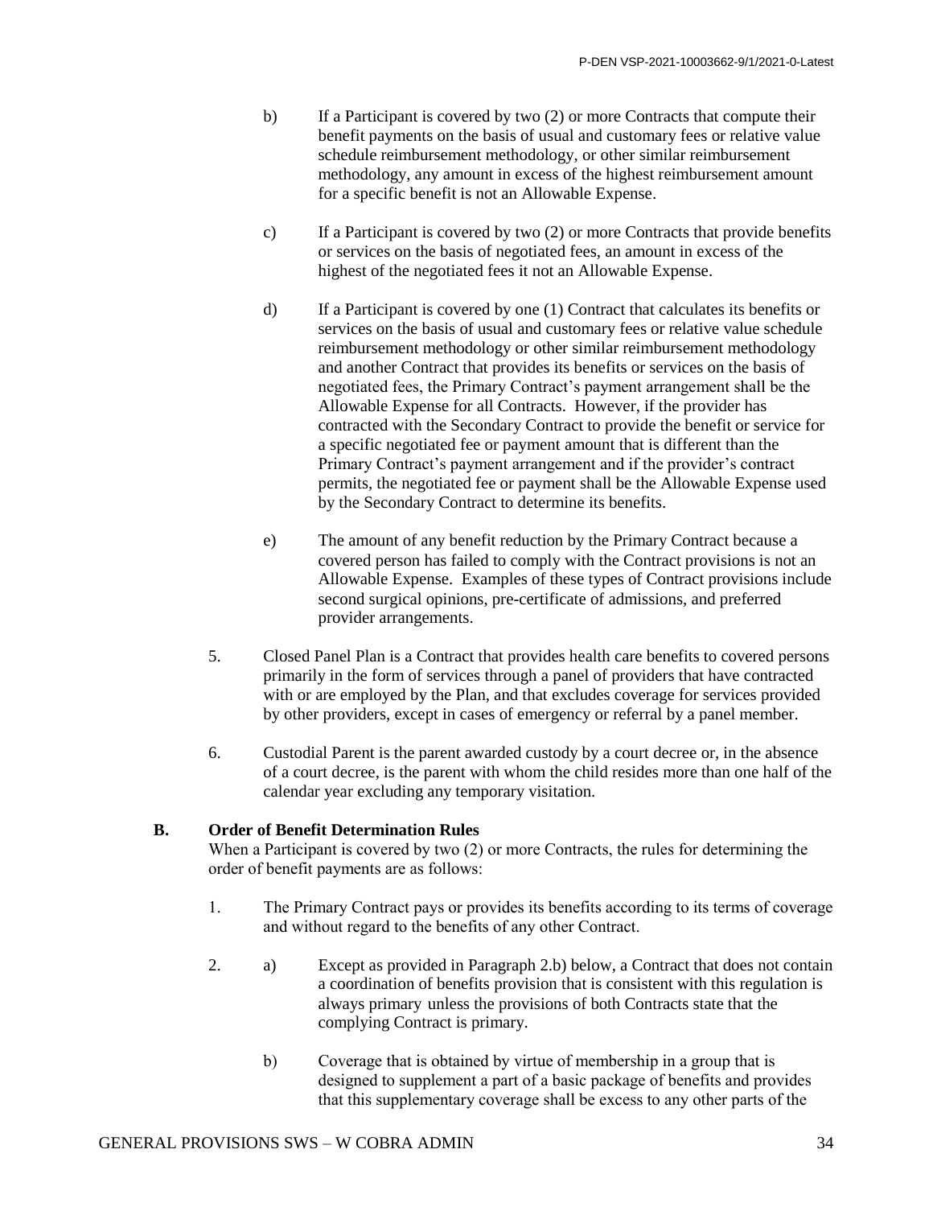b) If a Participant is covered by two (2) or more Contracts that compute their benefit payments on the basis of usual and customary fees or relative value schedule reimbursement methodology, or other similar reimbursement methodology, any amount in excess of the highest reimbursement amount for a specific benefit is not an Allowable Expense.

c) If a Participant is covered by two (2) or more Contracts that provide benefits or services on the basis of negotiated fees, an amount in excess of the highest of the negotiated fees it not an Allowable Expense.

d) If a Participant is covered by one (1) Contract that calculates its benefits or services on the basis of usual and customary fees or relative value schedule reimbursement methodology or other similar reimbursement methodology and another Contract that provides its benefits or services on the basis of negotiated fees, the Primary Contract's payment arrangement shall be the Allowable Expense for all Contracts. However, if the provider has contracted with the Secondary Contract to provide the benefit or service for a specific negotiated fee or payment amount that is different than the Primary Contract's payment arrangement and if the provider's contract permits, the negotiated fee or payment shall be the Allowable Expense used by the Secondary Contract to determine its benefits.

e) The amount of any benefit reduction by the Primary Contract because a covered person has failed to comply with the Contract provisions is not an Allowable Expense. Examples of these types of Contract provisions include second surgical opinions, pre-certificate of admissions, and preferred provider arrangements.

5. Closed Panel Plan is a Contract that provides health care benefits to covered persons primarily in the form of services through a panel of providers that have contracted with or are employed by the Plan, and that excludes coverage for services provided by other providers, except in cases of emergency or referral by a panel member.

6. Custodial Parent is the parent awarded custody by a court decree or, in the absence of a court decree, is the parent with whom the child resides more than one half of the calendar year excluding any temporary visitation.

**B. Order of Benefit Determination Rules**

When a Participant is covered by two (2) or more Contracts, the rules for determining the order of benefit payments are as follows:

1. The Primary Contract pays or provides its benefits according to its terms of coverage and without regard to the benefits of any other Contract.

2. a) Except as provided in Paragraph 2.b) below, a Contract that does not contain a coordination of benefits provision that is consistent with this regulation is always primary unless the provisions of both Contracts state that the complying Contract is primary.

   b) Coverage that is obtained by virtue of membership in a group that is designed to supplement a part of a basic package of benefits and provides that this supplementary coverage shall be excess to any other parts of the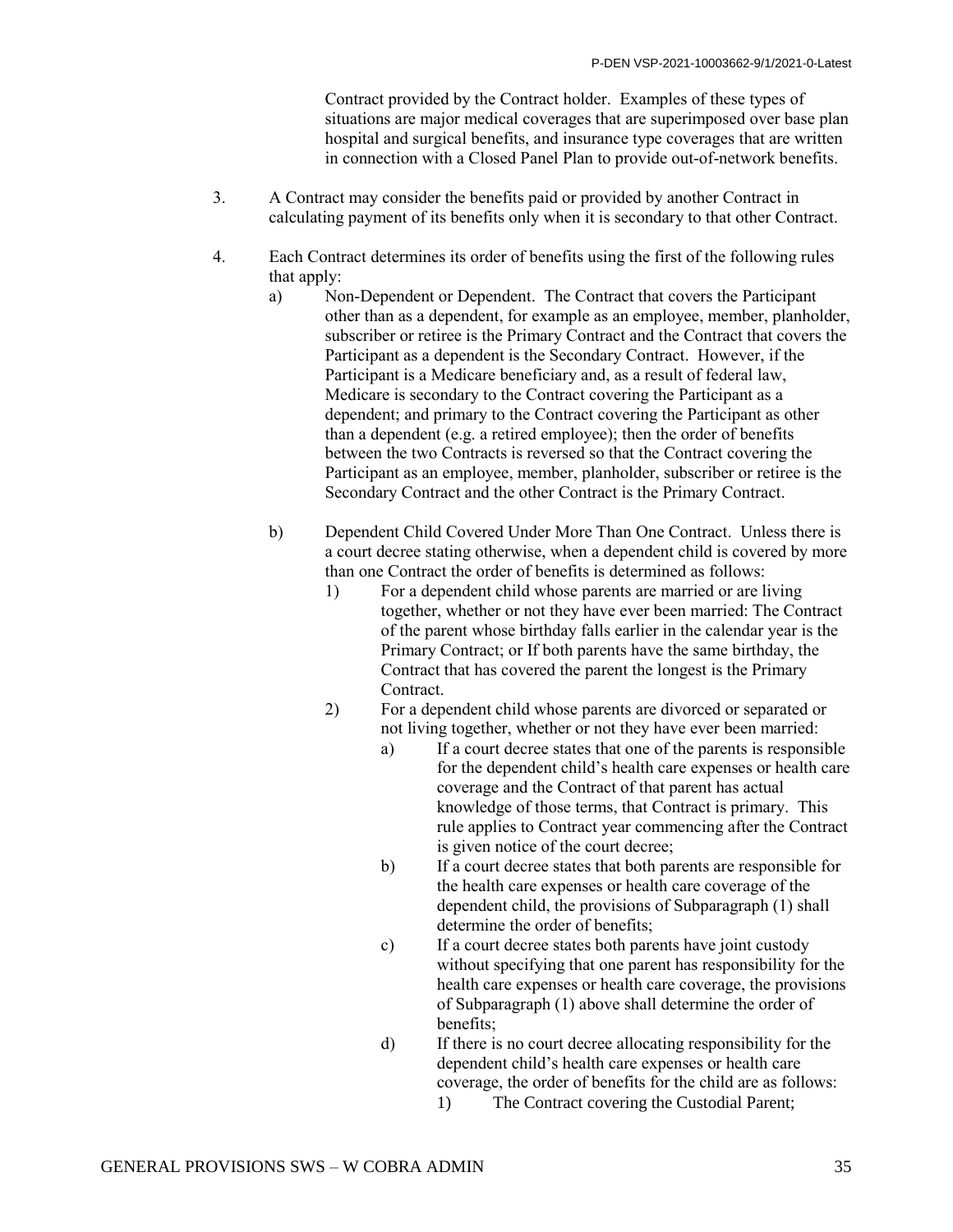Contract provided by the Contract holder. Examples of these types of situations are major medical coverages that are superimposed over base plan hospital and surgical benefits, and insurance type coverages that are written in connection with a Closed Panel Plan to provide out-of-network benefits.

3. A Contract may consider the benefits paid or provided by another Contract in calculating payment of its benefits only when it is secondary to that other Contract.

4. Each Contract determines its order of benefits using the first of the following rules that apply:

   a) Non-Dependent or Dependent. The Contract that covers the Participant other than as a dependent, for example as an employee, member, planholder, subscriber or retiree is the Primary Contract and the Contract that covers the Participant as a dependent is the Secondary Contract. However, if the Participant is a Medicare beneficiary and, as a result of federal law, Medicare is secondary to the Contract covering the Participant as a dependent; and primary to the Contract covering the Participant as other than a dependent (e.g. a retired employee); then the order of benefits between the two Contracts is reversed so that the Contract covering the Participant as an employee, member, planholder, subscriber or retiree is the Secondary Contract and the other Contract is the Primary Contract.

   b) Dependent Child Covered Under More Than One Contract. Unless there is a court decree stating otherwise, when a dependent child is covered by more than one Contract the order of benefits is determined as follows:

      1) For a dependent child whose parents are married or are living together, whether or not they have ever been married: The Contract of the parent whose birthday falls earlier in the calendar year is the Primary Contract; or If both parents have the same birthday, the Contract that has covered the parent the longest is the Primary Contract.

      2) For a dependent child whose parents are divorced or separated or not living together, whether or not they have ever been married:

         a) If a court decree states that one of the parents is responsible for the dependent child's health care expenses or health care coverage and the Contract of that parent has actual knowledge of those terms, that Contract is primary. This rule applies to Contract year commencing after the Contract is given notice of the court decree;

         b) If a court decree states that both parents are responsible for the health care expenses or health care coverage of the dependent child, the provisions of Subparagraph (1) shall determine the order of benefits;

         c) If a court decree states both parents have joint custody without specifying that one parent has responsibility for the health care expenses or health care coverage, the provisions of Subparagraph (1) above shall determine the order of benefits;

         d) If there is no court decree allocating responsibility for the dependent child's health care expenses or health care coverage, the order of benefits for the child are as follows:

            1) The Contract covering the Custodial Parent;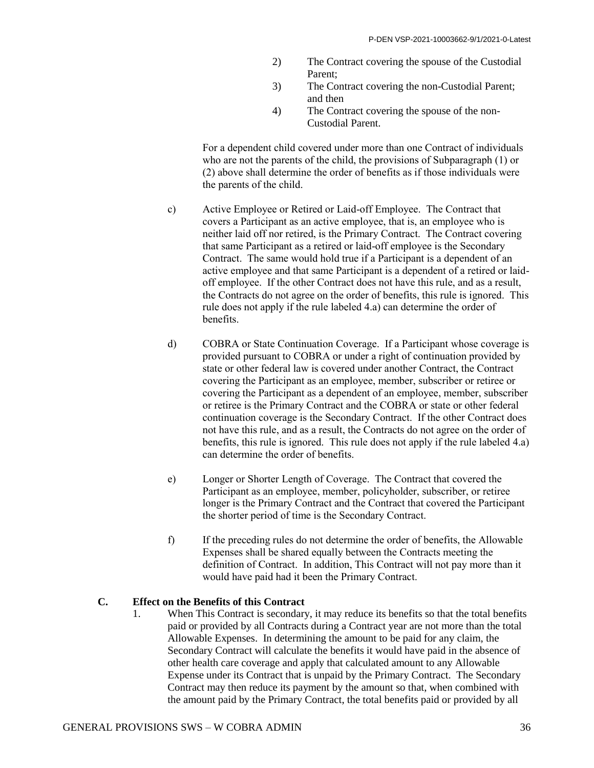2) The Contract covering the spouse of the Custodial Parent;
3) The Contract covering the non-Custodial Parent; and then
4) The Contract covering the spouse of the non-Custodial Parent.

For a dependent child covered under more than one Contract of individuals who are not the parents of the child, the provisions of Subparagraph (1) or (2) above shall determine the order of benefits as if those individuals were the parents of the child.

c) Active Employee or Retired or Laid-off Employee. The Contract that covers a Participant as an active employee, that is, an employee who is neither laid off nor retired, is the Primary Contract. The Contract covering that same Participant as a retired or laid-off employee is the Secondary Contract. The same would hold true if a Participant is a dependent of an active employee and that same Participant is a dependent of a retired or laid-off employee. If the other Contract does not have this rule, and as a result, the Contracts do not agree on the order of benefits, this rule is ignored. This rule does not apply if the rule labeled 4.a) can determine the order of benefits.

d) COBRA or State Continuation Coverage. If a Participant whose coverage is provided pursuant to COBRA or under a right of continuation provided by state or other federal law is covered under another Contract, the Contract covering the Participant as an employee, member, subscriber or retiree or covering the Participant as a dependent of an employee, member, subscriber or retiree is the Primary Contract and the COBRA or state or other federal continuation coverage is the Secondary Contract. If the other Contract does not have this rule, and as a result, the Contracts do not agree on the order of benefits, this rule is ignored. This rule does not apply if the rule labeled 4.a) can determine the order of benefits.

e) Longer or Shorter Length of Coverage. The Contract that covered the Participant as an employee, member, policyholder, subscriber, or retiree longer is the Primary Contract and the Contract that covered the Participant the shorter period of time is the Secondary Contract.

f) If the preceding rules do not determine the order of benefits, the Allowable Expenses shall be shared equally between the Contracts meeting the definition of Contract. In addition, This Contract will not pay more than it would have paid had it been the Primary Contract.

### C. Effect on the Benefits of this Contract

1. When This Contract is secondary, it may reduce its benefits so that the total benefits paid or provided by all Contracts during a Contract year are not more than the total Allowable Expenses. In determining the amount to be paid for any claim, the Secondary Contract will calculate the benefits it would have paid in the absence of other health care coverage and apply that calculated amount to any Allowable Expense under its Contract that is unpaid by the Primary Contract. The Secondary Contract may then reduce its payment by the amount so that, when combined with the amount paid by the Primary Contract, the total benefits paid or provided by all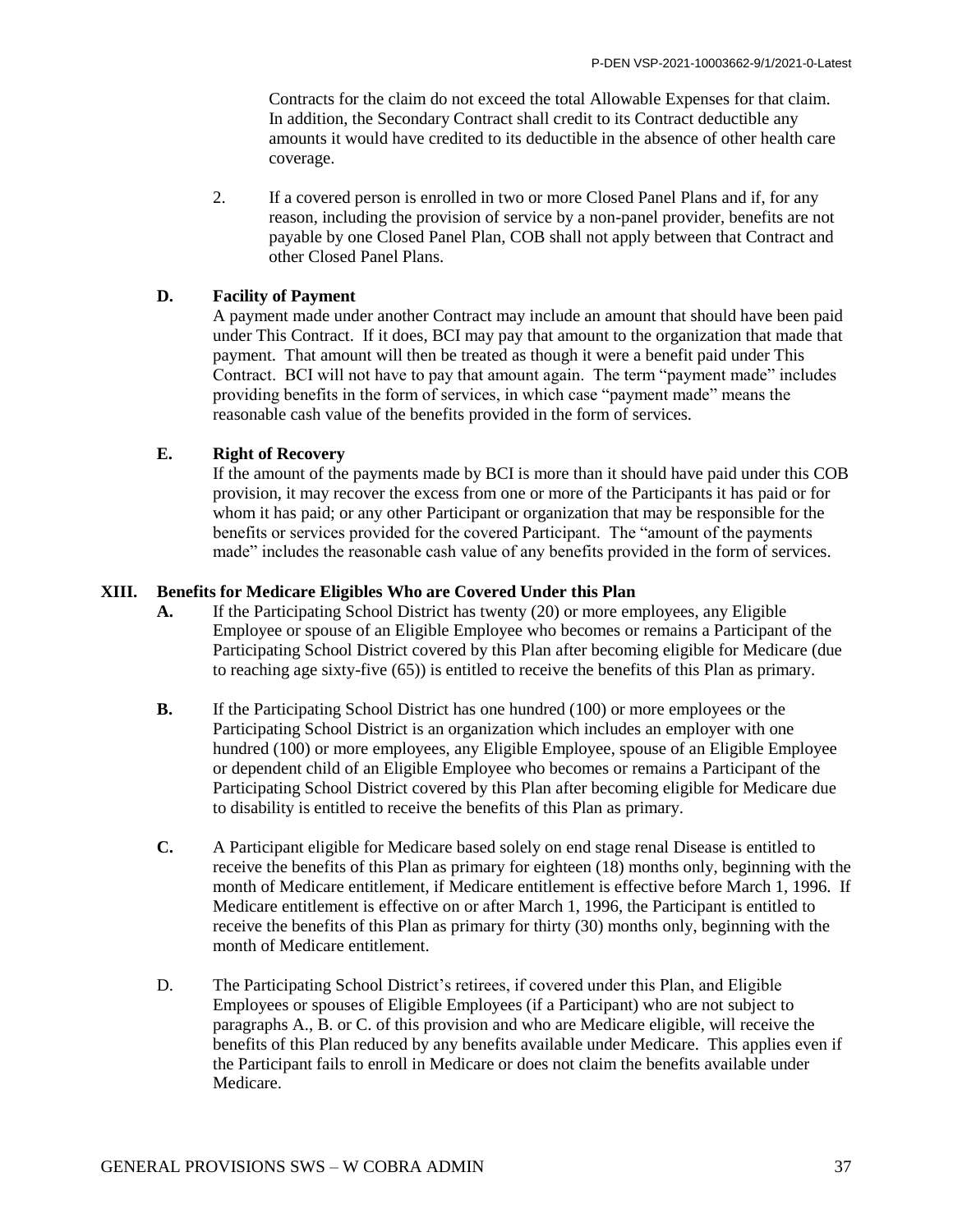Contracts for the claim do not exceed the total Allowable Expenses for that claim. In addition, the Secondary Contract shall credit to its Contract deductible any amounts it would have credited to its deductible in the absence of other health care coverage.

2. If a covered person is enrolled in two or more Closed Panel Plans and if, for any reason, including the provision of service by a non-panel provider, benefits are not payable by one Closed Panel Plan, COB shall not apply between that Contract and other Closed Panel Plans.

**D. Facility of Payment**

A payment made under another Contract may include an amount that should have been paid under This Contract. If it does, BCI may pay that amount to the organization that made that payment. That amount will then be treated as though it were a benefit paid under This Contract. BCI will not have to pay that amount again. The term "payment made" includes providing benefits in the form of services, in which case "payment made" means the reasonable cash value of the benefits provided in the form of services.

**E. Right of Recovery**

If the amount of the payments made by BCI is more than it should have paid under this COB provision, it may recover the excess from one or more of the Participants it has paid or for whom it has paid; or any other Participant or organization that may be responsible for the benefits or services provided for the covered Participant. The "amount of the payments made" includes the reasonable cash value of any benefits provided in the form of services.

## XIII. Benefits for Medicare Eligibles Who are Covered Under this Plan

**A.** If the Participating School District has twenty (20) or more employees, any Eligible Employee or spouse of an Eligible Employee who becomes or remains a Participant of the Participating School District covered by this Plan after becoming eligible for Medicare (due to reaching age sixty-five (65)) is entitled to receive the benefits of this Plan as primary.

**B.** If the Participating School District has one hundred (100) or more employees or the Participating School District is an organization which includes an employer with one hundred (100) or more employees, any Eligible Employee, spouse of an Eligible Employee or dependent child of an Eligible Employee who becomes or remains a Participant of the Participating School District covered by this Plan after becoming eligible for Medicare due to disability is entitled to receive the benefits of this Plan as primary.

**C.** A Participant eligible for Medicare based solely on end stage renal Disease is entitled to receive the benefits of this Plan as primary for eighteen (18) months only, beginning with the month of Medicare entitlement, if Medicare entitlement is effective before March 1, 1996. If Medicare entitlement is effective on or after March 1, 1996, the Participant is entitled to receive the benefits of this Plan as primary for thirty (30) months only, beginning with the month of Medicare entitlement.

D. The Participating School District's retirees, if covered under this Plan, and Eligible Employees or spouses of Eligible Employees (if a Participant) who are not subject to paragraphs A., B. or C. of this provision and who are Medicare eligible, will receive the benefits of this Plan reduced by any benefits available under Medicare. This applies even if the Participant fails to enroll in Medicare or does not claim the benefits available under Medicare.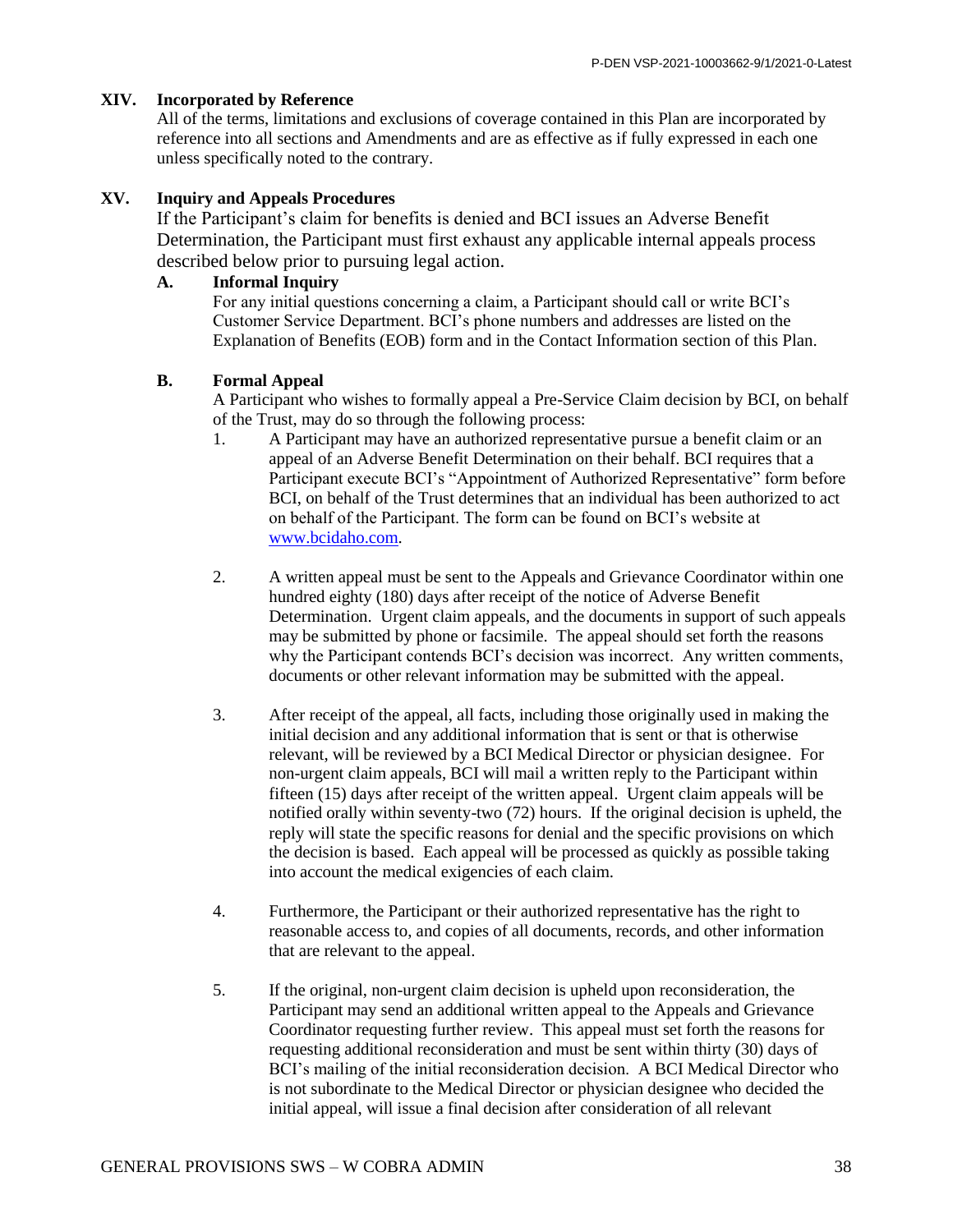## XIV. Incorporated by Reference

All of the terms, limitations and exclusions of coverage contained in this Plan are incorporated by reference into all sections and Amendments and are as effective as if fully expressed in each one unless specifically noted to the contrary.

## XV. Inquiry and Appeals Procedures

If the Participant's claim for benefits is denied and BCI issues an Adverse Benefit Determination, the Participant must first exhaust any applicable internal appeals process described below prior to pursuing legal action.

### A. Informal Inquiry

For any initial questions concerning a claim, a Participant should call or write BCI's Customer Service Department. BCI's phone numbers and addresses are listed on the Explanation of Benefits (EOB) form and in the Contact Information section of this Plan.

### B. Formal Appeal

A Participant who wishes to formally appeal a Pre-Service Claim decision by BCI, on behalf of the Trust, may do so through the following process:

1. A Participant may have an authorized representative pursue a benefit claim or an appeal of an Adverse Benefit Determination on their behalf. BCI requires that a Participant execute BCI's "Appointment of Authorized Representative" form before BCI, on behalf of the Trust determines that an individual has been authorized to act on behalf of the Participant. The form can be found on BCI's website at www.bcidaho.com.

2. A written appeal must be sent to the Appeals and Grievance Coordinator within one hundred eighty (180) days after receipt of the notice of Adverse Benefit Determination. Urgent claim appeals, and the documents in support of such appeals may be submitted by phone or facsimile. The appeal should set forth the reasons why the Participant contends BCI's decision was incorrect. Any written comments, documents or other relevant information may be submitted with the appeal.

3. After receipt of the appeal, all facts, including those originally used in making the initial decision and any additional information that is sent or that is otherwise relevant, will be reviewed by a BCI Medical Director or physician designee. For non-urgent claim appeals, BCI will mail a written reply to the Participant within fifteen (15) days after receipt of the written appeal. Urgent claim appeals will be notified orally within seventy-two (72) hours. If the original decision is upheld, the reply will state the specific reasons for denial and the specific provisions on which the decision is based. Each appeal will be processed as quickly as possible taking into account the medical exigencies of each claim.

4. Furthermore, the Participant or their authorized representative has the right to reasonable access to, and copies of all documents, records, and other information that are relevant to the appeal.

5. If the original, non-urgent claim decision is upheld upon reconsideration, the Participant may send an additional written appeal to the Appeals and Grievance Coordinator requesting further review. This appeal must set forth the reasons for requesting additional reconsideration and must be sent within thirty (30) days of BCI's mailing of the initial reconsideration decision. A BCI Medical Director who is not subordinate to the Medical Director or physician designee who decided the initial appeal, will issue a final decision after consideration of all relevant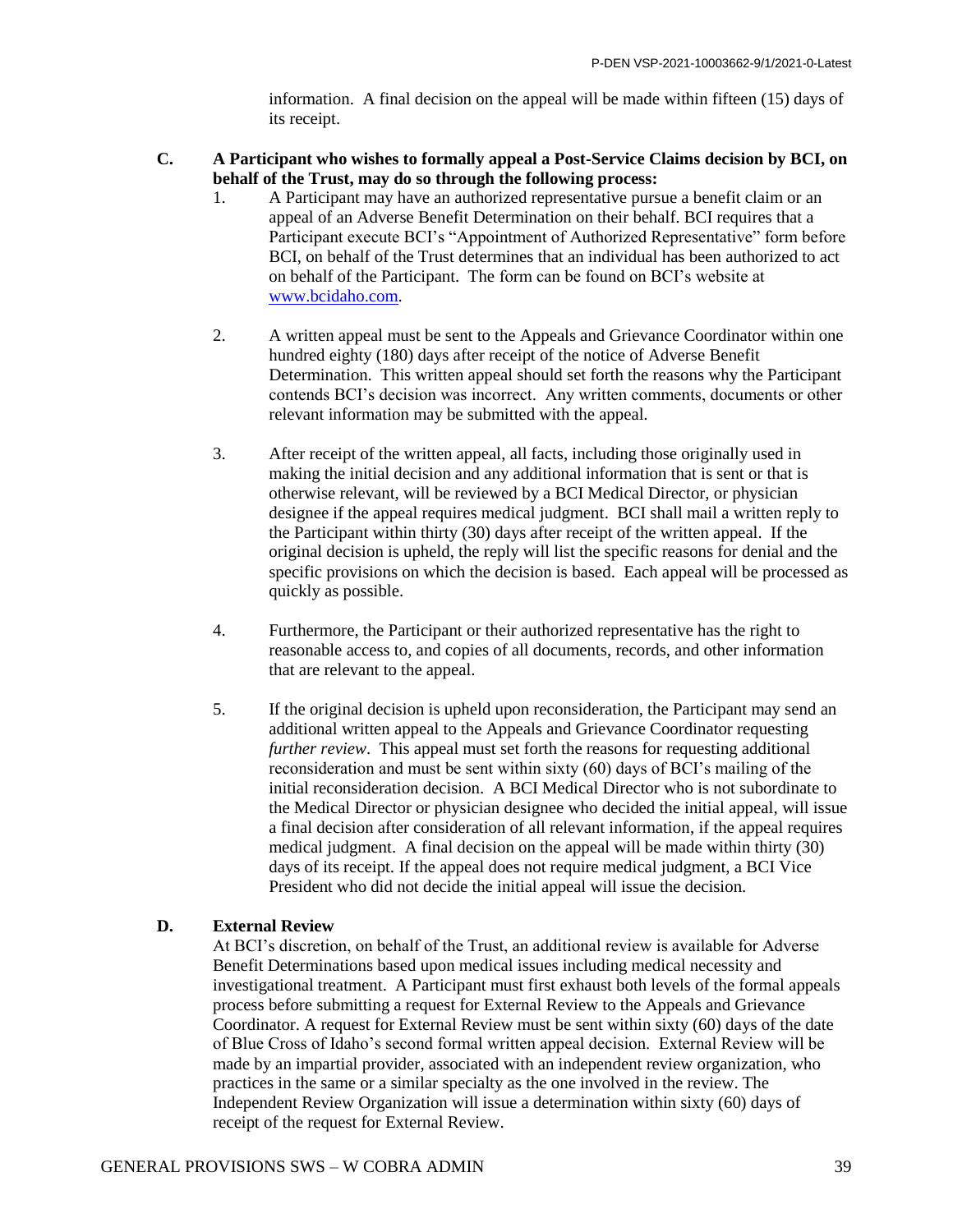information. A final decision on the appeal will be made within fifteen (15) days of its receipt.

**C. A Participant who wishes to formally appeal a Post-Service Claims decision by BCI, on behalf of the Trust, may do so through the following process:**

1. A Participant may have an authorized representative pursue a benefit claim or an appeal of an Adverse Benefit Determination on their behalf. BCI requires that a Participant execute BCI's "Appointment of Authorized Representative" form before BCI, on behalf of the Trust determines that an individual has been authorized to act on behalf of the Participant. The form can be found on BCI's website at [www.bcidaho.com](http://www.bcidaho.com).

2. A written appeal must be sent to the Appeals and Grievance Coordinator within one hundred eighty (180) days after receipt of the notice of Adverse Benefit Determination. This written appeal should set forth the reasons why the Participant contends BCI's decision was incorrect. Any written comments, documents or other relevant information may be submitted with the appeal.

3. After receipt of the written appeal, all facts, including those originally used in making the initial decision and any additional information that is sent or that is otherwise relevant, will be reviewed by a BCI Medical Director, or physician designee if the appeal requires medical judgment. BCI shall mail a written reply to the Participant within thirty (30) days after receipt of the written appeal. If the original decision is upheld, the reply will list the specific reasons for denial and the specific provisions on which the decision is based. Each appeal will be processed as quickly as possible.

4. Furthermore, the Participant or their authorized representative has the right to reasonable access to, and copies of all documents, records, and other information that are relevant to the appeal.

5. If the original decision is upheld upon reconsideration, the Participant may send an additional written appeal to the Appeals and Grievance Coordinator requesting *further review*. This appeal must set forth the reasons for requesting additional reconsideration and must be sent within sixty (60) days of BCI's mailing of the initial reconsideration decision. A BCI Medical Director who is not subordinate to the Medical Director or physician designee who decided the initial appeal, will issue a final decision after consideration of all relevant information, if the appeal requires medical judgment. A final decision on the appeal will be made within thirty (30) days of its receipt. If the appeal does not require medical judgment, a BCI Vice President who did not decide the initial appeal will issue the decision.

**D. External Review**

At BCI's discretion, on behalf of the Trust, an additional review is available for Adverse Benefit Determinations based upon medical issues including medical necessity and investigational treatment. A Participant must first exhaust both levels of the formal appeals process before submitting a request for External Review to the Appeals and Grievance Coordinator. A request for External Review must be sent within sixty (60) days of the date of Blue Cross of Idaho's second formal written appeal decision. External Review will be made by an impartial provider, associated with an independent review organization, who practices in the same or a similar specialty as the one involved in the review. The Independent Review Organization will issue a determination within sixty (60) days of receipt of the request for External Review.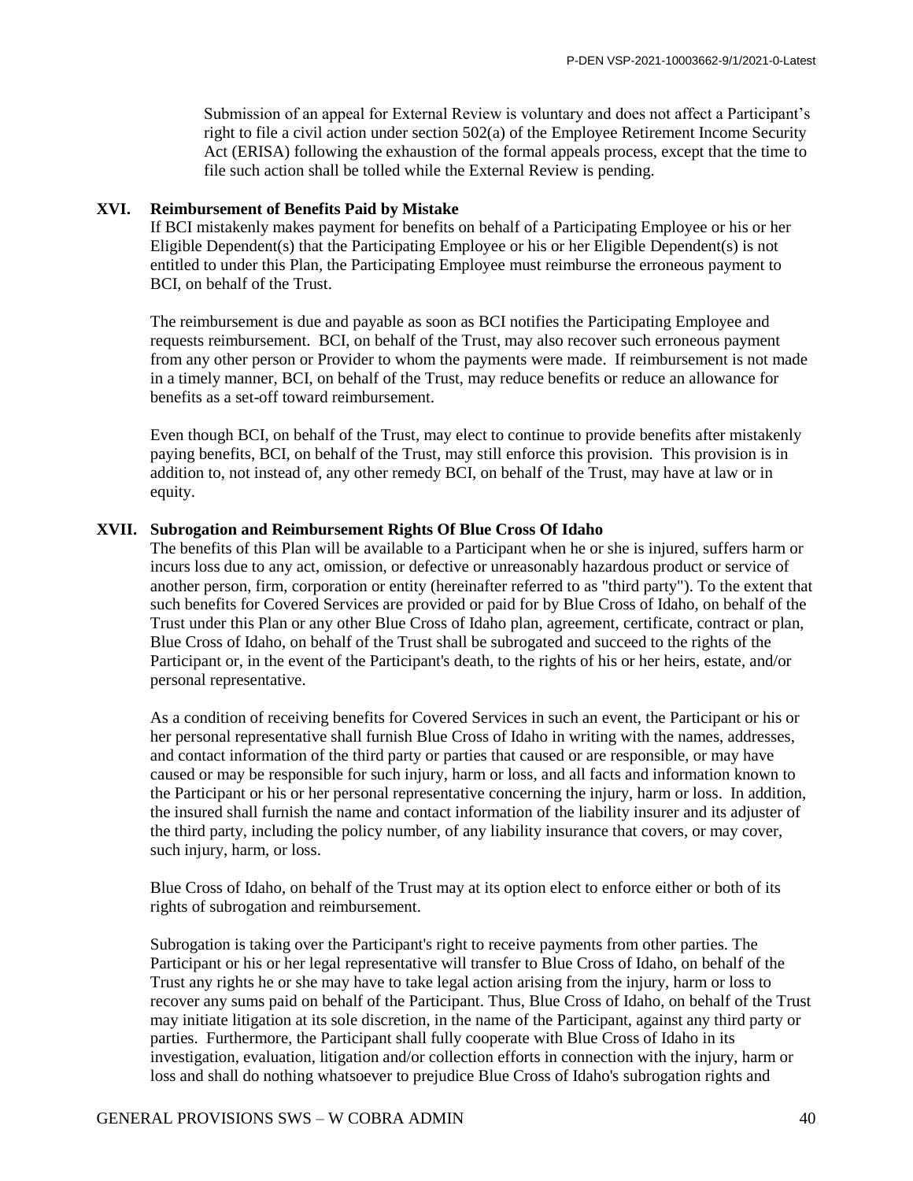Submission of an appeal for External Review is voluntary and does not affect a Participant's right to file a civil action under section 502(a) of the Employee Retirement Income Security Act (ERISA) following the exhaustion of the formal appeals process, except that the time to file such action shall be tolled while the External Review is pending.

## XVI. Reimbursement of Benefits Paid by Mistake

If BCI mistakenly makes payment for benefits on behalf of a Participating Employee or his or her Eligible Dependent(s) that the Participating Employee or his or her Eligible Dependent(s) is not entitled to under this Plan, the Participating Employee must reimburse the erroneous payment to BCI, on behalf of the Trust.

The reimbursement is due and payable as soon as BCI notifies the Participating Employee and requests reimbursement. BCI, on behalf of the Trust, may also recover such erroneous payment from any other person or Provider to whom the payments were made. If reimbursement is not made in a timely manner, BCI, on behalf of the Trust, may reduce benefits or reduce an allowance for benefits as a set-off toward reimbursement.

Even though BCI, on behalf of the Trust, may elect to continue to provide benefits after mistakenly paying benefits, BCI, on behalf of the Trust, may still enforce this provision. This provision is in addition to, not instead of, any other remedy BCI, on behalf of the Trust, may have at law or in equity.

## XVII. Subrogation and Reimbursement Rights Of Blue Cross Of Idaho

The benefits of this Plan will be available to a Participant when he or she is injured, suffers harm or incurs loss due to any act, omission, or defective or unreasonably hazardous product or service of another person, firm, corporation or entity (hereinafter referred to as "third party"). To the extent that such benefits for Covered Services are provided or paid for by Blue Cross of Idaho, on behalf of the Trust under this Plan or any other Blue Cross of Idaho plan, agreement, certificate, contract or plan, Blue Cross of Idaho, on behalf of the Trust shall be subrogated and succeed to the rights of the Participant or, in the event of the Participant's death, to the rights of his or her heirs, estate, and/or personal representative.

As a condition of receiving benefits for Covered Services in such an event, the Participant or his or her personal representative shall furnish Blue Cross of Idaho in writing with the names, addresses, and contact information of the third party or parties that caused or are responsible, or may have caused or may be responsible for such injury, harm or loss, and all facts and information known to the Participant or his or her personal representative concerning the injury, harm or loss. In addition, the insured shall furnish the name and contact information of the liability insurer and its adjuster of the third party, including the policy number, of any liability insurance that covers, or may cover, such injury, harm, or loss.

Blue Cross of Idaho, on behalf of the Trust may at its option elect to enforce either or both of its rights of subrogation and reimbursement.

Subrogation is taking over the Participant's right to receive payments from other parties. The Participant or his or her legal representative will transfer to Blue Cross of Idaho, on behalf of the Trust any rights he or she may have to take legal action arising from the injury, harm or loss to recover any sums paid on behalf of the Participant. Thus, Blue Cross of Idaho, on behalf of the Trust may initiate litigation at its sole discretion, in the name of the Participant, against any third party or parties. Furthermore, the Participant shall fully cooperate with Blue Cross of Idaho in its investigation, evaluation, litigation and/or collection efforts in connection with the injury, harm or loss and shall do nothing whatsoever to prejudice Blue Cross of Idaho's subrogation rights and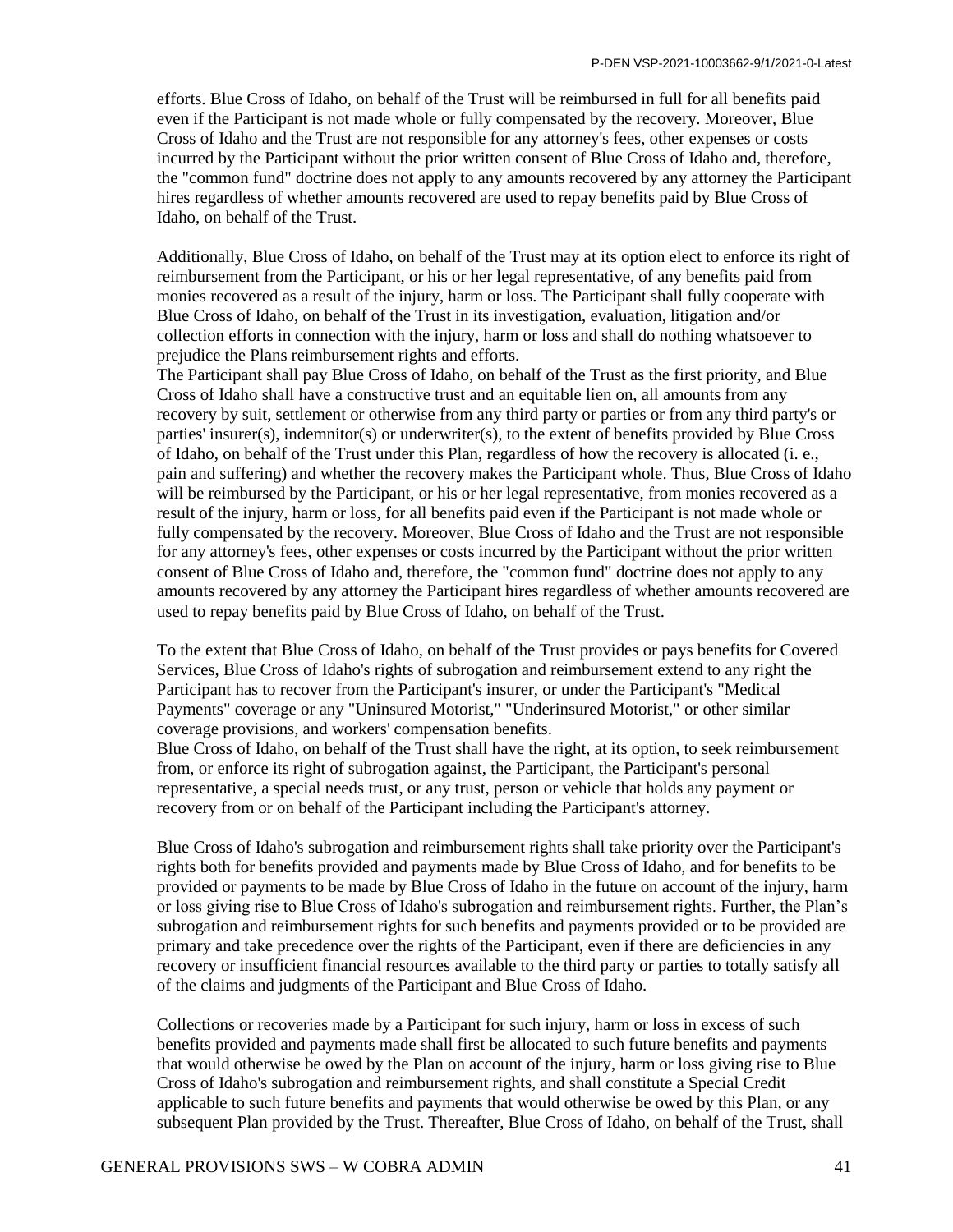efforts. Blue Cross of Idaho, on behalf of the Trust will be reimbursed in full for all benefits paid even if the Participant is not made whole or fully compensated by the recovery. Moreover, Blue Cross of Idaho and the Trust are not responsible for any attorney's fees, other expenses or costs incurred by the Participant without the prior written consent of Blue Cross of Idaho and, therefore, the "common fund" doctrine does not apply to any amounts recovered by any attorney the Participant hires regardless of whether amounts recovered are used to repay benefits paid by Blue Cross of Idaho, on behalf of the Trust.

Additionally, Blue Cross of Idaho, on behalf of the Trust may at its option elect to enforce its right of reimbursement from the Participant, or his or her legal representative, of any benefits paid from monies recovered as a result of the injury, harm or loss. The Participant shall fully cooperate with Blue Cross of Idaho, on behalf of the Trust in its investigation, evaluation, litigation and/or collection efforts in connection with the injury, harm or loss and shall do nothing whatsoever to prejudice the Plans reimbursement rights and efforts.

The Participant shall pay Blue Cross of Idaho, on behalf of the Trust as the first priority, and Blue Cross of Idaho shall have a constructive trust and an equitable lien on, all amounts from any recovery by suit, settlement or otherwise from any third party or parties or from any third party's or parties' insurer(s), indemnitor(s) or underwriter(s), to the extent of benefits provided by Blue Cross of Idaho, on behalf of the Trust under this Plan, regardless of how the recovery is allocated (i. e., pain and suffering) and whether the recovery makes the Participant whole. Thus, Blue Cross of Idaho will be reimbursed by the Participant, or his or her legal representative, from monies recovered as a result of the injury, harm or loss, for all benefits paid even if the Participant is not made whole or fully compensated by the recovery. Moreover, Blue Cross of Idaho and the Trust are not responsible for any attorney's fees, other expenses or costs incurred by the Participant without the prior written consent of Blue Cross of Idaho and, therefore, the "common fund" doctrine does not apply to any amounts recovered by any attorney the Participant hires regardless of whether amounts recovered are used to repay benefits paid by Blue Cross of Idaho, on behalf of the Trust.

To the extent that Blue Cross of Idaho, on behalf of the Trust provides or pays benefits for Covered Services, Blue Cross of Idaho's rights of subrogation and reimbursement extend to any right the Participant has to recover from the Participant's insurer, or under the Participant's "Medical Payments" coverage or any "Uninsured Motorist," "Underinsured Motorist," or other similar coverage provisions, and workers' compensation benefits.

Blue Cross of Idaho, on behalf of the Trust shall have the right, at its option, to seek reimbursement from, or enforce its right of subrogation against, the Participant, the Participant's personal representative, a special needs trust, or any trust, person or vehicle that holds any payment or recovery from or on behalf of the Participant including the Participant's attorney.

Blue Cross of Idaho's subrogation and reimbursement rights shall take priority over the Participant's rights both for benefits provided and payments made by Blue Cross of Idaho, and for benefits to be provided or payments to be made by Blue Cross of Idaho in the future on account of the injury, harm or loss giving rise to Blue Cross of Idaho's subrogation and reimbursement rights. Further, the Plan's subrogation and reimbursement rights for such benefits and payments provided or to be provided are primary and take precedence over the rights of the Participant, even if there are deficiencies in any recovery or insufficient financial resources available to the third party or parties to totally satisfy all of the claims and judgments of the Participant and Blue Cross of Idaho.

Collections or recoveries made by a Participant for such injury, harm or loss in excess of such benefits provided and payments made shall first be allocated to such future benefits and payments that would otherwise be owed by the Plan on account of the injury, harm or loss giving rise to Blue Cross of Idaho's subrogation and reimbursement rights, and shall constitute a Special Credit applicable to such future benefits and payments that would otherwise be owed by this Plan, or any subsequent Plan provided by the Trust. Thereafter, Blue Cross of Idaho, on behalf of the Trust, shall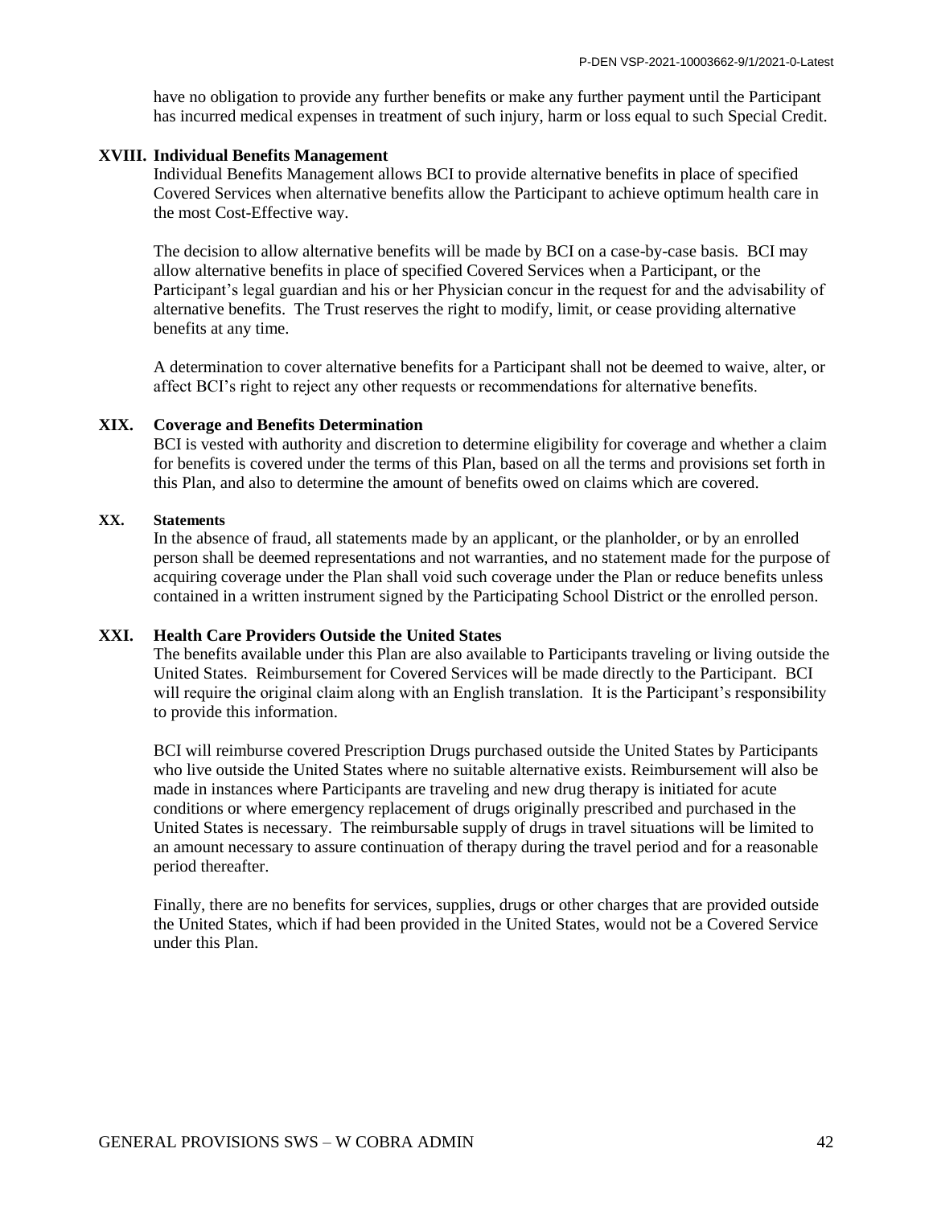have no obligation to provide any further benefits or make any further payment until the Participant has incurred medical expenses in treatment of such injury, harm or loss equal to such Special Credit.

### XVIII. Individual Benefits Management

Individual Benefits Management allows BCI to provide alternative benefits in place of specified Covered Services when alternative benefits allow the Participant to achieve optimum health care in the most Cost-Effective way.

The decision to allow alternative benefits will be made by BCI on a case-by-case basis. BCI may allow alternative benefits in place of specified Covered Services when a Participant, or the Participant's legal guardian and his or her Physician concur in the request for and the advisability of alternative benefits. The Trust reserves the right to modify, limit, or cease providing alternative benefits at any time.

A determination to cover alternative benefits for a Participant shall not be deemed to waive, alter, or affect BCI's right to reject any other requests or recommendations for alternative benefits.

### XIX. Coverage and Benefits Determination

BCI is vested with authority and discretion to determine eligibility for coverage and whether a claim for benefits is covered under the terms of this Plan, based on all the terms and provisions set forth in this Plan, and also to determine the amount of benefits owed on claims which are covered.

### XX. Statements

In the absence of fraud, all statements made by an applicant, or the planholder, or by an enrolled person shall be deemed representations and not warranties, and no statement made for the purpose of acquiring coverage under the Plan shall void such coverage under the Plan or reduce benefits unless contained in a written instrument signed by the Participating School District or the enrolled person.

### XXI. Health Care Providers Outside the United States

The benefits available under this Plan are also available to Participants traveling or living outside the United States. Reimbursement for Covered Services will be made directly to the Participant. BCI will require the original claim along with an English translation. It is the Participant's responsibility to provide this information.

BCI will reimburse covered Prescription Drugs purchased outside the United States by Participants who live outside the United States where no suitable alternative exists. Reimbursement will also be made in instances where Participants are traveling and new drug therapy is initiated for acute conditions or where emergency replacement of drugs originally prescribed and purchased in the United States is necessary. The reimbursable supply of drugs in travel situations will be limited to an amount necessary to assure continuation of therapy during the travel period and for a reasonable period thereafter.

Finally, there are no benefits for services, supplies, drugs or other charges that are provided outside the United States, which if had been provided in the United States, would not be a Covered Service under this Plan.